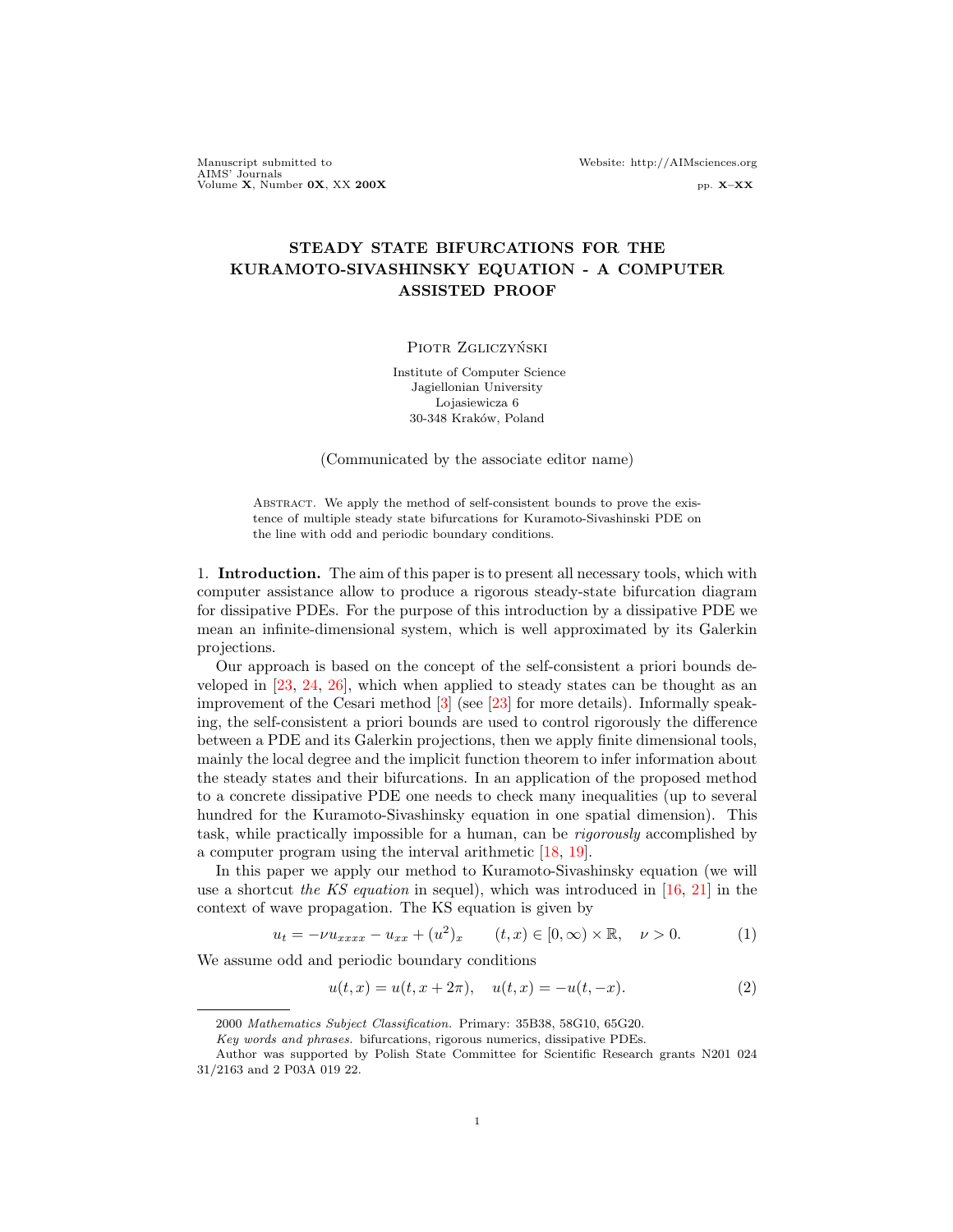# STEADY STATE BIFURCATIONS FOR THE KURAMOTO-SIVASHINSKY EQUATION - A COMPUTER ASSISTED PROOF

Piotr Zgliczyński

Institute of Computer Science
Jagiellonian University
Lojasiewicza 6
30-348 Kraków, Poland

(Communicated by the associate editor name)

Abstract. We apply the method of self-consistent bounds to prove the existence of multiple steady state bifurcations for Kuramoto-Sivashinski PDE on the line with odd and periodic boundary conditions.

## 1. Introduction.

The aim of this paper is to present all necessary tools, which with computer assistance allow to produce a rigorous steady-state bifurcation diagram for dissipative PDEs. For the purpose of this introduction by a dissipative PDE we mean an infinite-dimensional system, which is well approximated by its Galerkin projections.

Our approach is based on the concept of the self-consistent a priori bounds developed in [23, 24, 26], which when applied to steady states can be thought as an improvement of the Cesari method [3] (see [23] for more details). Informally speaking, the self-consistent a priori bounds are used to control rigorously the difference between a PDE and its Galerkin projections, then we apply finite dimensional tools, mainly the local degree and the implicit function theorem to infer information about the steady states and their bifurcations. In an application of the proposed method to a concrete dissipative PDE one needs to check many inequalities (up to several hundred for the Kuramoto-Sivashinsky equation in one spatial dimension). This task, while practically impossible for a human, can be *rigorously* accomplished by a computer program using the interval arithmetic [18, 19].

In this paper we apply our method to Kuramoto-Sivashinsky equation (we will use a shortcut *the KS equation* in sequel), which was introduced in [16, 21] in the context of wave propagation. The KS equation is given by

$$u_t = -\nu u_{xxxx} - u_{xx} + (u^2)_x \qquad (t,x) \in [0,\infty) \times \mathbb{R}, \quad \nu > 0. \tag{1}$$

We assume odd and periodic boundary conditions

$$u(t,x) = u(t, x + 2\pi), \quad u(t,x) = -u(t,-x). \tag{2}$$

---

2000 *Mathematics Subject Classification.* Primary: 35B38, 58G10, 65G20.

*Key words and phrases.* bifurcations, rigorous numerics, dissipative PDEs.

Author was supported by Polish State Committee for Scientific Research grants N201 024 31/2163 and 2 P03A 019 22.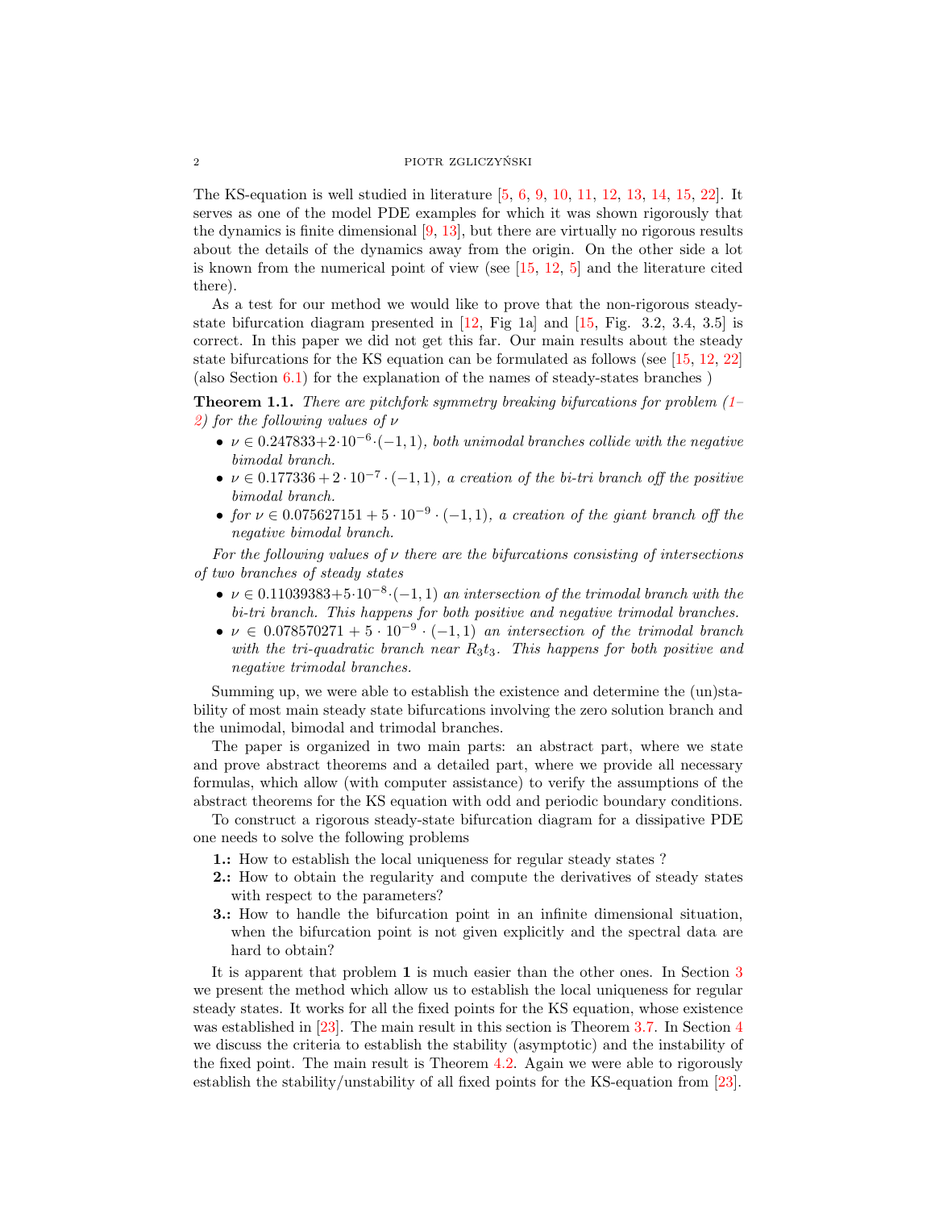The KS-equation is well studied in literature [5, 6, 9, 10, 11, 12, 13, 14, 15, 22]. It serves as one of the model PDE examples for which it was shown rigorously that the dynamics is finite dimensional [9, 13], but there are virtually no rigorous results about the details of the dynamics away from the origin. On the other side a lot is known from the numerical point of view (see [15, 12, 5] and the literature cited there).

As a test for our method we would like to prove that the non-rigorous steady-state bifurcation diagram presented in [12, Fig 1a] and [15, Fig. 3.2, 3.4, 3.5] is correct. In this paper we did not get this far. Our main results about the steady state bifurcations for the KS equation can be formulated as follows (see [15, 12, 22] (also Section 6.1) for the explanation of the names of steady-states branches )

**Theorem 1.1.** *There are pitchfork symmetry breaking bifurcations for problem (1–2) for the following values of* $\nu$

- $\nu \in 0.247833+2\cdot 10^{-6}\cdot(-1,1)$*, both unimodal branches collide with the negative bimodal branch.*
- $\nu \in 0.177336+2\cdot 10^{-7}\cdot(-1,1)$*, a creation of the bi-tri branch off the positive bimodal branch.*
- *for* $\nu \in 0.075627151+5\cdot 10^{-9}\cdot(-1,1)$*, a creation of the giant branch off the negative bimodal branch.*

*For the following values of* $\nu$ *there are the bifurcations consisting of intersections of two branches of steady states*

- $\nu \in 0.11039383+5\cdot 10^{-8}\cdot(-1,1)$ *an intersection of the trimodal branch with the bi-tri branch. This happens for both positive and negative trimodal branches.*
- $\nu \in 0.078570271+5\cdot 10^{-9}\cdot(-1,1)$ *an intersection of the trimodal branch with the tri-quadratic branch near* $R_3t_3$*. This happens for both positive and negative trimodal branches.*

Summing up, we were able to establish the existence and determine the (un)stability of most main steady state bifurcations involving the zero solution branch and the unimodal, bimodal and trimodal branches.

The paper is organized in two main parts: an abstract part, where we state and prove abstract theorems and a detailed part, where we provide all necessary formulas, which allow (with computer assistance) to verify the assumptions of the abstract theorems for the KS equation with odd and periodic boundary conditions.

To construct a rigorous steady-state bifurcation diagram for a dissipative PDE one needs to solve the following problems

- **1.:** How to establish the local uniqueness for regular steady states ?
- **2.:** How to obtain the regularity and compute the derivatives of steady states with respect to the parameters?
- **3.:** How to handle the bifurcation point in an infinite dimensional situation, when the bifurcation point is not given explicitly and the spectral data are hard to obtain?

It is apparent that problem **1** is much easier than the other ones. In Section 3 we present the method which allow us to establish the local uniqueness for regular steady states. It works for all the fixed points for the KS equation, whose existence was established in [23]. The main result in this section is Theorem 3.7. In Section 4 we discuss the criteria to establish the stability (asymptotic) and the instability of the fixed point. The main result is Theorem 4.2. Again we were able to rigorously establish the stability/unstability of all fixed points for the KS-equation from [23].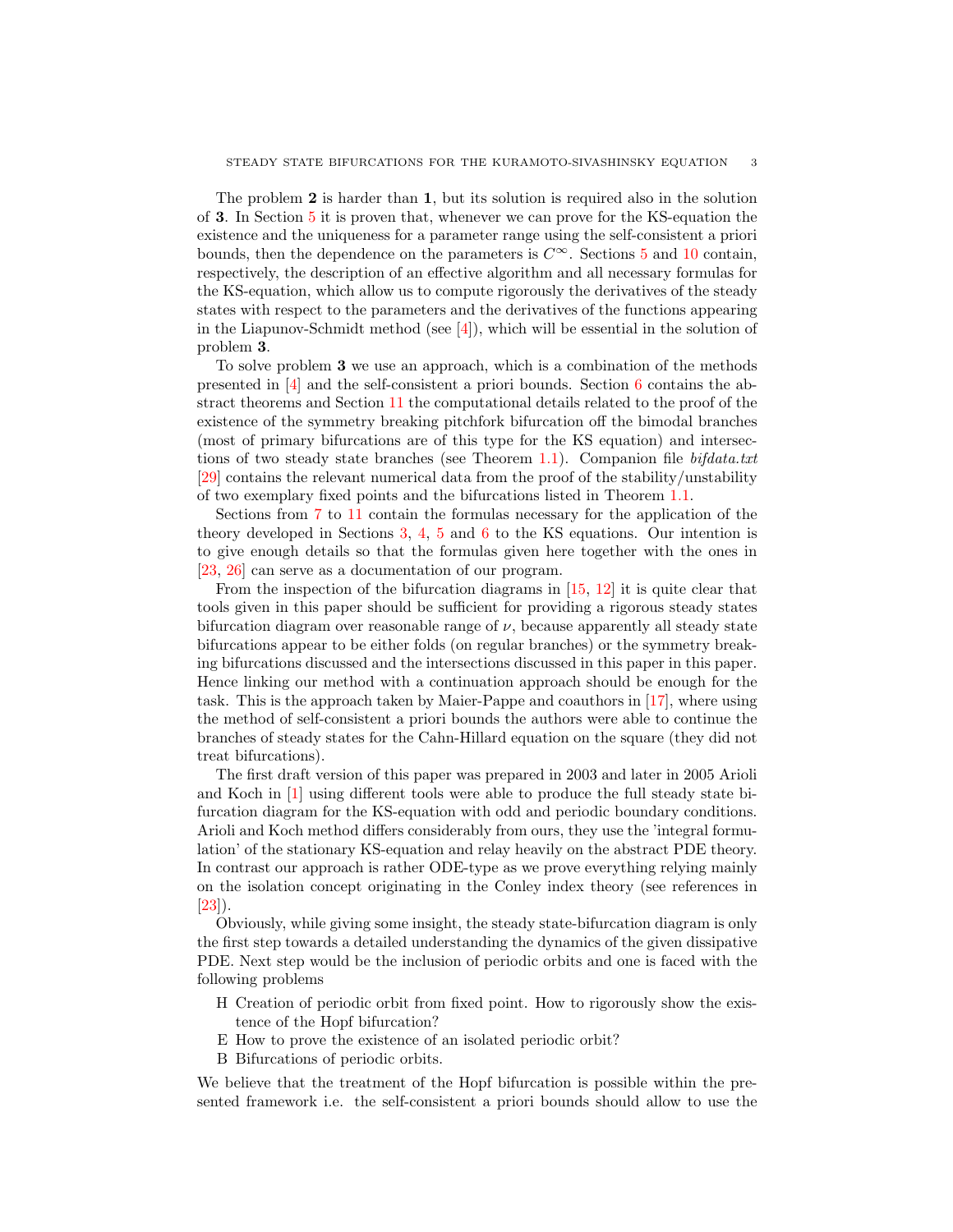The problem **2** is harder than **1**, but its solution is required also in the solution of **3**. In Section 5 it is proven that, whenever we can prove for the KS-equation the existence and the uniqueness for a parameter range using the self-consistent a priori bounds, then the dependence on the parameters is $C^\infty$. Sections 5 and 10 contain, respectively, the description of an effective algorithm and all necessary formulas for the KS-equation, which allow us to compute rigorously the derivatives of the steady states with respect to the parameters and the derivatives of the functions appearing in the Liapunov-Schmidt method (see [4]), which will be essential in the solution of problem **3**.

To solve problem **3** we use an approach, which is a combination of the methods presented in [4] and the self-consistent a priori bounds. Section 6 contains the abstract theorems and Section 11 the computational details related to the proof of the existence of the symmetry breaking pitchfork bifurcation off the bimodal branches (most of primary bifurcations are of this type for the KS equation) and intersections of two steady state branches (see Theorem 1.1). Companion file *bifdata.txt* [29] contains the relevant numerical data from the proof of the stability/unstability of two exemplary fixed points and the bifurcations listed in Theorem 1.1.

Sections from 7 to 11 contain the formulas necessary for the application of the theory developed in Sections 3, 4, 5 and 6 to the KS equations. Our intention is to give enough details so that the formulas given here together with the ones in [23, 26] can serve as a documentation of our program.

From the inspection of the bifurcation diagrams in [15, 12] it is quite clear that tools given in this paper should be sufficient for providing a rigorous steady states bifurcation diagram over reasonable range of $\nu$, because apparently all steady state bifurcations appear to be either folds (on regular branches) or the symmetry breaking bifurcations discussed and the intersections discussed in this paper in this paper. Hence linking our method with a continuation approach should be enough for the task. This is the approach taken by Maier-Pappe and coauthors in [17], where using the method of self-consistent a priori bounds the authors were able to continue the branches of steady states for the Cahn-Hillard equation on the square (they did not treat bifurcations).

The first draft version of this paper was prepared in 2003 and later in 2005 Arioli and Koch in [1] using different tools were able to produce the full steady state bifurcation diagram for the KS-equation with odd and periodic boundary conditions. Arioli and Koch method differs considerably from ours, they use the 'integral formulation' of the stationary KS-equation and relay heavily on the abstract PDE theory. In contrast our approach is rather ODE-type as we prove everything relying mainly on the isolation concept originating in the Conley index theory (see references in [23]).

Obviously, while giving some insight, the steady state-bifurcation diagram is only the first step towards a detailed understanding the dynamics of the given dissipative PDE. Next step would be the inclusion of periodic orbits and one is faced with the following problems

- H Creation of periodic orbit from fixed point. How to rigorously show the existence of the Hopf bifurcation?
- E How to prove the existence of an isolated periodic orbit?
- B Bifurcations of periodic orbits.

We believe that the treatment of the Hopf bifurcation is possible within the presented framework i.e. the self-consistent a priori bounds should allow to use the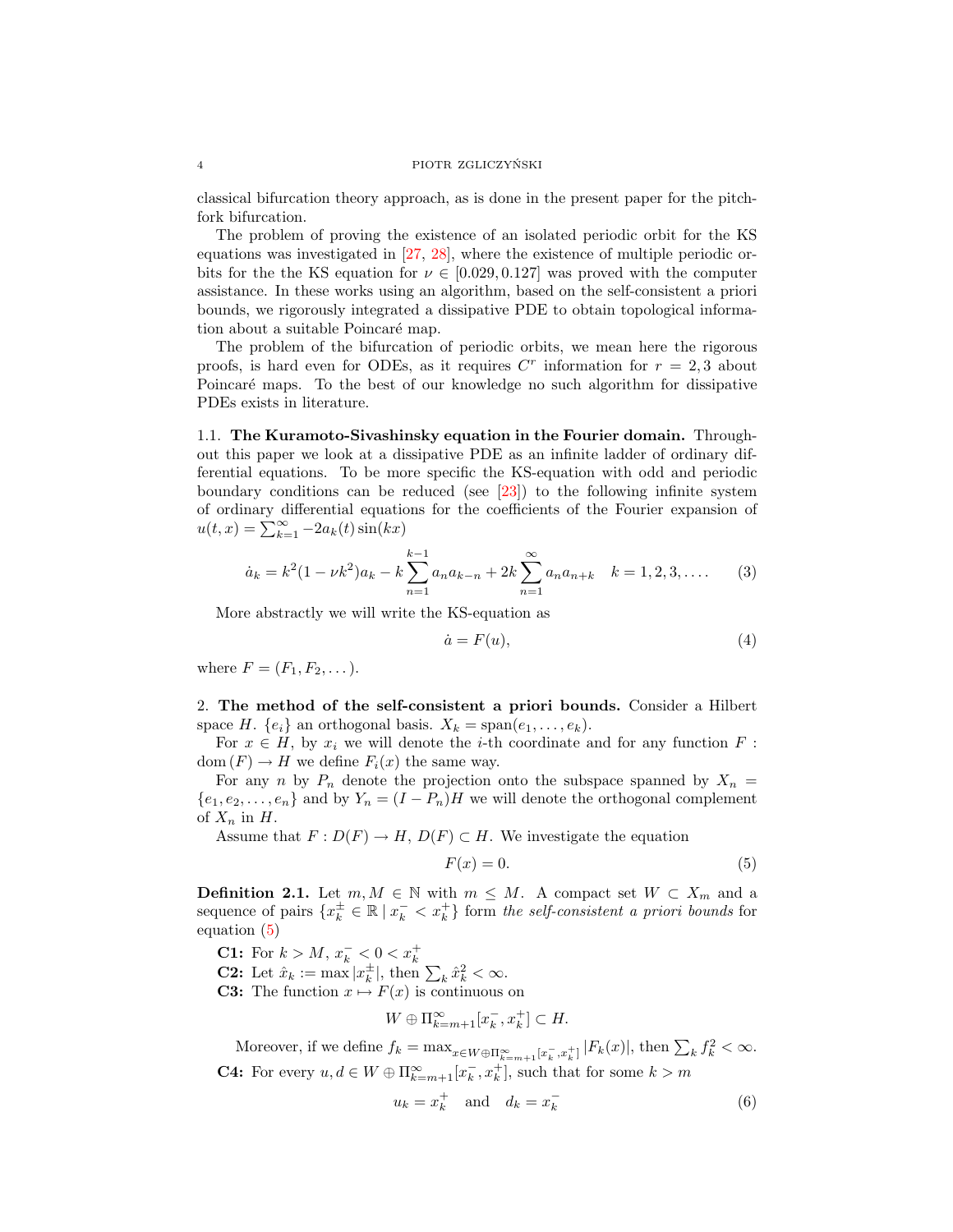classical bifurcation theory approach, as is done in the present paper for the pitchfork bifurcation.

The problem of proving the existence of an isolated periodic orbit for the KS equations was investigated in [27, 28], where the existence of multiple periodic orbits for the the KS equation for $\nu \in [0.029, 0.127]$ was proved with the computer assistance. In these works using an algorithm, based on the self-consistent a priori bounds, we rigorously integrated a dissipative PDE to obtain topological information about a suitable Poincaré map.

The problem of the bifurcation of periodic orbits, we mean here the rigorous proofs, is hard even for ODEs, as it requires $C^r$ information for $r = 2, 3$ about Poincaré maps. To the best of our knowledge no such algorithm for dissipative PDEs exists in literature.

### 1.1. The Kuramoto-Sivashinsky equation in the Fourier domain.

Throughout this paper we look at a dissipative PDE as an infinite ladder of ordinary differential equations. To be more specific the KS-equation with odd and periodic boundary conditions can be reduced (see [23]) to the following infinite system of ordinary differential equations for the coefficients of the Fourier expansion of $u(t,x) = \sum_{k=1}^{\infty} -2a_k(t)\sin(kx)$

$$\dot{a}_k = k^2(1-\nu k^2)a_k - k\sum_{n=1}^{k-1} a_n a_{k-n} + 2k\sum_{n=1}^{\infty} a_n a_{n+k} \quad k = 1, 2, 3, \ldots. \tag{3}$$

More abstractly we will write the KS-equation as

$$\dot{a} = F(u), \tag{4}$$

where $F = (F_1, F_2, \ldots)$.

## 2. The method of the self-consistent a priori bounds.

Consider a Hilbert space $H$. $\{e_i\}$ an orthogonal basis. $X_k = \mathrm{span}(e_1, \ldots, e_k)$.

For $x \in H$, by $x_i$ we will denote the $i$-th coordinate and for any function $F : \mathrm{dom}\,(F) \to H$ we define $F_i(x)$ the same way.

For any $n$ by $P_n$ denote the projection onto the subspace spanned by $X_n = \{e_1, e_2, \ldots, e_n\}$ and by $Y_n = (I - P_n)H$ we will denote the orthogonal complement of $X_n$ in $H$.

Assume that $F : D(F) \to H$, $D(F) \subset H$. We investigate the equation

$$F(x) = 0. \tag{5}$$

**Definition 2.1.** Let $m, M \in \mathbb{N}$ with $m \leq M$. A compact set $W \subset X_m$ and a sequence of pairs $\{x_k^{\pm} \in \mathbb{R} \mid x_k^- < x_k^+\}$ form *the self-consistent a priori bounds* for equation (5)

**C1:** For $k > M$, $x_k^- < 0 < x_k^+$

**C2:** Let $\hat{x}_k := \max |x_k^{\pm}|$, then $\sum_k \hat{x}_k^2 < \infty$.

**C3:** The function $x \mapsto F(x)$ is continuous on

$$W \oplus \Pi_{k=m+1}^{\infty}[x_k^-, x_k^+] \subset H.$$

Moreover, if we define $f_k = \max_{x \in W \oplus \Pi_{k=m+1}^{\infty}[x_k^-, x_k^+]} |F_k(x)|$, then $\sum_k f_k^2 < \infty$.

**C4:** For every $u, d \in W \oplus \Pi_{k=m+1}^{\infty}[x_k^-, x_k^+]$, such that for some $k > m$

$$u_k = x_k^+ \quad \text{and} \quad d_k = x_k^- \tag{6}$$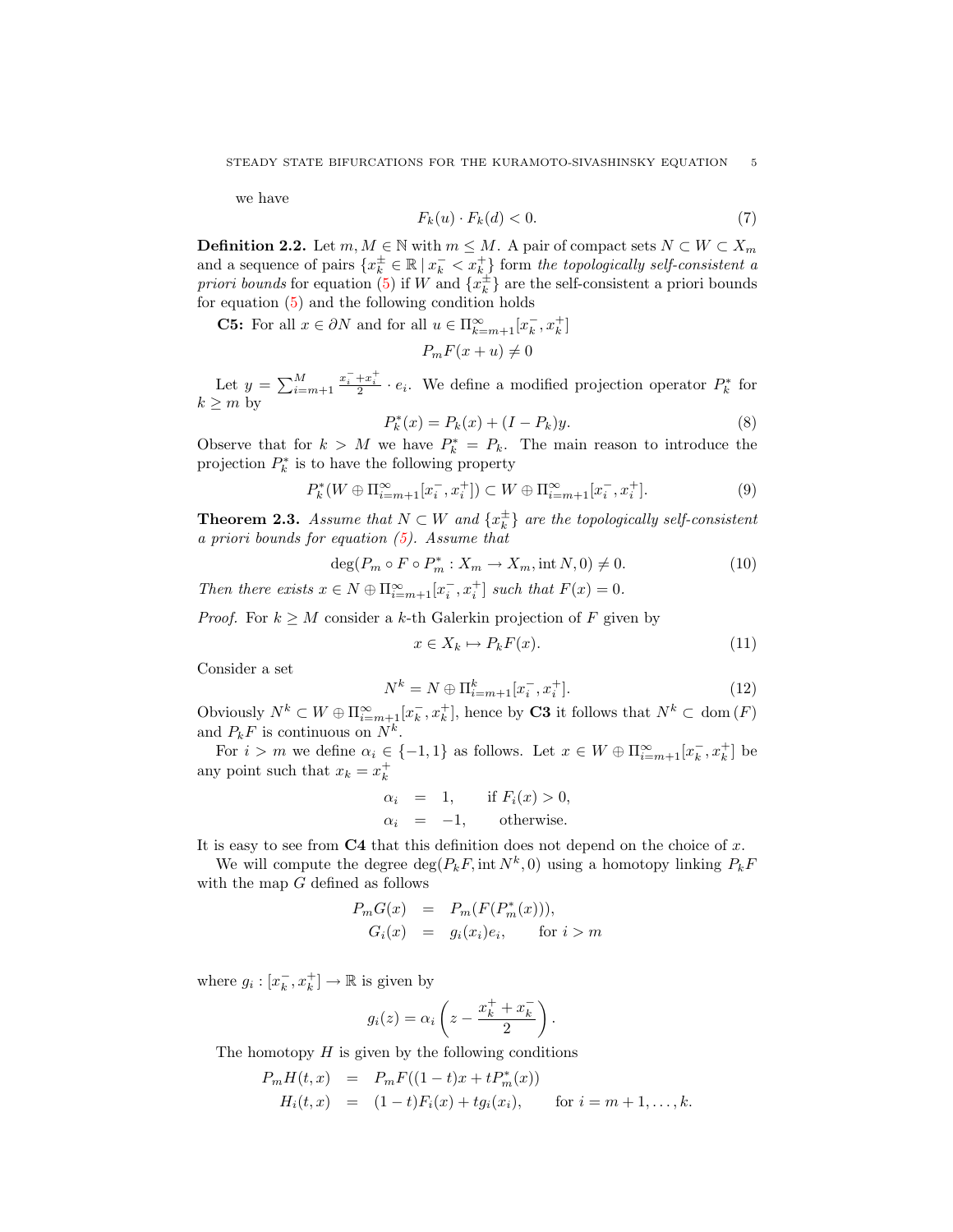we have

$$F_k(u) \cdot F_k(d) < 0. \tag{7}$$

**Definition 2.2.** Let $m, M \in \mathbb{N}$ with $m \leq M$. A pair of compact sets $N \subset W \subset X_m$ and a sequence of pairs $\{x_k^\pm \in \mathbb{R} \mid x_k^- < x_k^+\}$ form *the topologically self-consistent a priori bounds* for equation (5) if $W$ and $\{x_k^\pm\}$ are the self-consistent a priori bounds for equation (5) and the following condition holds

**C5:** For all $x \in \partial N$ and for all $u \in \Pi_{k=m+1}^\infty [x_k^-, x_k^+]$

$$P_m F(x+u) \neq 0$$

Let $y = \sum_{i=m+1}^{M} \frac{x_i^- + x_i^+}{2} \cdot e_i$. We define a modified projection operator $P_k^*$ for $k \geq m$ by

$$P_k^*(x) = P_k(x) + (I - P_k)y. \tag{8}$$

Observe that for $k > M$ we have $P_k^* = P_k$. The main reason to introduce the projection $P_k^*$ is to have the following property

$$P_k^*(W \oplus \Pi_{i=m+1}^\infty [x_i^-, x_i^+]) \subset W \oplus \Pi_{i=m+1}^\infty [x_i^-, x_i^+]. \tag{9}$$

**Theorem 2.3.** *Assume that $N \subset W$ and $\{x_k^\pm\}$ are the topologically self-consistent a priori bounds for equation (5). Assume that*

$$\deg(P_m \circ F \circ P_m^* : X_m \to X_m, \operatorname{int} N, 0) \neq 0. \tag{10}$$

*Then there exists $x \in N \oplus \Pi_{i=m+1}^\infty [x_i^-, x_i^+]$ such that $F(x) = 0$.*

*Proof.* For $k \geq M$ consider a $k$-th Galerkin projection of $F$ given by

$$x \in X_k \mapsto P_k F(x). \tag{11}$$

Consider a set

$$N^k = N \oplus \Pi_{i=m+1}^k [x_i^-, x_i^+]. \tag{12}$$

Obviously $N^k \subset W \oplus \Pi_{i=m+1}^\infty [x_k^-, x_k^+]$, hence by **C3** it follows that $N^k \subset \operatorname{dom}(F)$ and $P_k F$ is continuous on $N^k$.

For $i > m$ we define $\alpha_i \in \{-1, 1\}$ as follows. Let $x \in W \oplus \Pi_{i=m+1}^\infty [x_k^-, x_k^+]$ be any point such that $x_k = x_k^+$

$$\begin{aligned} \alpha_i &= 1, \qquad \text{if } F_i(x) > 0, \\ \alpha_i &= -1, \qquad \text{otherwise.} \end{aligned}$$

It is easy to see from **C4** that this definition does not depend on the choice of $x$.

We will compute the degree $\deg(P_k F, \operatorname{int} N^k, 0)$ using a homotopy linking $P_k F$ with the map $G$ defined as follows

$$\begin{aligned} P_m G(x) &= P_m(F(P_m^*(x))), \\ G_i(x) &= g_i(x_i) e_i, \qquad \text{for } i > m \end{aligned}$$

where $g_i : [x_k^-, x_k^+] \to \mathbb{R}$ is given by

$$g_i(z) = \alpha_i \left( z - \frac{x_k^+ + x_k^-}{2} \right).$$

The homotopy $H$ is given by the following conditions

$$\begin{aligned} P_m H(t, x) &= P_m F((1-t)x + t P_m^*(x)) \\ H_i(t, x) &= (1-t) F_i(x) + t g_i(x_i), \qquad \text{for } i = m+1, \ldots, k. \end{aligned}$$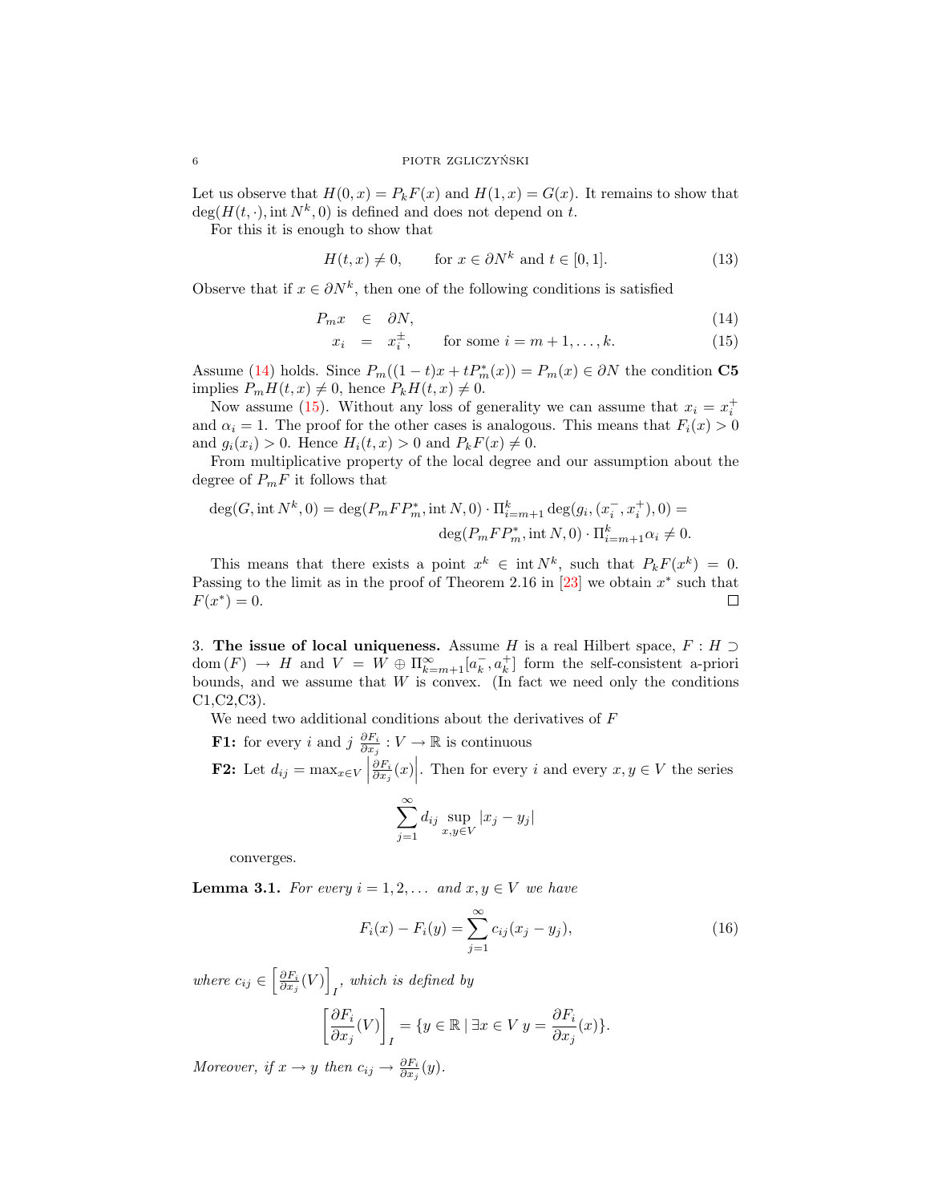Let us observe that $H(0,x) = P_k F(x)$ and $H(1,x) = G(x)$. It remains to show that $\deg(H(t,\cdot), \operatorname{int} N^k, 0)$ is defined and does not depend on $t$.

For this it is enough to show that

$$H(t,x) \neq 0, \qquad \text{for } x \in \partial N^k \text{ and } t \in [0,1]. \tag{13}$$

Observe that if $x \in \partial N^k$, then one of the following conditions is satisfied

$$P_m x \in \partial N, \tag{14}$$
$$x_i = x_i^{\pm}, \qquad \text{for some } i = m+1, \ldots, k. \tag{15}$$

Assume (14) holds. Since $P_m((1-t)x + tP_m^*(x)) = P_m(x) \in \partial N$ the condition **C5** implies $P_m H(t,x) \neq 0$, hence $P_k H(t,x) \neq 0$.

Now assume (15). Without any loss of generality we can assume that $x_i = x_i^+$ and $\alpha_i = 1$. The proof for the other cases is analogous. This means that $F_i(x) > 0$ and $g_i(x_i) > 0$. Hence $H_i(t,x) > 0$ and $P_k F(x) \neq 0$.

From multiplicative property of the local degree and our assumption about the degree of $P_m F$ it follows that

$$\deg(G, \operatorname{int} N^k, 0) = \deg(P_m F P_m^*, \operatorname{int} N, 0) \cdot \Pi_{i=m+1}^k \deg(g_i, (x_i^-, x_i^+), 0) =$$
$$\deg(P_m F P_m^*, \operatorname{int} N, 0) \cdot \Pi_{i=m+1}^k \alpha_i \neq 0.$$

This means that there exists a point $x^k \in \operatorname{int} N^k$, such that $P_k F(x^k) = 0$. Passing to the limit as in the proof of Theorem 2.16 in [23] we obtain $x^*$ such that $F(x^*) = 0$. $\square$

3. **The issue of local uniqueness.** Assume $H$ is a real Hilbert space, $F : H \supset \operatorname{dom}(F) \to H$ and $V = W \oplus \Pi_{k=m+1}^{\infty} [a_k^-, a_k^+]$ form the self-consistent a-priori bounds, and we assume that $W$ is convex. (In fact we need only the conditions C1,C2,C3).

We need two additional conditions about the derivatives of $F$

**F1:** for every $i$ and $j$ $\frac{\partial F_i}{\partial x_j} : V \to \mathbb{R}$ is continuous

**F2:** Let $d_{ij} = \max_{x \in V} \left| \frac{\partial F_i}{\partial x_j}(x) \right|$. Then for every $i$ and every $x, y \in V$ the series

$$\sum_{j=1}^{\infty} d_{ij} \sup_{x,y \in V} |x_j - y_j|$$

converges.

**Lemma 3.1.** *For every $i = 1, 2, \ldots$ and $x, y \in V$ we have*

$$F_i(x) - F_i(y) = \sum_{j=1}^{\infty} c_{ij}(x_j - y_j), \tag{16}$$

*where $c_{ij} \in \left[\frac{\partial F_i}{\partial x_j}(V)\right]_I$, which is defined by*

$$\left[\frac{\partial F_i}{\partial x_j}(V)\right]_I = \{ y \in \mathbb{R} \mid \exists x \in V \; y = \frac{\partial F_i}{\partial x_j}(x) \}.$$

*Moreover, if $x \to y$ then $c_{ij} \to \frac{\partial F_i}{\partial x_j}(y)$.*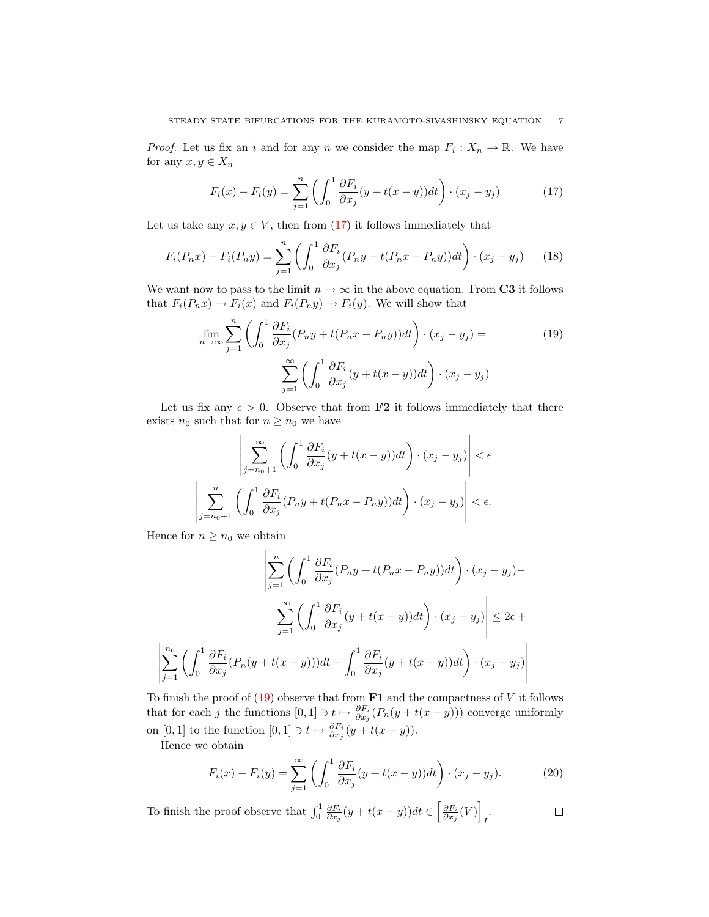*Proof.* Let us fix an $i$ and for any $n$ we consider the map $F_i : X_n \to \mathbb{R}$. We have for any $x, y \in X_n$

$$F_i(x) - F_i(y) = \sum_{j=1}^{n} \left( \int_0^1 \frac{\partial F_i}{\partial x_j}(y + t(x-y))dt \right) \cdot (x_j - y_j) \tag{17}$$

Let us take any $x, y \in V$, then from (17) it follows immediately that

$$F_i(P_n x) - F_i(P_n y) = \sum_{j=1}^{n} \left( \int_0^1 \frac{\partial F_i}{\partial x_j}(P_n y + t(P_n x - P_n y))dt \right) \cdot (x_j - y_j) \tag{18}$$

We want now to pass to the limit $n \to \infty$ in the above equation. From **C3** it follows that $F_i(P_n x) \to F_i(x)$ and $F_i(P_n y) \to F_i(y)$. We will show that

$$\lim_{n\to\infty} \sum_{j=1}^{n} \left( \int_0^1 \frac{\partial F_i}{\partial x_j}(P_n y + t(P_n x - P_n y))dt \right) \cdot (x_j - y_j) = \tag{19}$$
$$\sum_{j=1}^{\infty} \left( \int_0^1 \frac{\partial F_i}{\partial x_j}(y + t(x-y))dt \right) \cdot (x_j - y_j)$$

Let us fix any $\epsilon > 0$. Observe that from **F2** it follows immediately that there exists $n_0$ such that for $n \geq n_0$ we have

$$\left| \sum_{j=n_0+1}^{\infty} \left( \int_0^1 \frac{\partial F_i}{\partial x_j}(y + t(x-y))dt \right) \cdot (x_j - y_j) \right| < \epsilon$$

$$\left| \sum_{j=n_0+1}^{n} \left( \int_0^1 \frac{\partial F_i}{\partial x_j}(P_n y + t(P_n x - P_n y))dt \right) \cdot (x_j - y_j) \right| < \epsilon.$$

Hence for $n \geq n_0$ we obtain

$$\left| \sum_{j=1}^{n} \left( \int_0^1 \frac{\partial F_i}{\partial x_j}(P_n y + t(P_n x - P_n y))dt \right) \cdot (x_j - y_j) - \right.$$
$$\left. \sum_{j=1}^{\infty} \left( \int_0^1 \frac{\partial F_i}{\partial x_j}(y + t(x-y))dt \right) \cdot (x_j - y_j) \right| \leq 2\epsilon +$$
$$\left| \sum_{j=1}^{n_0} \left( \int_0^1 \frac{\partial F_i}{\partial x_j}(P_n(y + t(x-y)))dt - \int_0^1 \frac{\partial F_i}{\partial x_j}(y + t(x-y))dt \right) \cdot (x_j - y_j) \right|$$

To finish the proof of (19) observe that from **F1** and the compactness of $V$ it follows that for each $j$ the functions $[0,1] \ni t \mapsto \frac{\partial F_i}{\partial x_j}(P_n(y + t(x-y)))$ converge uniformly on $[0,1]$ to the function $[0,1] \ni t \mapsto \frac{\partial F_i}{\partial x_j}(y + t(x-y))$.

Hence we obtain

$$F_i(x) - F_i(y) = \sum_{j=1}^{\infty} \left( \int_0^1 \frac{\partial F_i}{\partial x_j}(y + t(x-y))dt \right) \cdot (x_j - y_j). \tag{20}$$

To finish the proof observe that $\int_0^1 \frac{\partial F_i}{\partial x_j}(y + t(x-y))dt \in \left[ \frac{\partial F_i}{\partial x_j}(V) \right]_I$. $\square$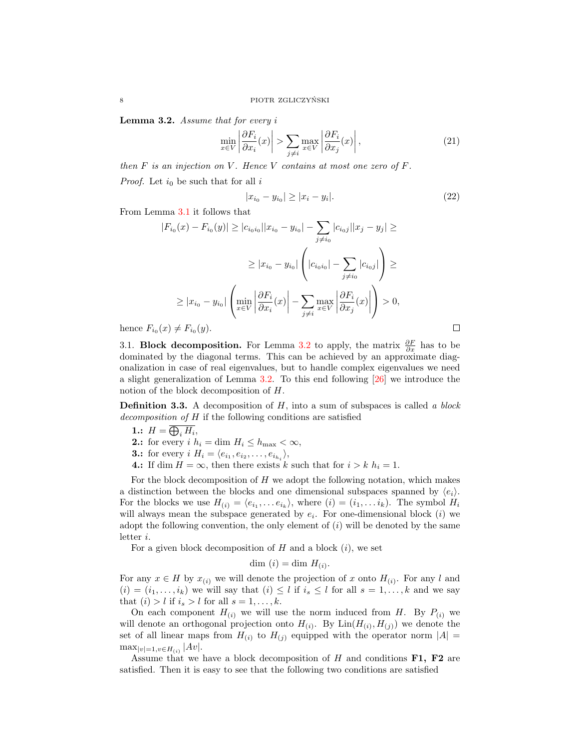**Lemma 3.2.** *Assume that for every $i$*

$$\min_{x \in V} \left| \frac{\partial F_i}{\partial x_i}(x) \right| > \sum_{j \neq i} \max_{x \in V} \left| \frac{\partial F_i}{\partial x_j}(x) \right|, \tag{21}$$

*then $F$ is an injection on $V$. Hence $V$ contains at most one zero of $F$.*

*Proof.* Let $i_0$ be such that for all $i$

$$|x_{i_0} - y_{i_0}| \geq |x_i - y_i|. \tag{22}$$

From Lemma 3.1 it follows that

$$\begin{aligned}
|F_{i_0}(x) - F_{i_0}(y)| &\geq |c_{i_0 i_0}||x_{i_0} - y_{i_0}| - \sum_{j \neq i_0} |c_{i_0 j}||x_j - y_j| \geq \\
&\geq |x_{i_0} - y_{i_0}| \left( |c_{i_0 i_0}| - \sum_{j \neq i_0} |c_{i_0 j}| \right) \geq \\
&\geq |x_{i_0} - y_{i_0}| \left( \min_{x \in V} \left| \frac{\partial F_i}{\partial x_i}(x) \right| - \sum_{j \neq i} \max_{x \in V} \left| \frac{\partial F_i}{\partial x_j}(x) \right| \right) > 0,
\end{aligned}$$

hence $F_{i_0}(x) \neq F_{i_0}(y)$. □

3.1. **Block decomposition.** For Lemma 3.2 to apply, the matrix $\frac{\partial F}{\partial x}$ has to be dominated by the diagonal terms. This can be achieved by an approximate diagonalization in case of real eigenvalues, but to handle complex eigenvalues we need a slight generalization of Lemma 3.2. To this end following [26] we introduce the notion of the block decomposition of $H$.

**Definition 3.3.** A decomposition of $H$, into a sum of subspaces is called *a block decomposition of $H$* if the following conditions are satisfied

**1.:** $H = \overline{\bigoplus_i H_i}$,
**2.:** for every $i$ $h_i = \dim H_i \leq h_{\max} < \infty$,
**3.:** for every $i$ $H_i = \langle e_{i_1}, e_{i_2}, \ldots, e_{i_{h_i}} \rangle$,
**4.:** If $\dim H = \infty$, then there exists $k$ such that for $i > k$ $h_i = 1$.

For the block decomposition of $H$ we adopt the following notation, which makes a distinction between the blocks and one dimensional subspaces spanned by $\langle e_i \rangle$. For the blocks we use $H_{(i)} = \langle e_{i_1}, \ldots e_{i_k} \rangle$, where $(i) = (i_1, \ldots i_k)$. The symbol $H_i$ will always mean the subspace generated by $e_i$. For one-dimensional block $(i)$ we adopt the following convention, the only element of $(i)$ will be denoted by the same letter $i$.

For a given block decomposition of $H$ and a block $(i)$, we set

$$\dim\, (i) = \dim\, H_{(i)}.$$

For any $x \in H$ by $x_{(i)}$ we will denote the projection of $x$ onto $H_{(i)}$. For any $l$ and $(i) = (i_1, \ldots, i_k)$ we will say that $(i) \leq l$ if $i_s \leq l$ for all $s = 1, \ldots, k$ and we say that $(i) > l$ if $i_s > l$ for all $s = 1, \ldots, k$.

On each component $H_{(i)}$ we will use the norm induced from $H$. By $P_{(i)}$ we will denote an orthogonal projection onto $H_{(i)}$. By $\text{Lin}(H_{(i)}, H_{(j)})$ we denote the set of all linear maps from $H_{(i)}$ to $H_{(j)}$ equipped with the operator norm $|A| = \max_{|v|=1, v \in H_{(i)}} |Av|$.

Assume that we have a block decomposition of $H$ and conditions **F1, F2** are satisfied. Then it is easy to see that the following two conditions are satisfied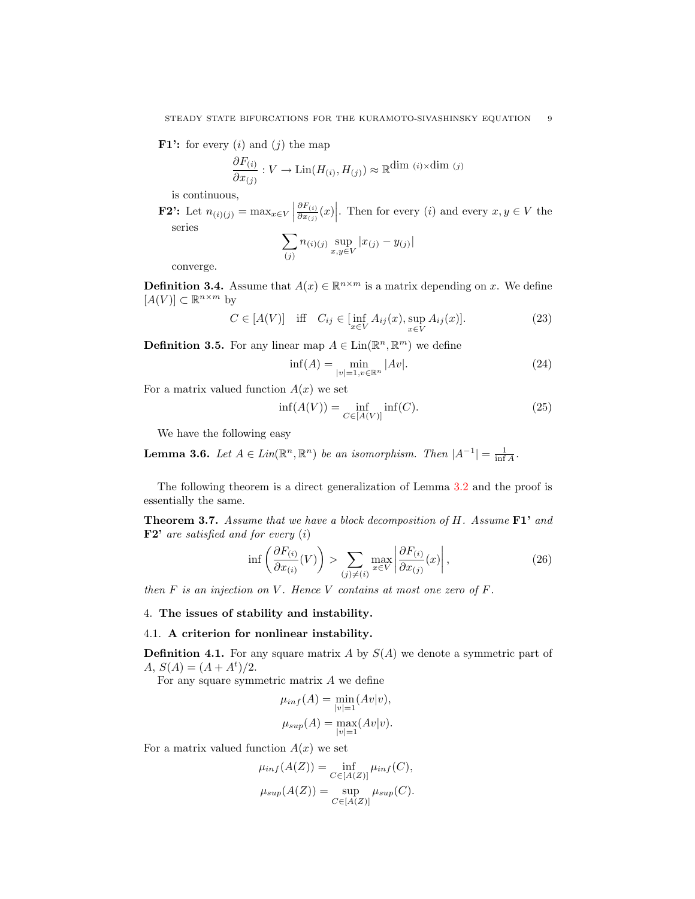**F1':** for every $(i)$ and $(j)$ the map

$$\frac{\partial F_{(i)}}{\partial x_{(j)}} : V \to \mathrm{Lin}(H_{(i)}, H_{(j)}) \approx \mathbb{R}^{\dim\,(i)\times\dim\,(j)}$$

is continuous,

**F2':** Let $n_{(i)(j)} = \max_{x\in V} \left|\frac{\partial F_{(i)}}{\partial x_{(j)}}(x)\right|$. Then for every $(i)$ and every $x, y \in V$ the series

$$\sum_{(j)} n_{(i)(j)} \sup_{x,y\in V} |x_{(j)} - y_{(j)}|$$

converge.

**Definition 3.4.** Assume that $A(x) \in \mathbb{R}^{n\times m}$ is a matrix depending on $x$. We define $[A(V)] \subset \mathbb{R}^{n\times m}$ by

$$C \in [A(V)] \quad \text{iff} \quad C_{ij} \in [\inf_{x\in V} A_{ij}(x), \sup_{x\in V} A_{ij}(x)]. \tag{23}$$

**Definition 3.5.** For any linear map $A \in \mathrm{Lin}(\mathbb{R}^n, \mathbb{R}^m)$ we define

$$\inf(A) = \min_{|v|=1, v\in\mathbb{R}^n} |Av|. \tag{24}$$

For a matrix valued function $A(x)$ we set

$$\inf(A(V)) = \inf_{C\in[A(V)]} \inf(C). \tag{25}$$

We have the following easy

**Lemma 3.6.** *Let $A \in Lin(\mathbb{R}^n, \mathbb{R}^n)$ be an isomorphism. Then $|A^{-1}| = \frac{1}{\inf A}$.*

The following theorem is a direct generalization of Lemma 3.2 and the proof is essentially the same.

**Theorem 3.7.** *Assume that we have a block decomposition of $H$. Assume* **F1'** *and* **F2'** *are satisfied and for every $(i)$*

$$\inf\left(\frac{\partial F_{(i)}}{\partial x_{(i)}}(V)\right) > \sum_{(j)\neq(i)} \max_{x\in V}\left|\frac{\partial F_{(i)}}{\partial x_{(j)}}(x)\right|, \tag{26}$$

*then $F$ is an injection on $V$. Hence $V$ contains at most one zero of $F$.*

## 4. The issues of stability and instability.

### 4.1. A criterion for nonlinear instability.

**Definition 4.1.** For any square matrix $A$ by $S(A)$ we denote a symmetric part of $A$, $S(A) = (A + A^t)/2$.

For any square symmetric matrix $A$ we define

$$\mu_{inf}(A) = \min_{|v|=1}(Av|v),$$

$$\mu_{sup}(A) = \max_{|v|=1}(Av|v).$$

For a matrix valued function $A(x)$ we set

$$\mu_{inf}(A(Z)) = \inf_{C\in[A(Z)]} \mu_{inf}(C),$$

$$\mu_{sup}(A(Z)) = \sup_{C\in[A(Z)]} \mu_{sup}(C).$$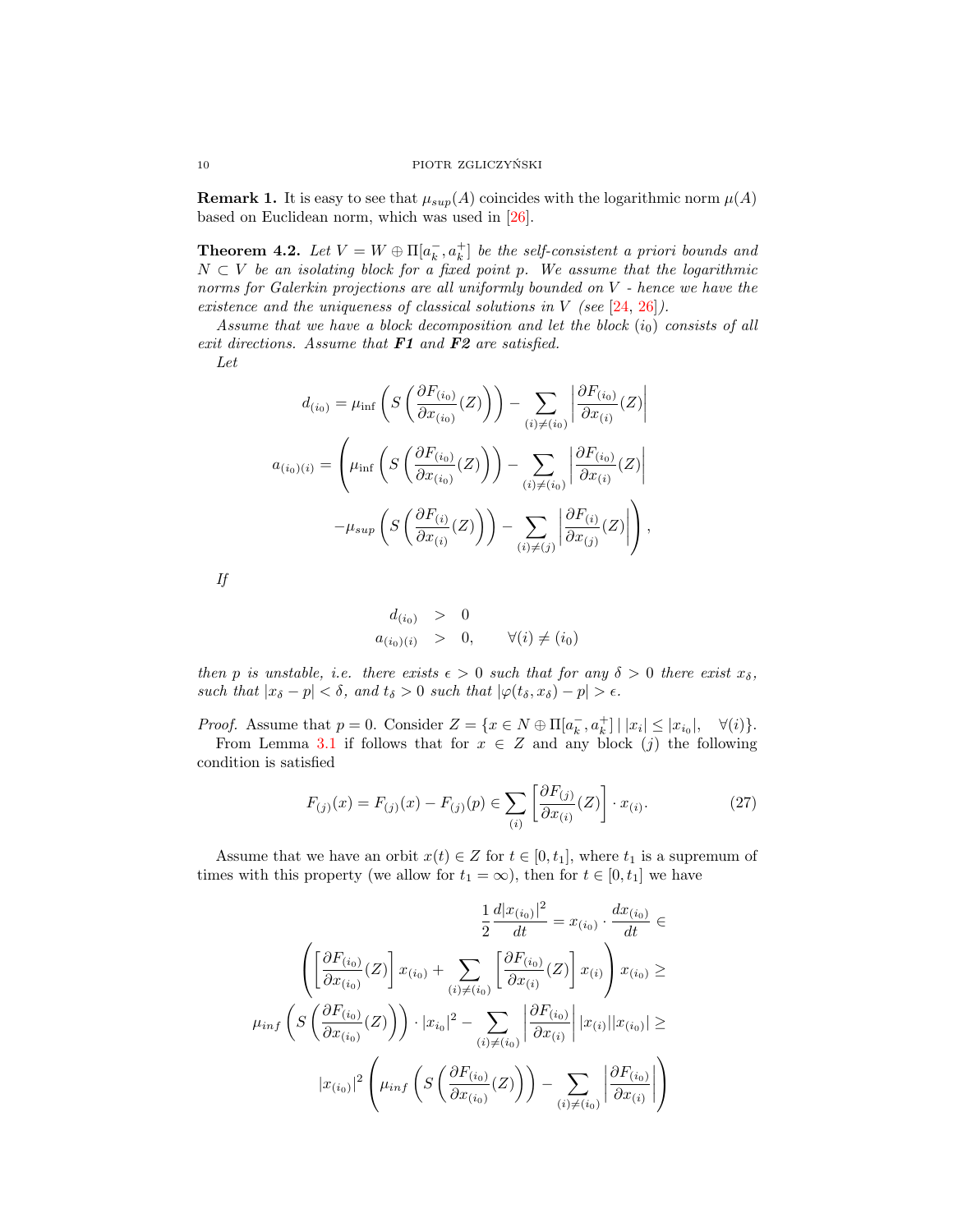**Remark 1.** It is easy to see that $\mu_{sup}(A)$ coincides with the logarithmic norm $\mu(A)$ based on Euclidean norm, which was used in [26].

**Theorem 4.2.** *Let $V = W \oplus \Pi[a_k^-, a_k^+]$ be the self-consistent a priori bounds and $N \subset V$ be an isolating block for a fixed point $p$. We assume that the logarithmic norms for Galerkin projections are all uniformly bounded on $V$ - hence we have the existence and the uniqueness of classical solutions in $V$ (see [24, 26]).*

*Assume that we have a block decomposition and let the block $(i_0)$ consists of all exit directions. Assume that* ***F1*** *and* ***F2*** *are satisfied.*

*Let*

$$d_{(i_0)} = \mu_{\inf}\left(S\left(\frac{\partial F_{(i_0)}}{\partial x_{(i_0)}}(Z)\right)\right) - \sum_{(i)\neq(i_0)} \left|\frac{\partial F_{(i_0)}}{\partial x_{(i)}}(Z)\right|$$

$$a_{(i_0)(i)} = \left(\mu_{\inf}\left(S\left(\frac{\partial F_{(i_0)}}{\partial x_{(i_0)}}(Z)\right)\right) - \sum_{(i)\neq(i_0)} \left|\frac{\partial F_{(i_0)}}{\partial x_{(i)}}(Z)\right| \right.$$
$$\left. -\mu_{sup}\left(S\left(\frac{\partial F_{(i)}}{\partial x_{(i)}}(Z)\right)\right) - \sum_{(i)\neq(j)} \left|\frac{\partial F_{(i)}}{\partial x_{(j)}}(Z)\right|\right),$$

*If*

$$\begin{array}{rcll} d_{(i_0)} & > & 0 & \\ a_{(i_0)(i)} & > & 0, & \forall (i) \neq (i_0) \end{array}$$

*then $p$ is unstable, i.e. there exists $\epsilon > 0$ such that for any $\delta > 0$ there exist $x_\delta$, such that $|x_\delta - p| < \delta$, and $t_\delta > 0$ such that $|\varphi(t_\delta, x_\delta) - p| > \epsilon$.*

*Proof.* Assume that $p = 0$. Consider $Z = \{x \in N \oplus \Pi[a_k^-, a_k^+] \mid |x_i| \leq |x_{i_0}|, \quad \forall (i)\}$.

From Lemma 3.1 if follows that for $x \in Z$ and any block $(j)$ the following condition is satisfied

$$F_{(j)}(x) = F_{(j)}(x) - F_{(j)}(p) \in \sum_{(i)} \left[\frac{\partial F_{(j)}}{\partial x_{(i)}}(Z)\right] \cdot x_{(i)}. \tag{27}$$

Assume that we have an orbit $x(t) \in Z$ for $t \in [0, t_1]$, where $t_1$ is a supremum of times with this property (we allow for $t_1 = \infty$), then for $t \in [0, t_1]$ we have

$$\frac{1}{2}\frac{d|x_{(i_0)}|^2}{dt} = x_{(i_0)} \cdot \frac{dx_{(i_0)}}{dt} \in$$
$$\left(\left[\frac{\partial F_{(i_0)}}{\partial x_{(i_0)}}(Z)\right] x_{(i_0)} + \sum_{(i)\neq(i_0)} \left[\frac{\partial F_{(i_0)}}{\partial x_{(i)}}(Z)\right] x_{(i)}\right) x_{(i_0)} \geq$$
$$\mu_{inf}\left(S\left(\frac{\partial F_{(i_0)}}{\partial x_{(i_0)}}(Z)\right)\right) \cdot |x_{i_0}|^2 - \sum_{(i)\neq(i_0)} \left|\frac{\partial F_{(i_0)}}{\partial x_{(i)}}\right| |x_{(i)}||x_{(i_0)}| \geq$$
$$|x_{(i_0)}|^2 \left(\mu_{inf}\left(S\left(\frac{\partial F_{(i_0)}}{\partial x_{(i_0)}}(Z)\right)\right) - \sum_{(i)\neq(i_0)} \left|\frac{\partial F_{(i_0)}}{\partial x_{(i)}}\right|\right)$$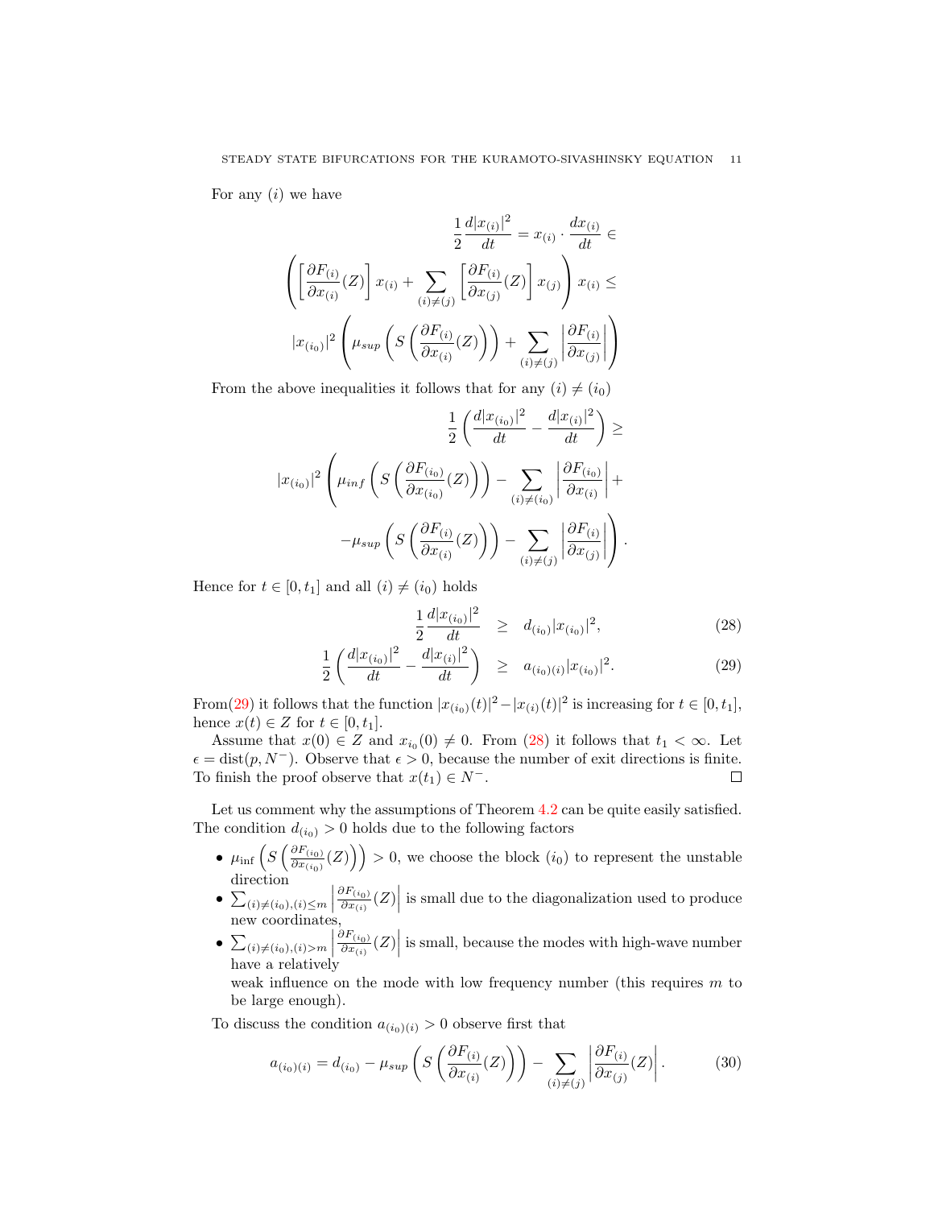For any $(i)$ we have

$$
\frac{1}{2}\frac{d|x_{(i)}|^2}{dt} = x_{(i)} \cdot \frac{dx_{(i)}}{dt} \in
$$

$$
\left( \left[ \frac{\partial F_{(i)}}{\partial x_{(i)}}(Z) \right] x_{(i)} + \sum_{(i)\neq(j)} \left[ \frac{\partial F_{(i)}}{\partial x_{(j)}}(Z) \right] x_{(j)} \right) x_{(i)} \leq
$$

$$
|x_{(i_0)}|^2 \left( \mu_{sup} \left( S\left( \frac{\partial F_{(i)}}{\partial x_{(i)}}(Z) \right) \right) + \sum_{(i)\neq(j)} \left| \frac{\partial F_{(i)}}{\partial x_{(j)}} \right| \right)
$$

From the above inequalities it follows that for any $(i) \neq (i_0)$

$$
\frac{1}{2}\left( \frac{d|x_{(i_0)}|^2}{dt} - \frac{d|x_{(i)}|^2}{dt} \right) \geq
$$

$$
|x_{(i_0)}|^2 \left( \mu_{inf} \left( S\left( \frac{\partial F_{(i_0)}}{\partial x_{(i_0)}}(Z) \right) \right) - \sum_{(i)\neq(i_0)} \left| \frac{\partial F_{(i_0)}}{\partial x_{(i)}} \right| + \right.
$$

$$
\left. -\mu_{sup} \left( S\left( \frac{\partial F_{(i)}}{\partial x_{(i)}}(Z) \right) \right) - \sum_{(i)\neq(j)} \left| \frac{\partial F_{(i)}}{\partial x_{(j)}} \right| \right).
$$

Hence for $t \in [0, t_1]$ and all $(i) \neq (i_0)$ holds

$$
\frac{1}{2}\frac{d|x_{(i_0)}|^2}{dt} \geq d_{(i_0)}|x_{(i_0)}|^2, \tag{28}
$$

$$
\frac{1}{2}\left( \frac{d|x_{(i_0)}|^2}{dt} - \frac{d|x_{(i)}|^2}{dt} \right) \geq a_{(i_0)(i)}|x_{(i_0)}|^2. \tag{29}
$$

From(29) it follows that the function $|x_{(i_0)}(t)|^2 - |x_{(i)}(t)|^2$ is increasing for $t \in [0, t_1]$, hence $x(t) \in Z$ for $t \in [0, t_1]$.

Assume that $x(0) \in Z$ and $x_{i_0}(0) \neq 0$. From (28) it follows that $t_1 < \infty$. Let $\epsilon = \text{dist}(p, N^-)$. Observe that $\epsilon > 0$, because the number of exit directions is finite. To finish the proof observe that $x(t_1) \in N^-$. ∎

Let us comment why the assumptions of Theorem 4.2 can be quite easily satisfied. The condition $d_{(i_0)} > 0$ holds due to the following factors

- $\mu_{\text{inf}}\left( S\left( \frac{\partial F_{(i_0)}}{\partial x_{(i_0)}}(Z) \right) \right) > 0$, we choose the block $(i_0)$ to represent the unstable direction
- $\sum_{(i)\neq(i_0),(i)\leq m} \left| \frac{\partial F_{(i_0)}}{\partial x_{(i)}}(Z) \right|$ is small due to the diagonalization used to produce new coordinates,
- $\sum_{(i)\neq(i_0),(i)>m} \left| \frac{\partial F_{(i_0)}}{\partial x_{(i)}}(Z) \right|$ is small, because the modes with high-wave number have a relatively
  weak influence on the mode with low frequency number (this requires $m$ to be large enough).

To discuss the condition $a_{(i_0)(i)} > 0$ observe first that

$$
a_{(i_0)(i)} = d_{(i_0)} - \mu_{sup} \left( S\left( \frac{\partial F_{(i)}}{\partial x_{(i)}}(Z) \right) \right) - \sum_{(i)\neq(j)} \left| \frac{\partial F_{(i)}}{\partial x_{(j)}}(Z) \right|. \tag{30}
$$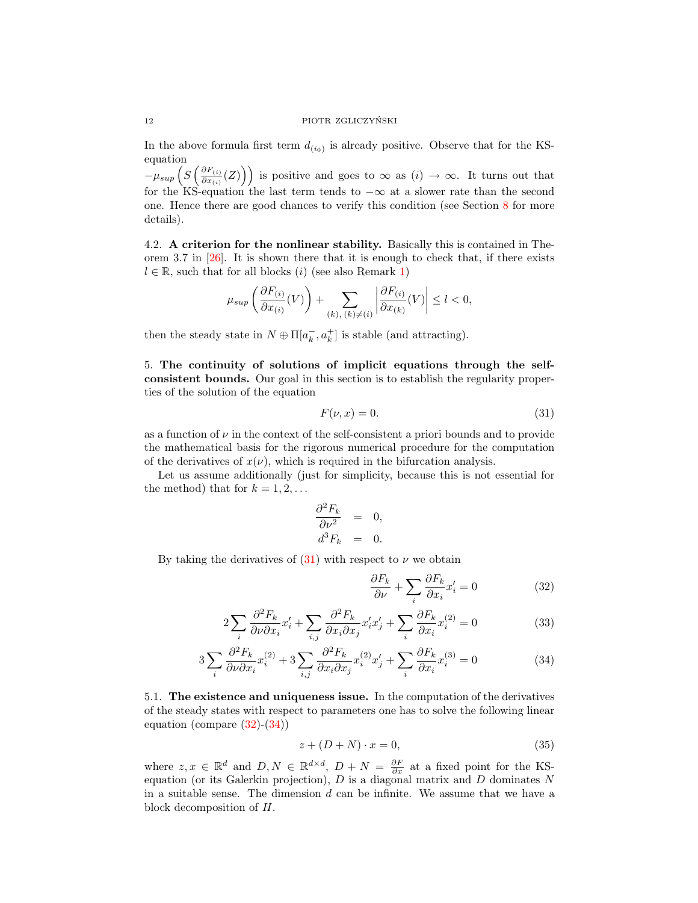In the above formula first term $d_{(i_0)}$ is already positive. Observe that for the KS-equation
$-\mu_{sup}\left(S\left(\frac{\partial F_{(i)}}{\partial x_{(i)}}(Z)\right)\right)$ is positive and goes to $\infty$ as $(i) \to \infty$. It turns out that for the KS-equation the last term tends to $-\infty$ at a slower rate than the second one. Hence there are good chances to verify this condition (see Section 8 for more details).

4.2. **A criterion for the nonlinear stability.** Basically this is contained in Theorem 3.7 in [26]. It is shown there that it is enough to check that, if there exists $l \in \mathbb{R}$, such that for all blocks $(i)$ (see also Remark 1)

$$\mu_{sup}\left(\frac{\partial F_{(i)}}{\partial x_{(i)}}(V)\right) + \sum_{(k),\,(k)\neq(i)} \left|\frac{\partial F_{(i)}}{\partial x_{(k)}}(V)\right| \leq l < 0,$$

then the steady state in $N \oplus \Pi[a_k^-, a_k^+]$ is stable (and attracting).

5. **The continuity of solutions of implicit equations through the self-consistent bounds.** Our goal in this section is to establish the regularity properties of the solution of the equation

$$F(\nu, x) = 0. \tag{31}$$

as a function of $\nu$ in the context of the self-consistent a priori bounds and to provide the mathematical basis for the rigorous numerical procedure for the computation of the derivatives of $x(\nu)$, which is required in the bifurcation analysis.

Let us assume additionally (just for simplicity, because this is not essential for the method) that for $k = 1, 2, \ldots$

$$\begin{aligned} \frac{\partial^2 F_k}{\partial \nu^2} &= 0, \\ d^3 F_k &= 0. \end{aligned}$$

By taking the derivatives of (31) with respect to $\nu$ we obtain

$$\frac{\partial F_k}{\partial \nu} + \sum_i \frac{\partial F_k}{\partial x_i} x_i' = 0 \tag{32}$$

$$2\sum_i \frac{\partial^2 F_k}{\partial \nu \partial x_i} x_i' + \sum_{i,j} \frac{\partial^2 F_k}{\partial x_i \partial x_j} x_i' x_j' + \sum_i \frac{\partial F_k}{\partial x_i} x_i^{(2)} = 0 \tag{33}$$

$$3\sum_i \frac{\partial^2 F_k}{\partial \nu \partial x_i} x_i^{(2)} + 3\sum_{i,j} \frac{\partial^2 F_k}{\partial x_i \partial x_j} x_i^{(2)} x_j' + \sum_i \frac{\partial F_k}{\partial x_i} x_i^{(3)} = 0 \tag{34}$$

5.1. **The existence and uniqueness issue.** In the computation of the derivatives of the steady states with respect to parameters one has to solve the following linear equation (compare (32)-(34))

$$z + (D + N)\cdot x = 0, \tag{35}$$

where $z, x \in \mathbb{R}^d$ and $D, N \in \mathbb{R}^{d\times d}$, $D + N = \frac{\partial F}{\partial x}$ at a fixed point for the KS-equation (or its Galerkin projection), $D$ is a diagonal matrix and $D$ dominates $N$ in a suitable sense. The dimension $d$ can be infinite. We assume that we have a block decomposition of $H$.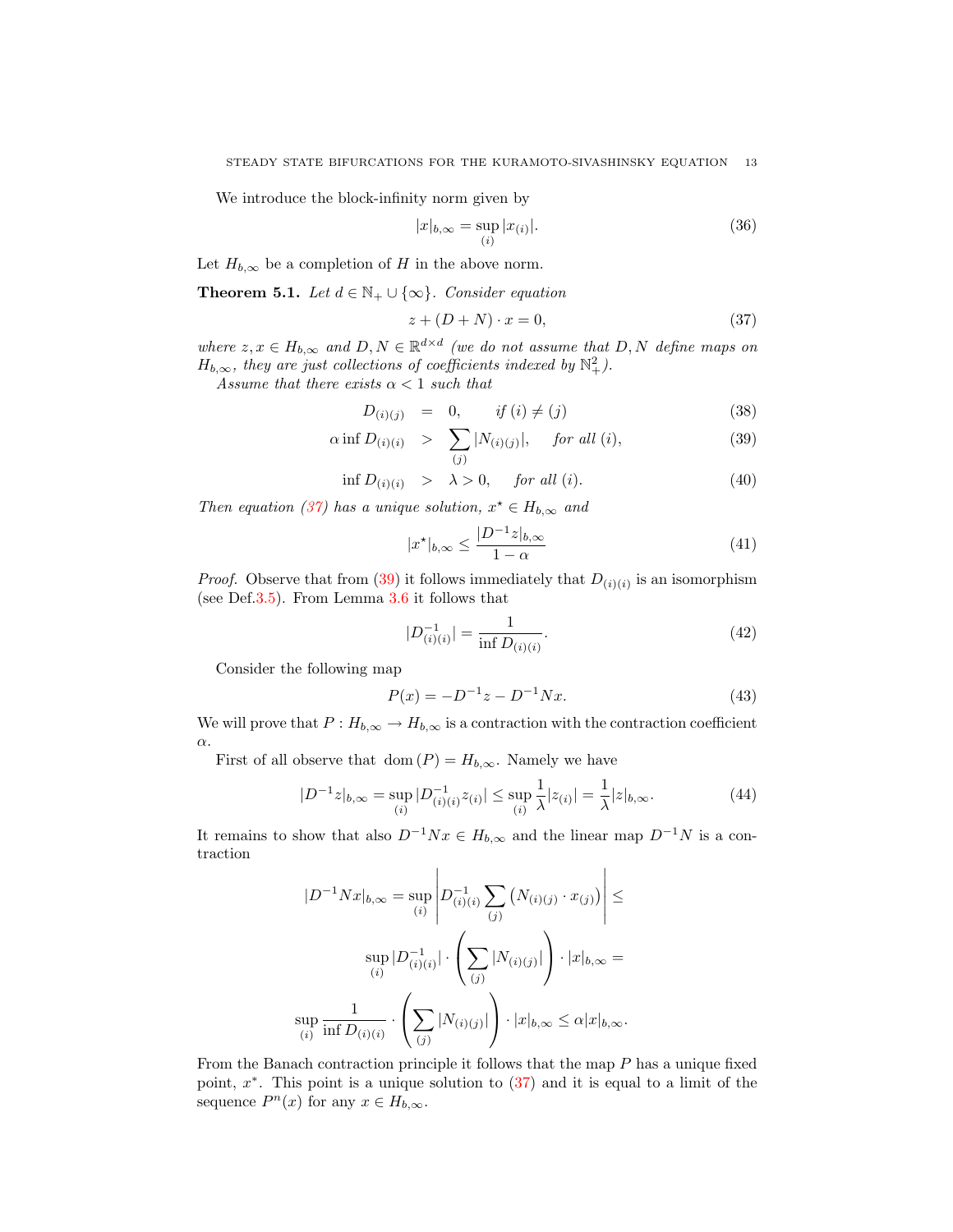We introduce the block-infinity norm given by

$$|x|_{b,\infty} = \sup_{(i)} |x_{(i)}|. \tag{36}$$

Let $H_{b,\infty}$ be a completion of $H$ in the above norm.

**Theorem 5.1.** *Let $d \in \mathbb{N}_+ \cup \{\infty\}$. Consider equation*

$$z + (D + N) \cdot x = 0, \tag{37}$$

*where $z, x \in H_{b,\infty}$ and $D, N \in \mathbb{R}^{d \times d}$ (we do not assume that $D, N$ define maps on $H_{b,\infty}$, they are just collections of coefficients indexed by $\mathbb{N}_+^2$).*

*Assume that there exists $\alpha < 1$ such that*

$$D_{(i)(j)} = 0, \qquad \text{if } (i) \neq (j) \tag{38}$$

$$\alpha \inf D_{(i)(i)} > \sum_{(j)} |N_{(i)(j)}|, \quad \text{for all } (i), \tag{39}$$

$$\inf D_{(i)(i)} > \lambda > 0, \quad \text{for all } (i). \tag{40}$$

*Then equation (37) has a unique solution, $x^\star \in H_{b,\infty}$ and*

$$|x^\star|_{b,\infty} \leq \frac{|D^{-1}z|_{b,\infty}}{1 - \alpha} \tag{41}$$

*Proof.* Observe that from (39) it follows immediately that $D_{(i)(i)}$ is an isomorphism (see Def.3.5). From Lemma 3.6 it follows that

$$|D^{-1}_{(i)(i)}| = \frac{1}{\inf D_{(i)(i)}}. \tag{42}$$

Consider the following map

$$P(x) = -D^{-1}z - D^{-1}Nx. \tag{43}$$

We will prove that $P : H_{b,\infty} \to H_{b,\infty}$ is a contraction with the contraction coefficient $\alpha$.

First of all observe that $\operatorname{dom}(P) = H_{b,\infty}$. Namely we have

$$|D^{-1}z|_{b,\infty} = \sup_{(i)} |D^{-1}_{(i)(i)} z_{(i)}| \leq \sup_{(i)} \frac{1}{\lambda} |z_{(i)}| = \frac{1}{\lambda} |z|_{b,\infty}. \tag{44}$$

It remains to show that also $D^{-1}Nx \in H_{b,\infty}$ and the linear map $D^{-1}N$ is a contraction

$$|D^{-1}Nx|_{b,\infty} = \sup_{(i)} \left| D^{-1}_{(i)(i)} \sum_{(j)} \left( N_{(i)(j)} \cdot x_{(j)} \right) \right| \leq$$

$$\sup_{(i)} |D^{-1}_{(i)(i)}| \cdot \left( \sum_{(j)} |N_{(i)(j)}| \right) \cdot |x|_{b,\infty} =$$

$$\sup_{(i)} \frac{1}{\inf D_{(i)(i)}} \cdot \left( \sum_{(j)} |N_{(i)(j)}| \right) \cdot |x|_{b,\infty} \leq \alpha |x|_{b,\infty}.$$

From the Banach contraction principle it follows that the map $P$ has a unique fixed point, $x^*$. This point is a unique solution to (37) and it is equal to a limit of the sequence $P^n(x)$ for any $x \in H_{b,\infty}$.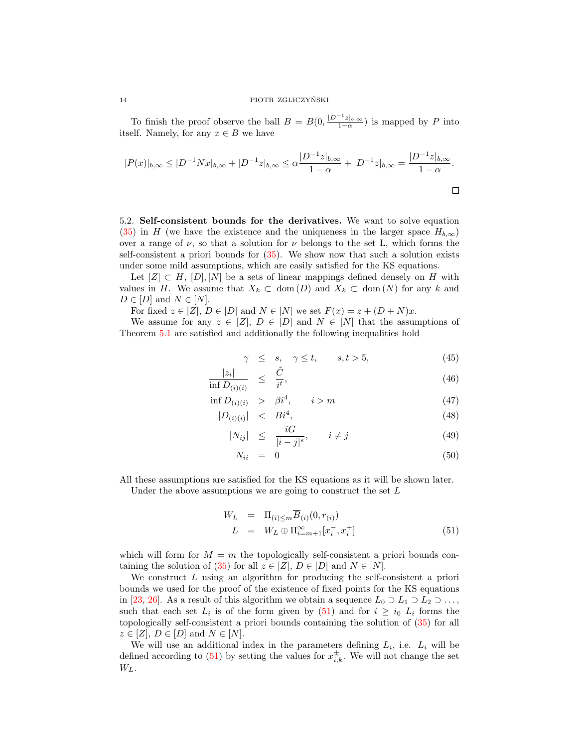To finish the proof observe the ball $B = B(0, \frac{|D^{-1}z|_{b,\infty}}{1-\alpha})$ is mapped by $P$ into itself. Namely, for any $x \in B$ we have

$$|P(x)|_{b,\infty} \leq |D^{-1}Nx|_{b,\infty} + |D^{-1}z|_{b,\infty} \leq \alpha \frac{|D^{-1}z|_{b,\infty}}{1-\alpha} + |D^{-1}z|_{b,\infty} = \frac{|D^{-1}z|_{b,\infty}}{1-\alpha}.$$

□

5.2. **Self-consistent bounds for the derivatives.** We want to solve equation (35) in $H$ (we have the existence and the uniqueness in the larger space $H_{b,\infty}$) over a range of $\nu$, so that a solution for $\nu$ belongs to the set L, which forms the self-consistent a priori bounds for (35). We show now that such a solution exists under some mild assumptions, which are easily satisfied for the KS equations.

Let $[Z] \subset H$, $[D], [N]$ be a sets of linear mappings defined densely on $H$ with values in $H$. We assume that $X_k \subset \operatorname{dom}(D)$ and $X_k \subset \operatorname{dom}(N)$ for any $k$ and $D \in [D]$ and $N \in [N]$.

For fixed $z \in [Z]$, $D \in [D]$ and $N \in [N]$ we set $F(x) = z + (D+N)x$.

We assume for any $z \in [Z]$, $D \in [D]$ and $N \in [N]$ that the assumptions of Theorem 5.1 are satisfied and additionally the following inequalities hold

$$\gamma \leq s, \quad \gamma \leq t, \qquad s,t > 5, \tag{45}$$

$$\frac{|z_i|}{\inf D_{(i)(i)}} \leq \frac{\tilde{C}}{i^t}, \tag{46}$$

$$\inf D_{(i)(i)} > \beta i^4, \qquad i > m \tag{47}$$

$$|D_{(i)(i)}| < B i^4, \tag{48}$$

$$|N_{ij}| \leq \frac{iG}{|i-j|^s}, \qquad i \neq j \tag{49}$$

$$N_{ii} = 0 \tag{50}$$

All these assumptions are satisfied for the KS equations as it will be shown later.

Under the above assumptions we are going to construct the set $L$

$$\begin{aligned} W_L &= \Pi_{(i) \leq m} \overline{B}_{(i)}(0, r_{(i)}) \\ L &= W_L \oplus \Pi_{i=m+1}^{\infty} [x_i^-, x_i^+] \end{aligned} \tag{51}$$

which will form for $M = m$ the topologically self-consistent a priori bounds containing the solution of (35) for all $z \in [Z]$, $D \in [D]$ and $N \in [N]$.

We construct $L$ using an algorithm for producing the self-consistent a priori bounds we used for the proof of the existence of fixed points for the KS equations in [23, 26]. As a result of this algorithm we obtain a sequence $L_0 \supset L_1 \supset L_2 \supset \dots$, such that each set $L_i$ is of the form given by (51) and for $i \geq i_0$ $L_i$ forms the topologically self-consistent a priori bounds containing the solution of (35) for all $z \in [Z]$, $D \in [D]$ and $N \in [N]$.

We will use an additional index in the parameters defining $L_i$, i.e. $L_i$ will be defined according to (51) by setting the values for $x_{i,k}^{\pm}$. We will not change the set $W_L$.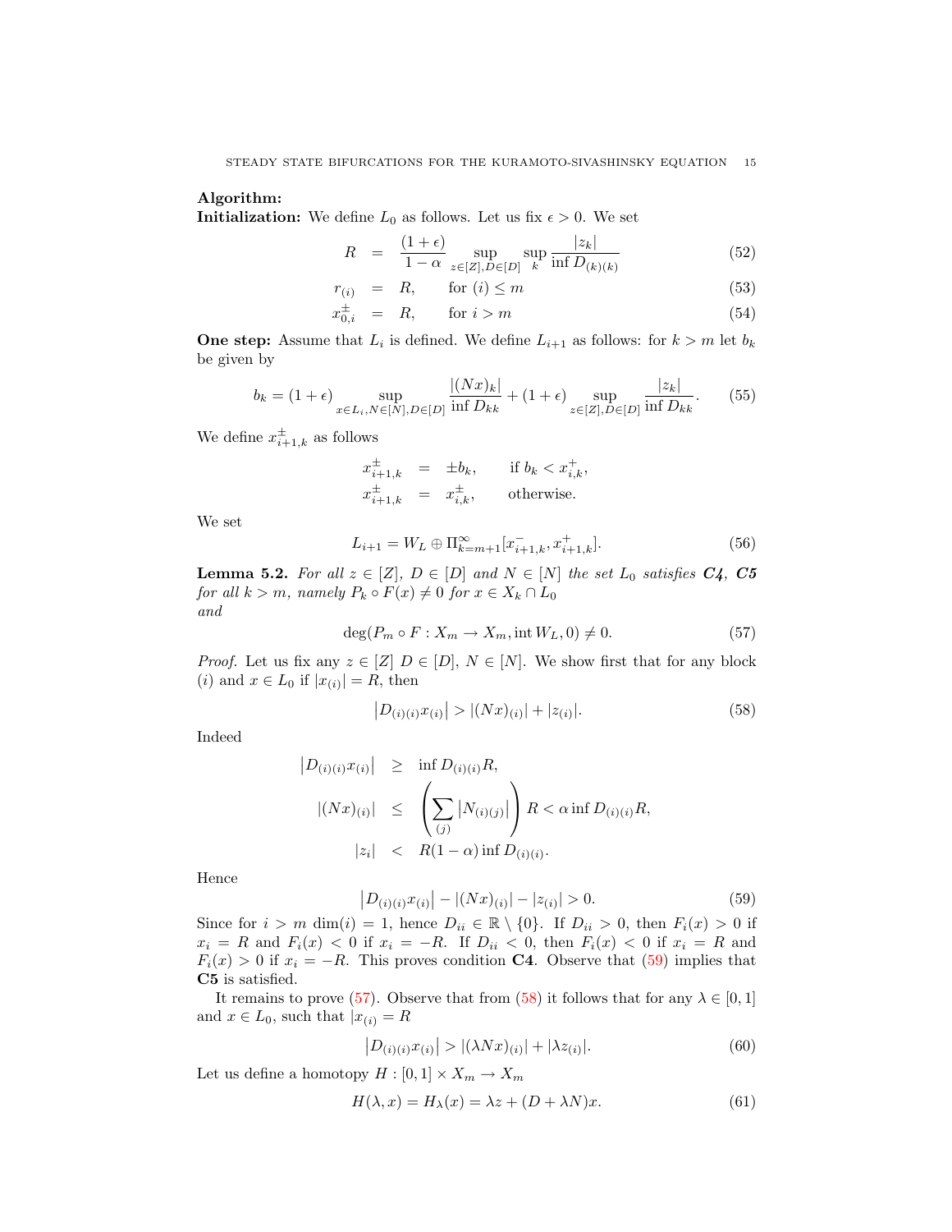**Algorithm:**

**Initialization:** We define $L_0$ as follows. Let us fix $\epsilon > 0$. We set

$$
\begin{aligned}
R &= \frac{(1+\epsilon)}{1-\alpha} \sup_{z \in [Z], D \in [D]} \sup_k \frac{|z_k|}{\inf D_{(k)(k)}} && (52)\\
r_{(i)} &= R, \qquad \text{for } (i) \leq m && (53)\\
x^{\pm}_{0,i} &= R, \qquad \text{for } i > m && (54)
\end{aligned}
$$

**One step:** Assume that $L_i$ is defined. We define $L_{i+1}$ as follows: for $k > m$ let $b_k$ be given by

$$
b_k = (1+\epsilon) \sup_{x \in L_i, N \in [N], D \in [D]} \frac{|(Nx)_k|}{\inf D_{kk}} + (1+\epsilon) \sup_{z \in [Z], D \in [D]} \frac{|z_k|}{\inf D_{kk}}. \tag{55}
$$

We define $x^{\pm}_{i+1,k}$ as follows

$$
\begin{aligned}
x^{\pm}_{i+1,k} &= \pm b_k, \qquad \text{if } b_k < x^{+}_{i,k},\\
x^{\pm}_{i+1,k} &= x^{\pm}_{i,k}, \qquad \text{otherwise.}
\end{aligned}
$$

We set

$$
L_{i+1} = W_L \oplus \Pi_{k=m+1}^{\infty} [x^{-}_{i+1,k}, x^{+}_{i+1,k}]. \tag{56}
$$

**Lemma 5.2.** *For all $z \in [Z]$, $D \in [D]$ and $N \in [N]$ the set $L_0$ satisfies **C4**, **C5** for all $k > m$, namely $P_k \circ F(x) \neq 0$ for $x \in X_k \cap L_0$ and*

$$
\deg(P_m \circ F : X_m \to X_m, \operatorname{int} W_L, 0) \neq 0. \tag{57}
$$

*Proof.* Let us fix any $z \in [Z]$ $D \in [D]$, $N \in [N]$. We show first that for any block $(i)$ and $x \in L_0$ if $|x_{(i)}| = R$, then

$$
\left|D_{(i)(i)} x_{(i)}\right| > |(Nx)_{(i)}| + |z_{(i)}|. \tag{58}
$$

Indeed

$$
\begin{aligned}
\left|D_{(i)(i)} x_{(i)}\right| &\geq \inf D_{(i)(i)} R,\\
|(Nx)_{(i)}| &\leq \left(\sum_{(j)} \left|N_{(i)(j)}\right|\right) R < \alpha \inf D_{(i)(i)} R,\\
|z_i| &< R(1-\alpha) \inf D_{(i)(i)}.
\end{aligned}
$$

Hence

$$
\left|D_{(i)(i)} x_{(i)}\right| - |(Nx)_{(i)}| - |z_{(i)}| > 0. \tag{59}
$$

Since for $i > m$ $\dim(i) = 1$, hence $D_{ii} \in \mathbb{R} \setminus \{0\}$. If $D_{ii} > 0$, then $F_i(x) > 0$ if $x_i = R$ and $F_i(x) < 0$ if $x_i = -R$. If $D_{ii} < 0$, then $F_i(x) < 0$ if $x_i = R$ and $F_i(x) > 0$ if $x_i = -R$. This proves condition **C4**. Observe that (59) implies that **C5** is satisfied.

It remains to prove (57). Observe that from (58) it follows that for any $\lambda \in [0,1]$ and $x \in L_0$, such that $|x_{(i)} = R$

$$
\left|D_{(i)(i)} x_{(i)}\right| > |(\lambda N x)_{(i)}| + |\lambda z_{(i)}|. \tag{60}
$$

Let us define a homotopy $H : [0,1] \times X_m \to X_m$

$$
H(\lambda, x) = H_\lambda(x) = \lambda z + (D + \lambda N) x. \tag{61}
$$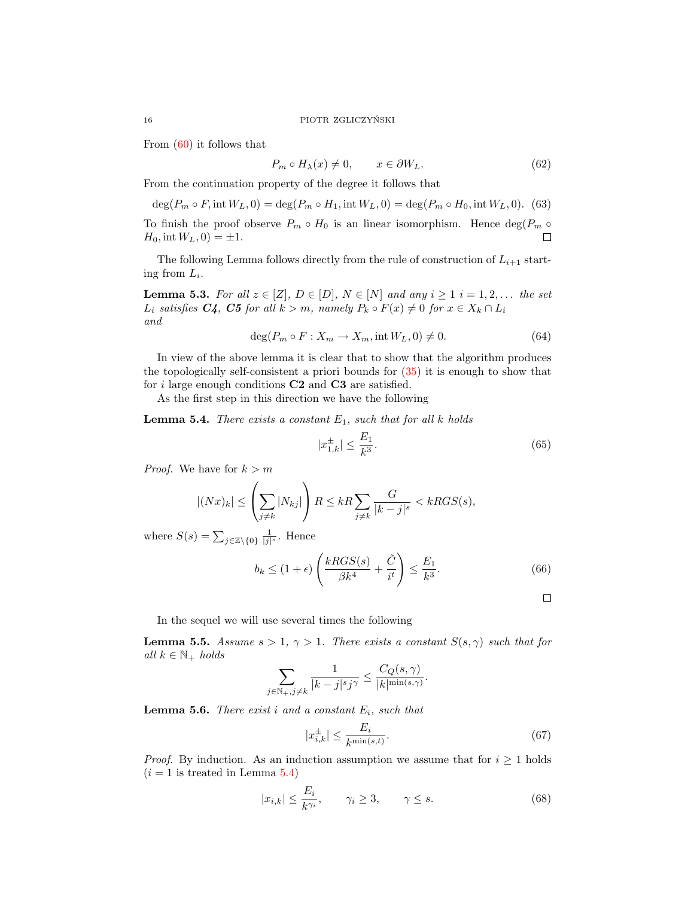From (60) it follows that

$$P_m \circ H_\lambda(x) \neq 0, \qquad x \in \partial W_L. \tag{62}$$

From the continuation property of the degree it follows that

$$\deg(P_m \circ F, \operatorname{int} W_L, 0) = \deg(P_m \circ H_1, \operatorname{int} W_L, 0) = \deg(P_m \circ H_0, \operatorname{int} W_L, 0). \tag{63}$$

To finish the proof observe $P_m \circ H_0$ is an linear isomorphism. Hence $\deg(P_m \circ H_0, \operatorname{int} W_L, 0) = \pm 1$. $\square$

The following Lemma follows directly from the rule of construction of $L_{i+1}$ starting from $L_i$.

**Lemma 5.3.** *For all $z \in [Z]$, $D \in [D]$, $N \in [N]$ and any $i \geq 1$ $i = 1, 2, \ldots$ the set $L_i$ satisfies **C4**, **C5** for all $k > m$, namely $P_k \circ F(x) \neq 0$ for $x \in X_k \cap L_i$ and*

$$\deg(P_m \circ F : X_m \to X_m, \operatorname{int} W_L, 0) \neq 0. \tag{64}$$

In view of the above lemma it is clear that to show that the algorithm produces the topologically self-consistent a priori bounds for (35) it is enough to show that for $i$ large enough conditions **C2** and **C3** are satisfied.

As the first step in this direction we have the following

**Lemma 5.4.** *There exists a constant $E_1$, such that for all $k$ holds*

$$|x^{\pm}_{1,k}| \leq \frac{E_1}{k^3}. \tag{65}$$

*Proof.* We have for $k > m$

$$|(Nx)_k| \leq \left( \sum_{j \neq k} |N_{kj}| \right) R \leq kR \sum_{j \neq k} \frac{G}{|k-j|^s} < kRGS(s),$$

where $S(s) = \sum_{j \in \mathbb{Z} \setminus \{0\}} \frac{1}{|j|^s}$. Hence

$$b_k \leq (1+\epsilon) \left( \frac{kRGS(s)}{\beta k^4} + \frac{\tilde{C}}{i^t} \right) \leq \frac{E_1}{k^3}. \tag{66}$$

$\square$

In the sequel we will use several times the following

**Lemma 5.5.** *Assume $s > 1$, $\gamma > 1$. There exists a constant $S(s, \gamma)$ such that for all $k \in \mathbb{N}_+$ holds*

$$\sum_{j \in \mathbb{N}_+, j \neq k} \frac{1}{|k-j|^s j^\gamma} \leq \frac{C_Q(s,\gamma)}{|k|^{\min(s,\gamma)}}.$$

**Lemma 5.6.** *There exist $i$ and a constant $E_i$, such that*

$$|x^{\pm}_{i,k}| \leq \frac{E_i}{k^{\min(s,t)}}. \tag{67}$$

*Proof.* By induction. As an induction assumption we assume that for $i \geq 1$ holds ($i = 1$ is treated in Lemma 5.4)

$$|x_{i,k}| \leq \frac{E_i}{k^{\gamma_i}}, \qquad \gamma_i \geq 3, \qquad \gamma \leq s. \tag{68}$$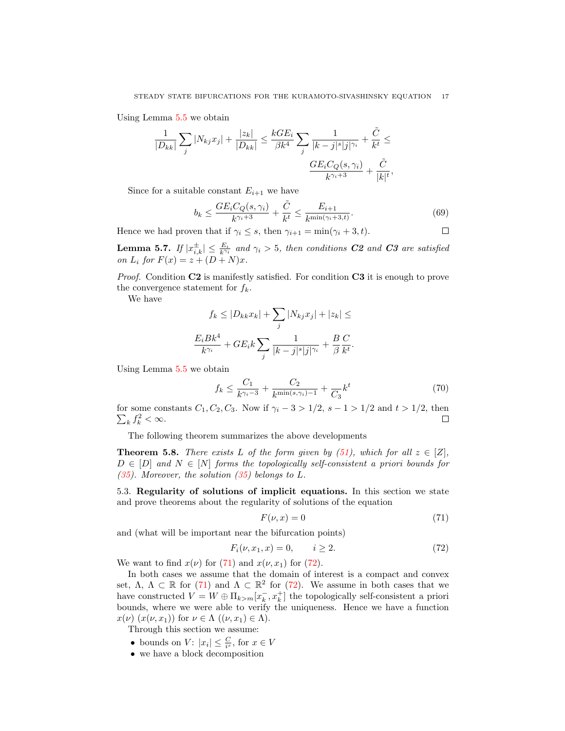Using Lemma 5.5 we obtain

$$\frac{1}{|D_{kk}|}\sum_j |N_{kj}x_j| + \frac{|z_k|}{|D_{kk}|} \leq \frac{kGE_i}{\beta k^4}\sum_j \frac{1}{|k-j|^s|j|^{\gamma_i}} + \frac{\tilde{C}}{k^t} \leq \frac{GE_iC_Q(s,\gamma_i)}{k^{\gamma_i+3}} + \frac{\tilde{C}}{|k|^t},$$

Since for a suitable constant $E_{i+1}$ we have

$$b_k \leq \frac{GE_iC_Q(s,\gamma_i)}{k^{\gamma_i+3}} + \frac{\tilde{C}}{k^t} \leq \frac{E_{i+1}}{k^{\min(\gamma_i+3,t)}}. \tag{69}$$

Hence we had proven that if $\gamma_i \leq s$, then $\gamma_{i+1} = \min(\gamma_i + 3, t)$. $\square$

**Lemma 5.7.** *If $|x^{\pm}_{i,k}| \leq \frac{E_i}{k^{\gamma_i}}$ and $\gamma_i > 5$, then conditions **C2** and **C3** are satisfied on $L_i$ for $F(x) = z + (D+N)x$.*

*Proof.* Condition **C2** is manifestly satisfied. For condition **C3** it is enough to prove the convergence statement for $f_k$.

We have

$$f_k \leq |D_{kk}x_k| + \sum_j |N_{kj}x_j| + |z_k| \leq \frac{E_iBk^4}{k^{\gamma_i}} + GE_ik\sum_j \frac{1}{|k-j|^s|j|^{\gamma_i}} + \frac{B}{\beta}\frac{C}{k^t}.$$

Using Lemma 5.5 we obtain

$$f_k \leq \frac{C_1}{k^{\gamma_i-3}} + \frac{C_2}{k^{\min(s,\gamma_i)-1}} + \frac{}{C_3}k^t \tag{70}$$

for some constants $C_1, C_2, C_3$. Now if $\gamma_i - 3 > 1/2$, $s-1 > 1/2$ and $t > 1/2$, then $\sum_k f_k^2 < \infty$. $\square$

The following theorem summarizes the above developments

**Theorem 5.8.** *There exists $L$ of the form given by (51), which for all $z \in [Z]$, $D \in [D]$ and $N \in [N]$ forms the topologically self-consistent a priori bounds for (35). Moreover, the solution (35) belongs to $L$.*

### 5.3. Regularity of solutions of implicit equations.

In this section we state and prove theorems about the regularity of solutions of the equation

$$F(\nu, x) = 0 \tag{71}$$

and (what will be important near the bifurcation points)

$$F_i(\nu, x_1, x) = 0, \qquad i \geq 2. \tag{72}$$

We want to find $x(\nu)$ for (71) and $x(\nu, x_1)$ for (72).

In both cases we assume that the domain of interest is a compact and convex set, $\Lambda$, $\Lambda \subset \mathbb{R}$ for (71) and $\Lambda \subset \mathbb{R}^2$ for (72). We assume in both cases that we have constructed $V = W \oplus \Pi_{k>m}[x^-_k, x^+_k]$ the topologically self-consistent a priori bounds, where we were able to verify the uniqueness. Hence we have a function $x(\nu)$ $(x(\nu, x_1))$ for $\nu \in \Lambda$ $((\nu, x_1) \in \Lambda)$.

Through this section we assume:

- bounds on $V$: $|x_i| \leq \frac{C}{i^s}$, for $x \in V$
- we have a block decomposition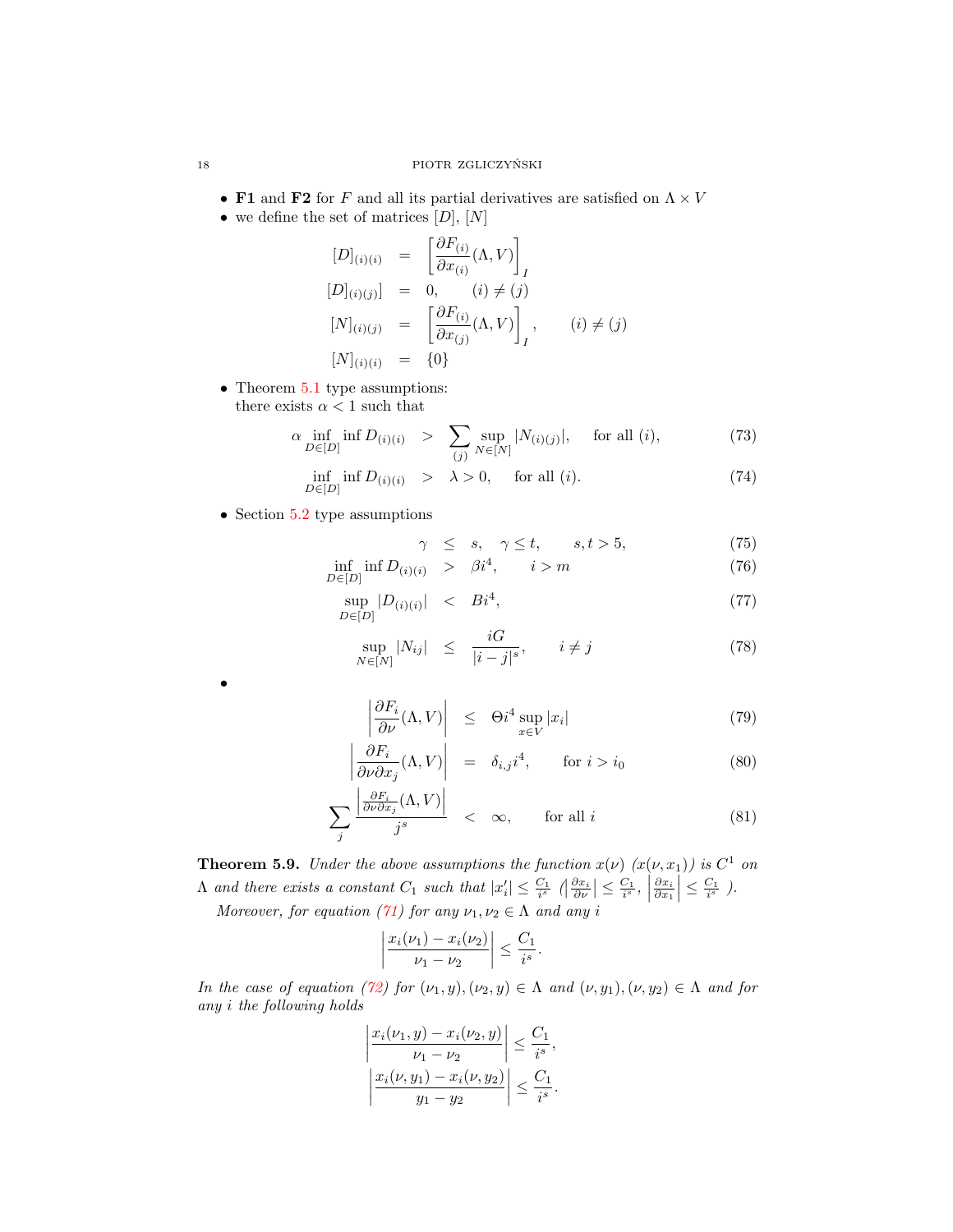- **F1** and **F2** for $F$ and all its partial derivatives are satisfied on $\Lambda \times V$
- we define the set of matrices $[D]$, $[N]$

$$
\begin{aligned}
[D]_{(i)(i)} &= \left[\frac{\partial F_{(i)}}{\partial x_{(i)}}(\Lambda, V)\right]_I \\
[D]_{(i)(j)}] &= 0, \qquad (i) \neq (j) \\
[N]_{(i)(j)} &= \left[\frac{\partial F_{(i)}}{\partial x_{(j)}}(\Lambda, V)\right]_I, \qquad (i) \neq (j) \\
[N]_{(i)(i)} &= \{0\}
\end{aligned}
$$

- Theorem 5.1 type assumptions:
  there exists $\alpha < 1$ such that

$$
\alpha \inf_{D \in [D]} \inf D_{(i)(i)} > \sum_{(j)} \sup_{N \in [N]} |N_{(i)(j)}|, \quad \text{for all } (i), \tag{73}
$$

$$
\inf_{D \in [D]} \inf D_{(i)(i)} > \lambda > 0, \quad \text{for all } (i). \tag{74}
$$

- Section 5.2 type assumptions

$$
\gamma \leq s, \quad \gamma \leq t, \qquad s, t > 5, \tag{75}
$$

$$
\inf_{D \in [D]} \inf D_{(i)(i)} > \beta i^4, \qquad i > m \tag{76}
$$

$$
\sup_{D \in [D]} |D_{(i)(i)}| < B i^4, \tag{77}
$$

$$
\sup_{N \in [N]} |N_{ij}| \leq \frac{iG}{|i-j|^s}, \qquad i \neq j \tag{78}
$$

- 

$$
\left|\frac{\partial F_i}{\partial \nu}(\Lambda, V)\right| \leq \Theta i^4 \sup_{x \in V} |x_i| \tag{79}
$$

$$
\left|\frac{\partial F_i}{\partial \nu \partial x_j}(\Lambda, V)\right| = \delta_{i,j} i^4, \qquad \text{for } i > i_0 \tag{80}
$$

$$
\sum_j \frac{\left|\frac{\partial F_i}{\partial \nu \partial x_j}(\Lambda, V)\right|}{j^s} < \infty, \qquad \text{for all } i \tag{81}
$$

**Theorem 5.9.** *Under the above assumptions the function $x(\nu)$ ($x(\nu, x_1)$) is $C^1$ on $\Lambda$ and there exists a constant $C_1$ such that $|x_i'| \leq \frac{C_1}{i^s}$ ($\left|\frac{\partial x_i}{\partial \nu}\right| \leq \frac{C_1}{i^s}$, $\left|\frac{\partial x_i}{\partial x_1}\right| \leq \frac{C_1}{i^s}$ ).*

*Moreover, for equation (71) for any $\nu_1, \nu_2 \in \Lambda$ and any $i$*

$$
\left|\frac{x_i(\nu_1) - x_i(\nu_2)}{\nu_1 - \nu_2}\right| \leq \frac{C_1}{i^s}.
$$

*In the case of equation (72) for $(\nu_1, y), (\nu_2, y) \in \Lambda$ and $(\nu, y_1), (\nu, y_2) \in \Lambda$ and for any $i$ the following holds*

$$
\left|\frac{x_i(\nu_1, y) - x_i(\nu_2, y)}{\nu_1 - \nu_2}\right| \leq \frac{C_1}{i^s},
$$

$$
\left|\frac{x_i(\nu, y_1) - x_i(\nu, y_2)}{y_1 - y_2}\right| \leq \frac{C_1}{i^s}.
$$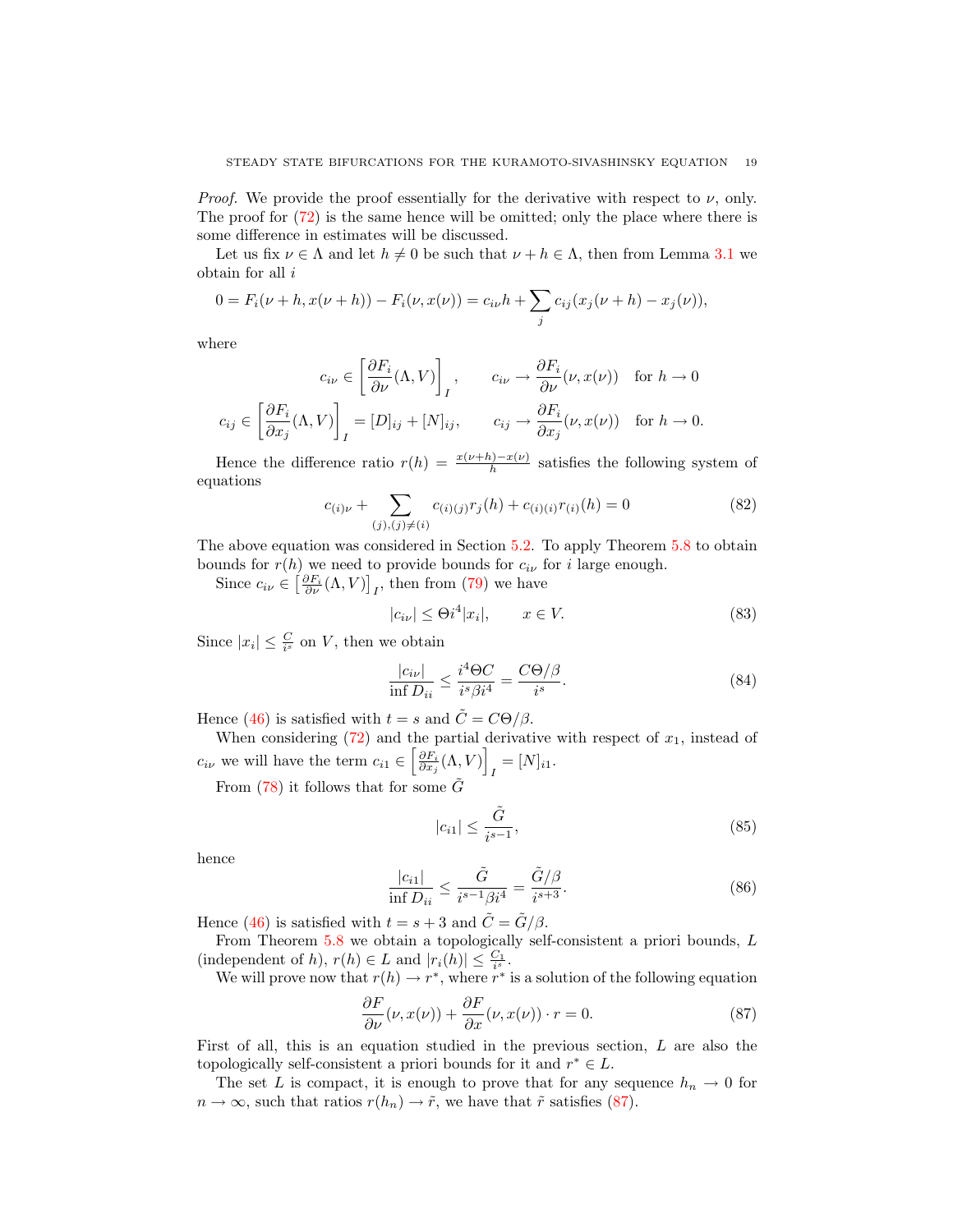*Proof.* We provide the proof essentially for the derivative with respect to $\nu$, only. The proof for (72) is the same hence will be omitted; only the place where there is some difference in estimates will be discussed.

Let us fix $\nu \in \Lambda$ and let $h \neq 0$ be such that $\nu + h \in \Lambda$, then from Lemma 3.1 we obtain for all $i$

$$0 = F_i(\nu + h, x(\nu + h)) - F_i(\nu, x(\nu)) = c_{i\nu} h + \sum_j c_{ij}(x_j(\nu + h) - x_j(\nu)),$$

where

$$c_{i\nu} \in \left[\frac{\partial F_i}{\partial \nu}(\Lambda, V)\right]_I, \qquad c_{i\nu} \to \frac{\partial F_i}{\partial \nu}(\nu, x(\nu)) \quad \text{for } h \to 0$$

$$c_{ij} \in \left[\frac{\partial F_i}{\partial x_j}(\Lambda, V)\right]_I = [D]_{ij} + [N]_{ij}, \qquad c_{ij} \to \frac{\partial F_i}{\partial x_j}(\nu, x(\nu)) \quad \text{for } h \to 0.$$

Hence the difference ratio $r(h) = \frac{x(\nu+h) - x(\nu)}{h}$ satisfies the following system of equations

$$c_{(i)\nu} + \sum_{(j),(j)\neq(i)} c_{(i)(j)} r_j(h) + c_{(i)(i)} r_{(i)}(h) = 0 \tag{82}$$

The above equation was considered in Section 5.2. To apply Theorem 5.8 to obtain bounds for $r(h)$ we need to provide bounds for $c_{i\nu}$ for $i$ large enough.

Since $c_{i\nu} \in \left[\frac{\partial F_i}{\partial \nu}(\Lambda, V)\right]_I$, then from (79) we have

$$|c_{i\nu}| \leq \Theta i^4 |x_i|, \qquad x \in V. \tag{83}$$

Since $|x_i| \leq \frac{C}{i^s}$ on $V$, then we obtain

$$\frac{|c_{i\nu}|}{\inf D_{ii}} \leq \frac{i^4 \Theta C}{i^s \beta i^4} = \frac{C\Theta/\beta}{i^s}. \tag{84}$$

Hence (46) is satisfied with $t = s$ and $\tilde{C} = C\Theta/\beta$.

When considering (72) and the partial derivative with respect of $x_1$, instead of $c_{i\nu}$ we will have the term $c_{i1} \in \left[\frac{\partial F_i}{\partial x_j}(\Lambda, V)\right]_I = [N]_{i1}$.

From (78) it follows that for some $\tilde{G}$

$$|c_{i1}| \leq \frac{\tilde{G}}{i^{s-1}}, \tag{85}$$

hence

$$\frac{|c_{i1}|}{\inf D_{ii}} \leq \frac{\tilde{G}}{i^{s-1} \beta i^4} = \frac{\tilde{G}/\beta}{i^{s+3}}. \tag{86}$$

Hence (46) is satisfied with $t = s + 3$ and $\tilde{C} = \tilde{G}/\beta$.

From Theorem 5.8 we obtain a topologically self-consistent a priori bounds, $L$ (independent of $h$), $r(h) \in L$ and $|r_i(h)| \leq \frac{C_1}{i^s}$.

We will prove now that $r(h) \to r^*$, where $r^*$ is a solution of the following equation

$$\frac{\partial F}{\partial \nu}(\nu, x(\nu)) + \frac{\partial F}{\partial x}(\nu, x(\nu)) \cdot r = 0. \tag{87}$$

First of all, this is an equation studied in the previous section, $L$ are also the topologically self-consistent a priori bounds for it and $r^* \in L$.

The set $L$ is compact, it is enough to prove that for any sequence $h_n \to 0$ for $n \to \infty$, such that ratios $r(h_n) \to \tilde{r}$, we have that $\tilde{r}$ satisfies (87).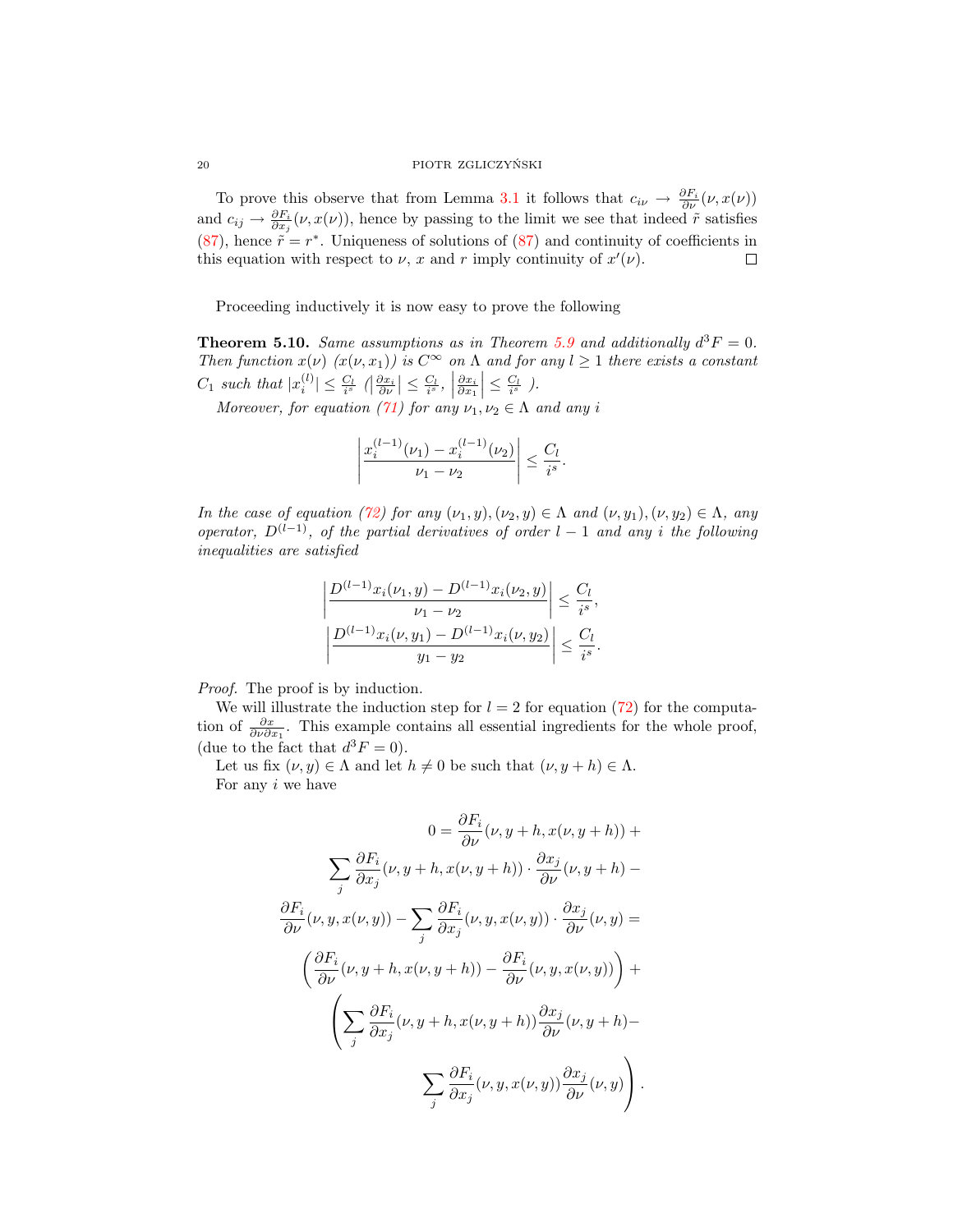To prove this observe that from Lemma 3.1 it follows that $c_{i\nu} \to \frac{\partial F_i}{\partial \nu}(\nu, x(\nu))$ and $c_{ij} \to \frac{\partial F_i}{\partial x_j}(\nu, x(\nu))$, hence by passing to the limit we see that indeed $\tilde{r}$ satisfies (87), hence $\tilde{r} = r^*$. Uniqueness of solutions of (87) and continuity of coefficients in this equation with respect to $\nu$, $x$ and $r$ imply continuity of $x'(\nu)$. □

Proceeding inductively it is now easy to prove the following

**Theorem 5.10.** *Same assumptions as in Theorem 5.9 and additionally $d^3F = 0$. Then function $x(\nu)$ ($x(\nu, x_1)$) is $C^\infty$ on $\Lambda$ and for any $l \geq 1$ there exists a constant $C_1$ such that $|x_i^{(l)}| \leq \frac{C_l}{i^s}$ ($\left|\frac{\partial x_i}{\partial \nu}\right| \leq \frac{C_l}{i^s}$, $\left|\frac{\partial x_i}{\partial x_1}\right| \leq \frac{C_l}{i^s}$ ).*

*Moreover, for equation (71) for any $\nu_1, \nu_2 \in \Lambda$ and any $i$*

$$
\left| \frac{x_i^{(l-1)}(\nu_1) - x_i^{(l-1)}(\nu_2)}{\nu_1 - \nu_2} \right| \leq \frac{C_l}{i^s}.
$$

*In the case of equation (72) for any $(\nu_1, y), (\nu_2, y) \in \Lambda$ and $(\nu, y_1), (\nu, y_2) \in \Lambda$, any operator, $D^{(l-1)}$, of the partial derivatives of order $l-1$ and any $i$ the following inequalities are satisfied*

$$
\left| \frac{D^{(l-1)}x_i(\nu_1, y) - D^{(l-1)}x_i(\nu_2, y)}{\nu_1 - \nu_2} \right| \leq \frac{C_l}{i^s},
$$
$$
\left| \frac{D^{(l-1)}x_i(\nu, y_1) - D^{(l-1)}x_i(\nu, y_2)}{y_1 - y_2} \right| \leq \frac{C_l}{i^s}.
$$

*Proof.* The proof is by induction.

We will illustrate the induction step for $l = 2$ for equation (72) for the computation of $\frac{\partial x}{\partial \nu \partial x_1}$. This example contains all essential ingredients for the whole proof, (due to the fact that $d^3F = 0$).

Let us fix $(\nu, y) \in \Lambda$ and let $h \neq 0$ be such that $(\nu, y + h) \in \Lambda$.

For any $i$ we have

$$
\begin{aligned}
0 = &\frac{\partial F_i}{\partial \nu}(\nu, y+h, x(\nu, y+h)) + \\
&\sum_j \frac{\partial F_i}{\partial x_j}(\nu, y+h, x(\nu, y+h)) \cdot \frac{\partial x_j}{\partial \nu}(\nu, y+h) - \\
&\frac{\partial F_i}{\partial \nu}(\nu, y, x(\nu, y)) - \sum_j \frac{\partial F_i}{\partial x_j}(\nu, y, x(\nu, y)) \cdot \frac{\partial x_j}{\partial \nu}(\nu, y) = \\
&\left( \frac{\partial F_i}{\partial \nu}(\nu, y+h, x(\nu, y+h)) - \frac{\partial F_i}{\partial \nu}(\nu, y, x(\nu, y)) \right) + \\
&\left( \sum_j \frac{\partial F_i}{\partial x_j}(\nu, y+h, x(\nu, y+h)) \frac{\partial x_j}{\partial \nu}(\nu, y+h) - \right. \\
&\left. \sum_j \frac{\partial F_i}{\partial x_j}(\nu, y, x(\nu, y)) \frac{\partial x_j}{\partial \nu}(\nu, y) \right).
\end{aligned}
$$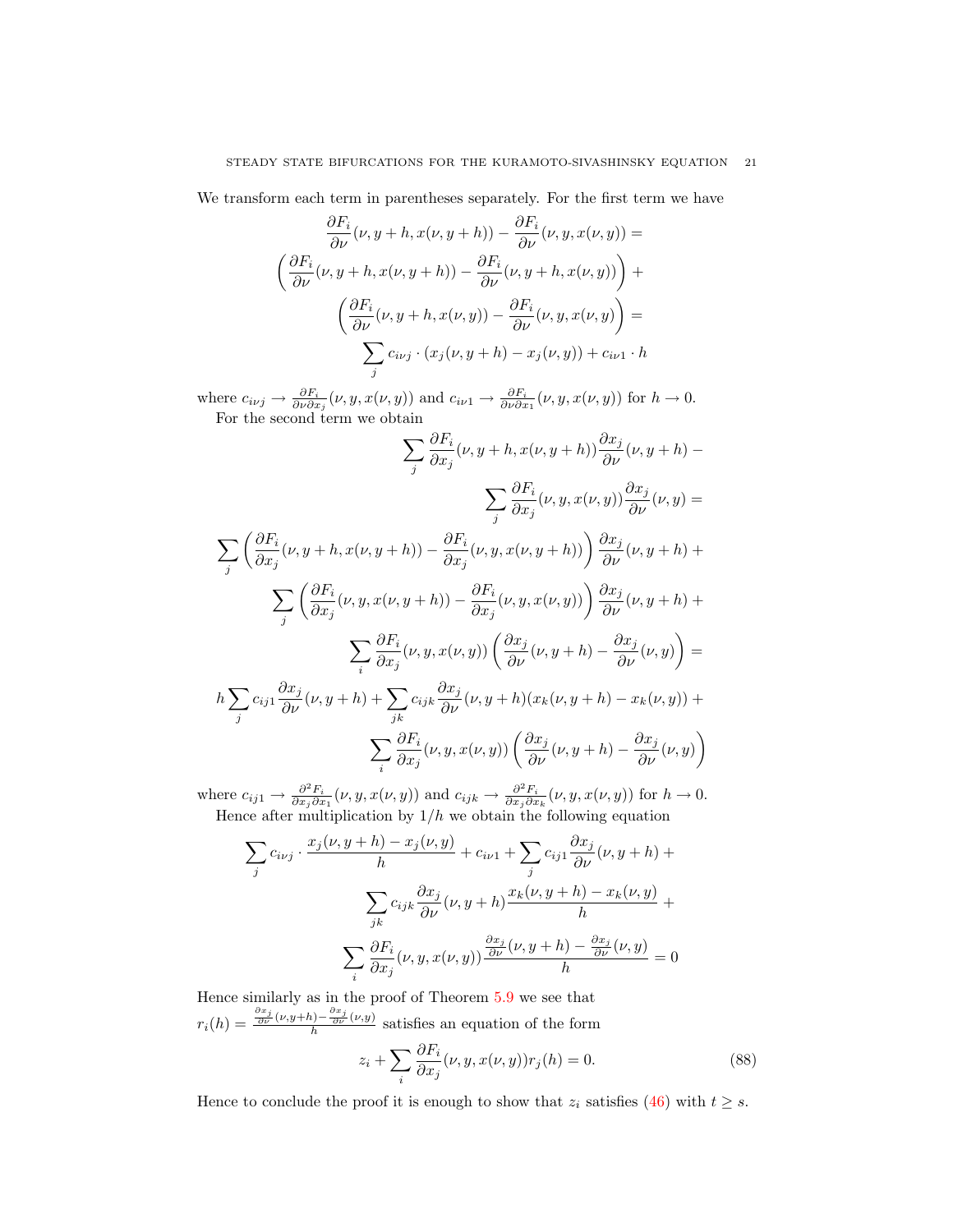We transform each term in parentheses separately. For the first term we have

$$
\begin{aligned}
\frac{\partial F_i}{\partial \nu}(\nu, y+h, x(\nu, y+h)) - \frac{\partial F_i}{\partial \nu}(\nu, y, x(\nu, y)) = \\
\left( \frac{\partial F_i}{\partial \nu}(\nu, y+h, x(\nu, y+h)) - \frac{\partial F_i}{\partial \nu}(\nu, y+h, x(\nu, y)) \right) + \\
\left( \frac{\partial F_i}{\partial \nu}(\nu, y+h, x(\nu, y)) - \frac{\partial F_i}{\partial \nu}(\nu, y, x(\nu, y) \right) = \\
\sum_j c_{i\nu j} \cdot (x_j(\nu, y+h) - x_j(\nu, y)) + c_{i\nu 1} \cdot h
\end{aligned}
$$

where $c_{i\nu j} \to \frac{\partial F_i}{\partial \nu \partial x_j}(\nu, y, x(\nu, y))$ and $c_{i\nu 1} \to \frac{\partial F_i}{\partial \nu \partial x_1}(\nu, y, x(\nu, y))$ for $h \to 0$.

For the second term we obtain

$$
\begin{aligned}
\sum_j \frac{\partial F_i}{\partial x_j}(\nu, y+h, x(\nu, y+h)) \frac{\partial x_j}{\partial \nu}(\nu, y+h) - \\
\sum_j \frac{\partial F_i}{\partial x_j}(\nu, y, x(\nu, y)) \frac{\partial x_j}{\partial \nu}(\nu, y) = \\
\sum_j \left( \frac{\partial F_i}{\partial x_j}(\nu, y+h, x(\nu, y+h)) - \frac{\partial F_i}{\partial x_j}(\nu, y, x(\nu, y+h)) \right) \frac{\partial x_j}{\partial \nu}(\nu, y+h) + \\
\sum_j \left( \frac{\partial F_i}{\partial x_j}(\nu, y, x(\nu, y+h)) - \frac{\partial F_i}{\partial x_j}(\nu, y, x(\nu, y)) \right) \frac{\partial x_j}{\partial \nu}(\nu, y+h) + \\
\sum_i \frac{\partial F_i}{\partial x_j}(\nu, y, x(\nu, y)) \left( \frac{\partial x_j}{\partial \nu}(\nu, y+h) - \frac{\partial x_j}{\partial \nu}(\nu, y) \right) = \\
h \sum_j c_{ij1} \frac{\partial x_j}{\partial \nu}(\nu, y+h) + \sum_{jk} c_{ijk} \frac{\partial x_j}{\partial \nu}(\nu, y+h)(x_k(\nu, y+h) - x_k(\nu, y)) + \\
\sum_i \frac{\partial F_i}{\partial x_j}(\nu, y, x(\nu, y)) \left( \frac{\partial x_j}{\partial \nu}(\nu, y+h) - \frac{\partial x_j}{\partial \nu}(\nu, y) \right)
\end{aligned}
$$

where $c_{ij1} \to \frac{\partial^2 F_i}{\partial x_j \partial x_1}(\nu, y, x(\nu, y))$ and $c_{ijk} \to \frac{\partial^2 F_i}{\partial x_j \partial x_k}(\nu, y, x(\nu, y))$ for $h \to 0$.

Hence after multiplication by $1/h$ we obtain the following equation

$$
\begin{aligned}
\sum_j c_{i\nu j} \cdot \frac{x_j(\nu, y+h) - x_j(\nu, y)}{h} + c_{i\nu 1} + \sum_j c_{ij1} \frac{\partial x_j}{\partial \nu}(\nu, y+h) + \\
\sum_{jk} c_{ijk} \frac{\partial x_j}{\partial \nu}(\nu, y+h) \frac{x_k(\nu, y+h) - x_k(\nu, y)}{h} + \\
\sum_i \frac{\partial F_i}{\partial x_j}(\nu, y, x(\nu, y)) \frac{\frac{\partial x_j}{\partial \nu}(\nu, y+h) - \frac{\partial x_j}{\partial \nu}(\nu, y)}{h} = 0
\end{aligned}
$$

Hence similarly as in the proof of Theorem 5.9 we see that $r_i(h) = \frac{\frac{\partial x_j}{\partial \nu}(\nu, y+h) - \frac{\partial x_j}{\partial \nu}(\nu, y)}{h}$ satisfies an equation of the form

$$
z_i + \sum_i \frac{\partial F_i}{\partial x_j}(\nu, y, x(\nu, y)) r_j(h) = 0. \tag{88}
$$

Hence to conclude the proof it is enough to show that $z_i$ satisfies (46) with $t \geq s$.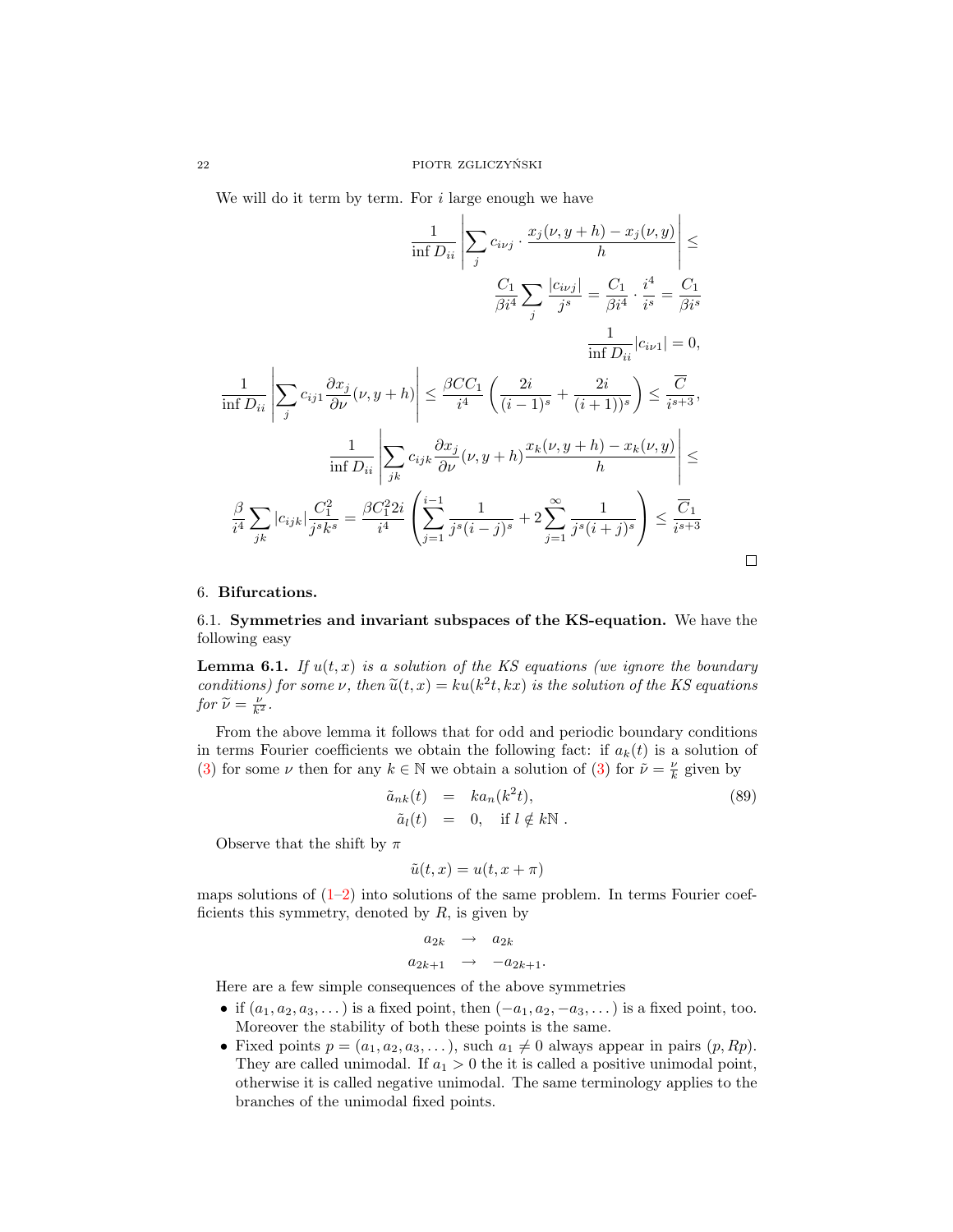We will do it term by term. For $i$ large enough we have

$$
\frac{1}{\inf D_{ii}} \left| \sum_j c_{i\nu j} \cdot \frac{x_j(\nu, y+h) - x_j(\nu, y)}{h} \right| \leq
$$

$$
\frac{C_1}{\beta i^4} \sum_j \frac{|c_{i\nu j}|}{j^s} = \frac{C_1}{\beta i^4} \cdot \frac{i^4}{i^s} = \frac{C_1}{\beta i^s}
$$

$$
\frac{1}{\inf D_{ii}} |c_{i\nu 1}| = 0,
$$

$$
\frac{1}{\inf D_{ii}} \left| \sum_j c_{ij1} \frac{\partial x_j}{\partial \nu}(\nu, y+h) \right| \leq \frac{\beta C C_1}{i^4} \left( \frac{2i}{(i-1)^s} + \frac{2i}{(i+1))^s} \right) \leq \frac{\overline{C}}{i^{s+3}},
$$

$$
\frac{1}{\inf D_{ii}} \left| \sum_{jk} c_{ijk} \frac{\partial x_j}{\partial \nu}(\nu, y+h) \frac{x_k(\nu, y+h) - x_k(\nu, y)}{h} \right| \leq
$$

$$
\frac{\beta}{i^4} \sum_{jk} |c_{ijk}| \frac{C_1^2}{j^s k^s} = \frac{\beta C_1^2 2i}{i^4} \left( \sum_{j=1}^{i-1} \frac{1}{j^s (i-j)^s} + 2 \sum_{j=1}^{\infty} \frac{1}{j^s (i+j)^s} \right) \leq \frac{\overline{C}_1}{i^{s+3}}
$$

□

## 6. **Bifurcations.**

### 6.1. **Symmetries and invariant subspaces of the KS-equation.**

We have the following easy

**Lemma 6.1.** *If $u(t,x)$ is a solution of the KS equations (we ignore the boundary conditions) for some $\nu$, then $\widetilde{u}(t,x) = ku(k^2 t, kx)$ is the solution of the KS equations for $\widetilde{\nu} = \frac{\nu}{k^2}$.*

From the above lemma it follows that for odd and periodic boundary conditions in terms Fourier coefficients we obtain the following fact: if $a_k(t)$ is a solution of (3) for some $\nu$ then for any $k \in \mathbb{N}$ we obtain a solution of (3) for $\tilde{\nu} = \frac{\nu}{k}$ given by

$$
\begin{aligned}
\tilde{a}_{nk}(t) &= k a_n(k^2 t), \\
\tilde{a}_l(t) &= 0, \quad \text{if } l \notin k\mathbb{N} .
\end{aligned} \tag{89}
$$

Observe that the shift by $\pi$

$$
\tilde{u}(t,x) = u(t, x+\pi)
$$

maps solutions of (1–2) into solutions of the same problem. In terms Fourier coefficients this symmetry, denoted by $R$, is given by

$$
\begin{aligned}
a_{2k} &\to a_{2k} \\
a_{2k+1} &\to -a_{2k+1}.
\end{aligned}
$$

Here are a few simple consequences of the above symmetries

- if $(a_1, a_2, a_3, \dots)$ is a fixed point, then $(-a_1, a_2, -a_3, \dots)$ is a fixed point, too. Moreover the stability of both these points is the same.
- Fixed points $p = (a_1, a_2, a_3, \dots)$, such $a_1 \neq 0$ always appear in pairs $(p, Rp)$. They are called unimodal. If $a_1 > 0$ the it is called a positive unimodal point, otherwise it is called negative unimodal. The same terminology applies to the branches of the unimodal fixed points.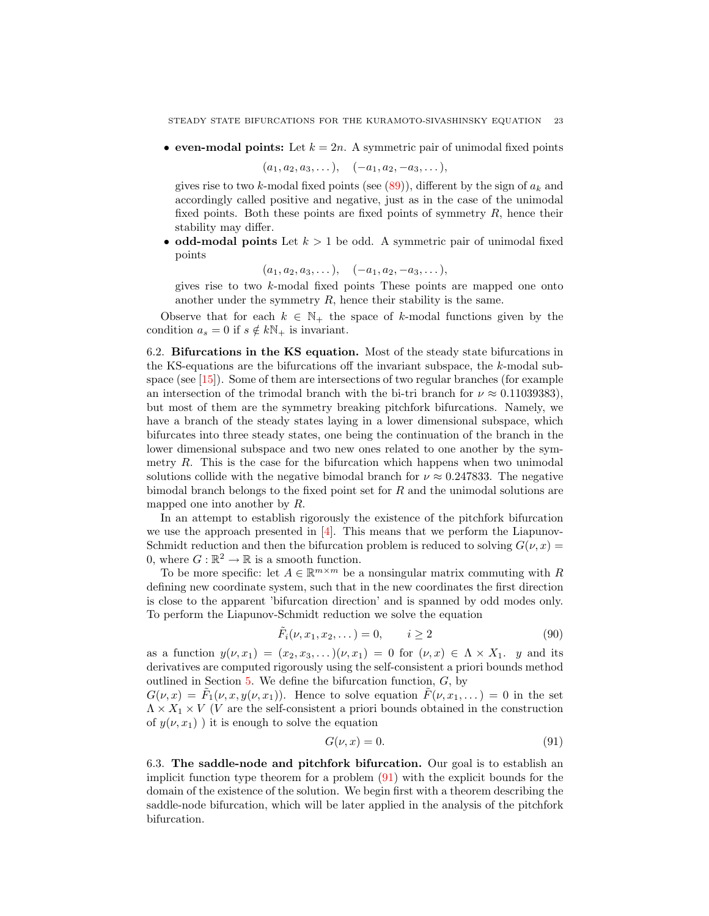- **even-modal points:** Let $k = 2n$. A symmetric pair of unimodal fixed points

$$(a_1, a_2, a_3, \dots), \quad (-a_1, a_2, -a_3, \dots),$$

gives rise to two $k$-modal fixed points (see (89)), different by the sign of $a_k$ and accordingly called positive and negative, just as in the case of the unimodal fixed points. Both these points are fixed points of symmetry $R$, hence their stability may differ.

- **odd-modal points** Let $k > 1$ be odd. A symmetric pair of unimodal fixed points

$$(a_1, a_2, a_3, \dots), \quad (-a_1, a_2, -a_3, \dots),$$

gives rise to two $k$-modal fixed points These points are mapped one onto another under the symmetry $R$, hence their stability is the same.

Observe that for each $k \in \mathbb{N}_+$ the space of $k$-modal functions given by the condition $a_s = 0$ if $s \notin k\mathbb{N}_+$ is invariant.

6.2. **Bifurcations in the KS equation.** Most of the steady state bifurcations in the KS-equations are the bifurcations off the invariant subspace, the $k$-modal subspace (see [15]). Some of them are intersections of two regular branches (for example an intersection of the trimodal branch with the bi-tri branch for $\nu \approx 0.11039383$), but most of them are the symmetry breaking pitchfork bifurcations. Namely, we have a branch of the steady states laying in a lower dimensional subspace, which bifurcates into three steady states, one being the continuation of the branch in the lower dimensional subspace and two new ones related to one another by the symmetry $R$. This is the case for the bifurcation which happens when two unimodal solutions collide with the negative bimodal branch for $\nu \approx 0.247833$. The negative bimodal branch belongs to the fixed point set for $R$ and the unimodal solutions are mapped one into another by $R$.

In an attempt to establish rigorously the existence of the pitchfork bifurcation we use the approach presented in [4]. This means that we perform the Liapunov-Schmidt reduction and then the bifurcation problem is reduced to solving $G(\nu, x) = 0$, where $G : \mathbb{R}^2 \to \mathbb{R}$ is a smooth function.

To be more specific: let $A \in \mathbb{R}^{m\times m}$ be a nonsingular matrix commuting with $R$ defining new coordinate system, such that in the new coordinates the first direction is close to the apparent 'bifurcation direction' and is spanned by odd modes only. To perform the Liapunov-Schmidt reduction we solve the equation

$$\tilde{F}_i(\nu, x_1, x_2, \dots) = 0, \qquad i \geq 2 \tag{90}$$

as a function $y(\nu, x_1) = (x_2, x_3, \dots)(\nu, x_1) = 0$ for $(\nu, x) \in \Lambda \times X_1$. $y$ and its derivatives are computed rigorously using the self-consistent a priori bounds method outlined in Section 5. We define the bifurcation function, $G$, by
$G(\nu, x) = \tilde{F}_1(\nu, x, y(\nu, x_1))$. Hence to solve equation $\tilde{F}(\nu, x_1, \dots) = 0$ in the set $\Lambda \times X_1 \times V$ ($V$ are the self-consistent a priori bounds obtained in the construction of $y(\nu, x_1)$ ) it is enough to solve the equation

$$G(\nu, x) = 0. \tag{91}$$

6.3. **The saddle-node and pitchfork bifurcation.** Our goal is to establish an implicit function type theorem for a problem (91) with the explicit bounds for the domain of the existence of the solution. We begin first with a theorem describing the saddle-node bifurcation, which will be later applied in the analysis of the pitchfork bifurcation.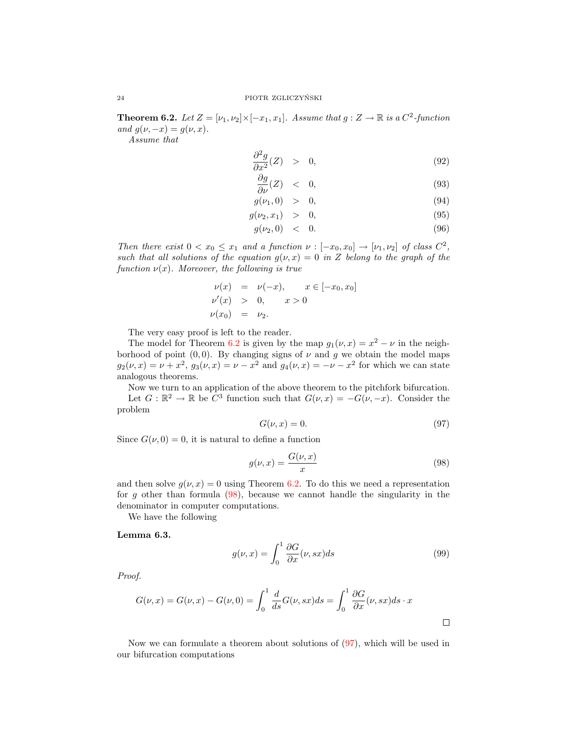**Theorem 6.2.** *Let $Z = [\nu_1, \nu_2] \times [-x_1, x_1]$. Assume that $g : Z \to \mathbb{R}$ is a $C^2$-function and $g(\nu, -x) = g(\nu, x)$.*

*Assume that*

$$
\begin{aligned}
\frac{\partial^2 g}{\partial x^2}(Z) &> 0, &(92)\\
\frac{\partial g}{\partial \nu}(Z) &< 0, &(93)\\
g(\nu_1, 0) &> 0, &(94)\\
g(\nu_2, x_1) &> 0, &(95)\\
g(\nu_2, 0) &< 0. &(96)
\end{aligned}
$$

*Then there exist $0 < x_0 \leq x_1$ and a function $\nu : [-x_0, x_0] \to [\nu_1, \nu_2]$ of class $C^2$, such that all solutions of the equation $g(\nu, x) = 0$ in $Z$ belong to the graph of the function $\nu(x)$. Moreover, the following is true*

$$
\begin{aligned}
\nu(x) &= \nu(-x), \qquad x \in [-x_0, x_0]\\
\nu'(x) &> 0, \qquad x > 0\\
\nu(x_0) &= \nu_2.
\end{aligned}
$$

The very easy proof is left to the reader.

The model for Theorem 6.2 is given by the map $g_1(\nu, x) = x^2 - \nu$ in the neighborhood of point $(0, 0)$. By changing signs of $\nu$ and $g$ we obtain the model maps $g_2(\nu, x) = \nu + x^2$, $g_3(\nu, x) = \nu - x^2$ and $g_4(\nu, x) = -\nu - x^2$ for which we can state analogous theorems.

Now we turn to an application of the above theorem to the pitchfork bifurcation.

Let $G : \mathbb{R}^2 \to \mathbb{R}$ be $C^3$ function such that $G(\nu, x) = -G(\nu, -x)$. Consider the problem

$$
G(\nu, x) = 0. \tag{97}
$$

Since $G(\nu, 0) = 0$, it is natural to define a function

$$
g(\nu, x) = \frac{G(\nu, x)}{x} \tag{98}
$$

and then solve $g(\nu, x) = 0$ using Theorem 6.2. To do this we need a representation for $g$ other than formula (98), because we cannot handle the singularity in the denominator in computer computations.

We have the following

**Lemma 6.3.**

$$
g(\nu, x) = \int_0^1 \frac{\partial G}{\partial x}(\nu, sx) ds \tag{99}
$$

*Proof.*

$$
G(\nu, x) = G(\nu, x) - G(\nu, 0) = \int_0^1 \frac{d}{ds} G(\nu, sx) ds = \int_0^1 \frac{\partial G}{\partial x}(\nu, sx) ds \cdot x
$$

□

Now we can formulate a theorem about solutions of (97), which will be used in our bifurcation computations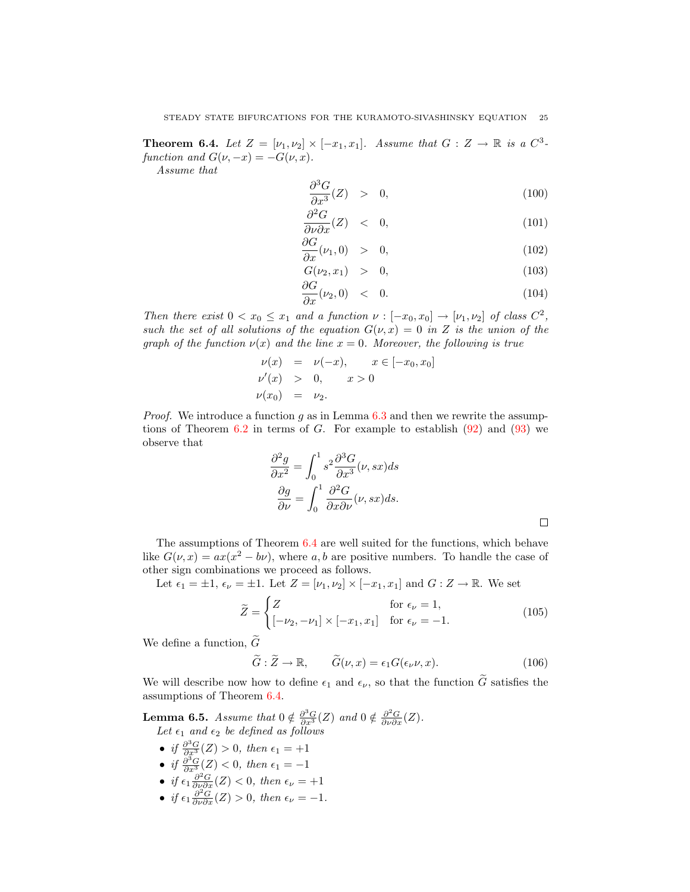**Theorem 6.4.** *Let $Z = [\nu_1, \nu_2] \times [-x_1, x_1]$. Assume that $G : Z \to \mathbb{R}$ is a $C^3$-function and $G(\nu, -x) = -G(\nu, x)$.*

*Assume that*

$$
\begin{aligned}
\frac{\partial^3 G}{\partial x^3}(Z) &> 0, \quad (100)\\
\frac{\partial^2 G}{\partial \nu \partial x}(Z) &< 0, \quad (101)\\
\frac{\partial G}{\partial x}(\nu_1, 0) &> 0, \quad (102)\\
G(\nu_2, x_1) &> 0, \quad (103)\\
\frac{\partial G}{\partial x}(\nu_2, 0) &< 0. \quad (104)
\end{aligned}
$$

*Then there exist $0 < x_0 \leq x_1$ and a function $\nu : [-x_0, x_0] \to [\nu_1, \nu_2]$ of class $C^2$, such the set of all solutions of the equation $G(\nu, x) = 0$ in $Z$ is the union of the graph of the function $\nu(x)$ and the line $x = 0$. Moreover, the following is true*

$$
\begin{aligned}
\nu(x) &= \nu(-x), \qquad x \in [-x_0, x_0]\\
\nu'(x) &> 0, \qquad x > 0\\
\nu(x_0) &= \nu_2.
\end{aligned}
$$

*Proof.* We introduce a function $g$ as in Lemma 6.3 and then we rewrite the assumptions of Theorem 6.2 in terms of $G$. For example to establish (92) and (93) we observe that

$$
\frac{\partial^2 g}{\partial x^2} = \int_0^1 s^2 \frac{\partial^3 G}{\partial x^3}(\nu, sx) ds
$$

$$
\frac{\partial g}{\partial \nu} = \int_0^1 \frac{\partial^2 G}{\partial x \partial \nu}(\nu, sx) ds.
$$

□

The assumptions of Theorem 6.4 are well suited for the functions, which behave like $G(\nu, x) = ax(x^2 - b\nu)$, where $a, b$ are positive numbers. To handle the case of other sign combinations we proceed as follows.

Let $\epsilon_1 = \pm 1$, $\epsilon_\nu = \pm 1$. Let $Z = [\nu_1, \nu_2] \times [-x_1, x_1]$ and $G : Z \to \mathbb{R}$. We set

$$
\widetilde{Z} = \begin{cases} Z & \text{for } \epsilon_\nu = 1,\\ [-\nu_2, -\nu_1] \times [-x_1, x_1] & \text{for } \epsilon_\nu = -1. \end{cases} \quad (105)
$$

We define a function, $\widetilde{G}$

$$
\widetilde{G} : \widetilde{Z} \to \mathbb{R}, \qquad \widetilde{G}(\nu, x) = \epsilon_1 G(\epsilon_\nu \nu, x). \quad (106)
$$

We will describe now how to define $\epsilon_1$ and $\epsilon_\nu$, so that the function $\widetilde{G}$ satisfies the assumptions of Theorem 6.4.

**Lemma 6.5.** *Assume that $0 \notin \frac{\partial^3 G}{\partial x^3}(Z)$ and $0 \notin \frac{\partial^2 G}{\partial \nu \partial x}(Z)$.*

*Let $\epsilon_1$ and $\epsilon_2$ be defined as follows*

- *if $\frac{\partial^3 G}{\partial x^3}(Z) > 0$, then $\epsilon_1 = +1$*
- *if $\frac{\partial^3 G}{\partial x^3}(Z) < 0$, then $\epsilon_1 = -1$*
- *if $\epsilon_1 \frac{\partial^2 G}{\partial \nu \partial x}(Z) < 0$, then $\epsilon_\nu = +1$*
- *if $\epsilon_1 \frac{\partial^2 G}{\partial \nu \partial x}(Z) > 0$, then $\epsilon_\nu = -1$.*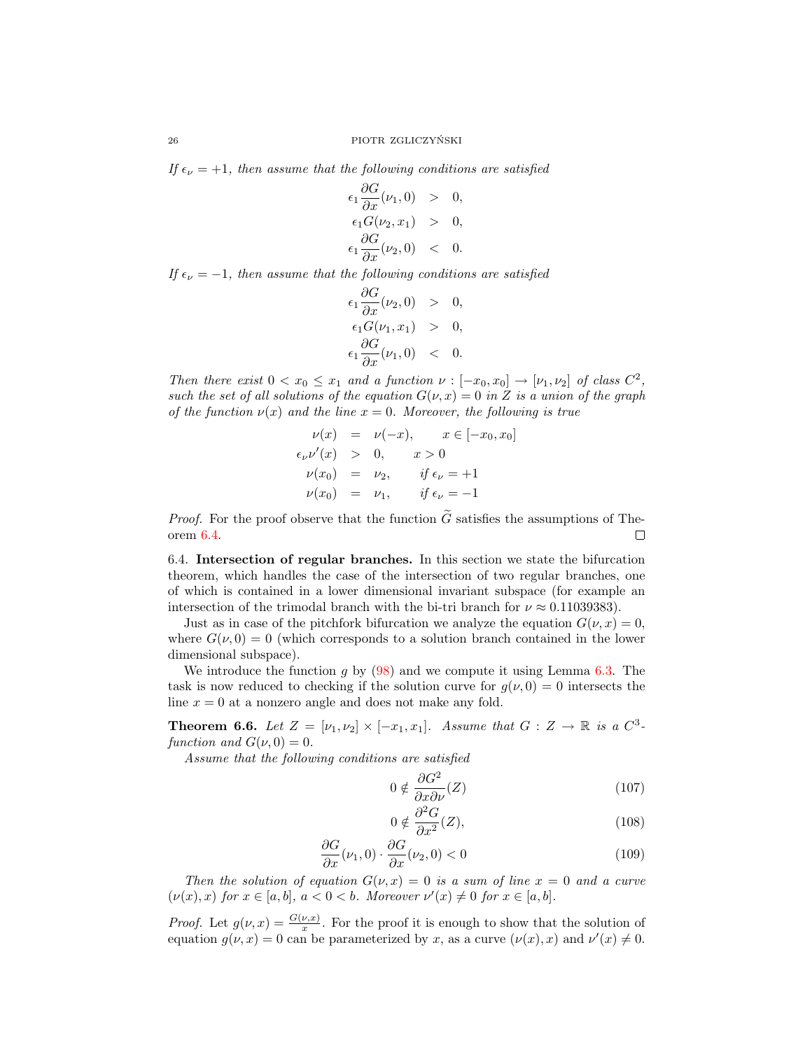*If $\epsilon_\nu = +1$, then assume that the following conditions are satisfied*

$$
\begin{aligned}
\epsilon_1 \frac{\partial G}{\partial x}(\nu_1, 0) &> 0, \\
\epsilon_1 G(\nu_2, x_1) &> 0, \\
\epsilon_1 \frac{\partial G}{\partial x}(\nu_2, 0) &< 0.
\end{aligned}
$$

*If $\epsilon_\nu = -1$, then assume that the following conditions are satisfied*

$$
\begin{aligned}
\epsilon_1 \frac{\partial G}{\partial x}(\nu_2, 0) &> 0, \\
\epsilon_1 G(\nu_1, x_1) &> 0, \\
\epsilon_1 \frac{\partial G}{\partial x}(\nu_1, 0) &< 0.
\end{aligned}
$$

*Then there exist $0 < x_0 \leq x_1$ and a function $\nu : [-x_0, x_0] \to [\nu_1, \nu_2]$ of class $C^2$, such the set of all solutions of the equation $G(\nu, x) = 0$ in $Z$ is a union of the graph of the function $\nu(x)$ and the line $x = 0$. Moreover, the following is true*

$$
\begin{aligned}
\nu(x) &= \nu(-x), \qquad x \in [-x_0, x_0] \\
\epsilon_\nu \nu'(x) &> 0, \qquad x > 0 \\
\nu(x_0) &= \nu_2, \qquad \text{if } \epsilon_\nu = +1 \\
\nu(x_0) &= \nu_1, \qquad \text{if } \epsilon_\nu = -1
\end{aligned}
$$

*Proof.* For the proof observe that the function $\widetilde{G}$ satisfies the assumptions of Theorem 6.4. $\square$

6.4. **Intersection of regular branches.** In this section we state the bifurcation theorem, which handles the case of the intersection of two regular branches, one of which is contained in a lower dimensional invariant subspace (for example an intersection of the trimodal branch with the bi-tri branch for $\nu \approx 0.11039383$).

Just as in case of the pitchfork bifurcation we analyze the equation $G(\nu, x) = 0$, where $G(\nu, 0) = 0$ (which corresponds to a solution branch contained in the lower dimensional subspace).

We introduce the function $g$ by (98) and we compute it using Lemma 6.3. The task is now reduced to checking if the solution curve for $g(\nu, 0) = 0$ intersects the line $x = 0$ at a nonzero angle and does not make any fold.

**Theorem 6.6.** *Let $Z = [\nu_1, \nu_2] \times [-x_1, x_1]$. Assume that $G : Z \to \mathbb{R}$ is a $C^3$-function and $G(\nu, 0) = 0$.*

*Assume that the following conditions are satisfied*

$$
0 \notin \frac{\partial G^2}{\partial x \partial \nu}(Z) \tag{107}
$$

$$
0 \notin \frac{\partial^2 G}{\partial x^2}(Z), \tag{108}
$$

$$
\frac{\partial G}{\partial x}(\nu_1, 0) \cdot \frac{\partial G}{\partial x}(\nu_2, 0) < 0 \tag{109}
$$

*Then the solution of equation $G(\nu, x) = 0$ is a sum of line $x = 0$ and a curve $(\nu(x), x)$ for $x \in [a, b]$, $a < 0 < b$. Moreover $\nu'(x) \neq 0$ for $x \in [a, b]$.*

*Proof.* Let $g(\nu, x) = \frac{G(\nu, x)}{x}$. For the proof it is enough to show that the solution of equation $g(\nu, x) = 0$ can be parameterized by $x$, as a curve $(\nu(x), x)$ and $\nu'(x) \neq 0$.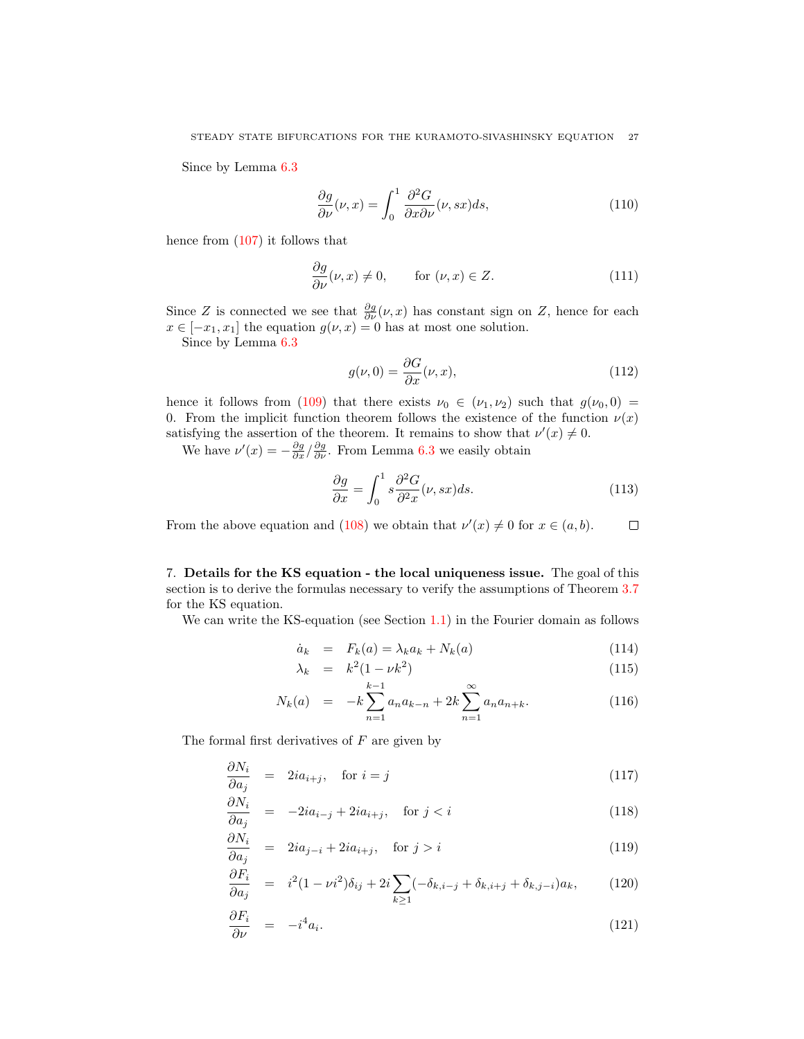Since by Lemma 6.3

$$\frac{\partial g}{\partial \nu}(\nu, x) = \int_0^1 \frac{\partial^2 G}{\partial x \partial \nu}(\nu, sx) ds, \tag{110}$$

hence from (107) it follows that

$$\frac{\partial g}{\partial \nu}(\nu, x) \neq 0, \qquad \text{for } (\nu, x) \in Z. \tag{111}$$

Since $Z$ is connected we see that $\frac{\partial g}{\partial \nu}(\nu, x)$ has constant sign on $Z$, hence for each $x \in [-x_1, x_1]$ the equation $g(\nu, x) = 0$ has at most one solution.

Since by Lemma 6.3

$$g(\nu, 0) = \frac{\partial G}{\partial x}(\nu, x), \tag{112}$$

hence it follows from (109) that there exists $\nu_0 \in (\nu_1, \nu_2)$ such that $g(\nu_0, 0) = 0$. From the implicit function theorem follows the existence of the function $\nu(x)$ satisfying the assertion of the theorem. It remains to show that $\nu'(x) \neq 0$.

We have $\nu'(x) = -\frac{\partial g}{\partial x} / \frac{\partial g}{\partial \nu}$. From Lemma 6.3 we easily obtain

$$\frac{\partial g}{\partial x} = \int_0^1 s \frac{\partial^2 G}{\partial^2 x}(\nu, sx) ds. \tag{113}$$

From the above equation and (108) we obtain that $\nu'(x) \neq 0$ for $x \in (a, b)$. ∎

## 7. Details for the KS equation - the local uniqueness issue.

The goal of this section is to derive the formulas necessary to verify the assumptions of Theorem 3.7 for the KS equation.

We can write the KS-equation (see Section 1.1) in the Fourier domain as follows

$$\dot{a}_k = F_k(a) = \lambda_k a_k + N_k(a) \tag{114}$$

$$\lambda_k = k^2(1 - \nu k^2) \tag{115}$$

$$N_k(a) = -k \sum_{n=1}^{k-1} a_n a_{k-n} + 2k \sum_{n=1}^{\infty} a_n a_{n+k}. \tag{116}$$

The formal first derivatives of $F$ are given by

$$\frac{\partial N_i}{\partial a_j} = 2i a_{i+j}, \quad \text{for } i = j \tag{117}$$

$$\frac{\partial N_i}{\partial a_j} = -2i a_{i-j} + 2i a_{i+j}, \quad \text{for } j < i \tag{118}$$

$$\frac{\partial N_i}{\partial a_j} = 2i a_{j-i} + 2i a_{i+j}, \quad \text{for } j > i \tag{119}$$

$$\frac{\partial F_i}{\partial a_j} = i^2(1 - \nu i^2)\delta_{ij} + 2i \sum_{k \geq 1} (-\delta_{k,i-j} + \delta_{k,i+j} + \delta_{k,j-i}) a_k, \tag{120}$$

$$\frac{\partial F_i}{\partial \nu} = -i^4 a_i. \tag{121}$$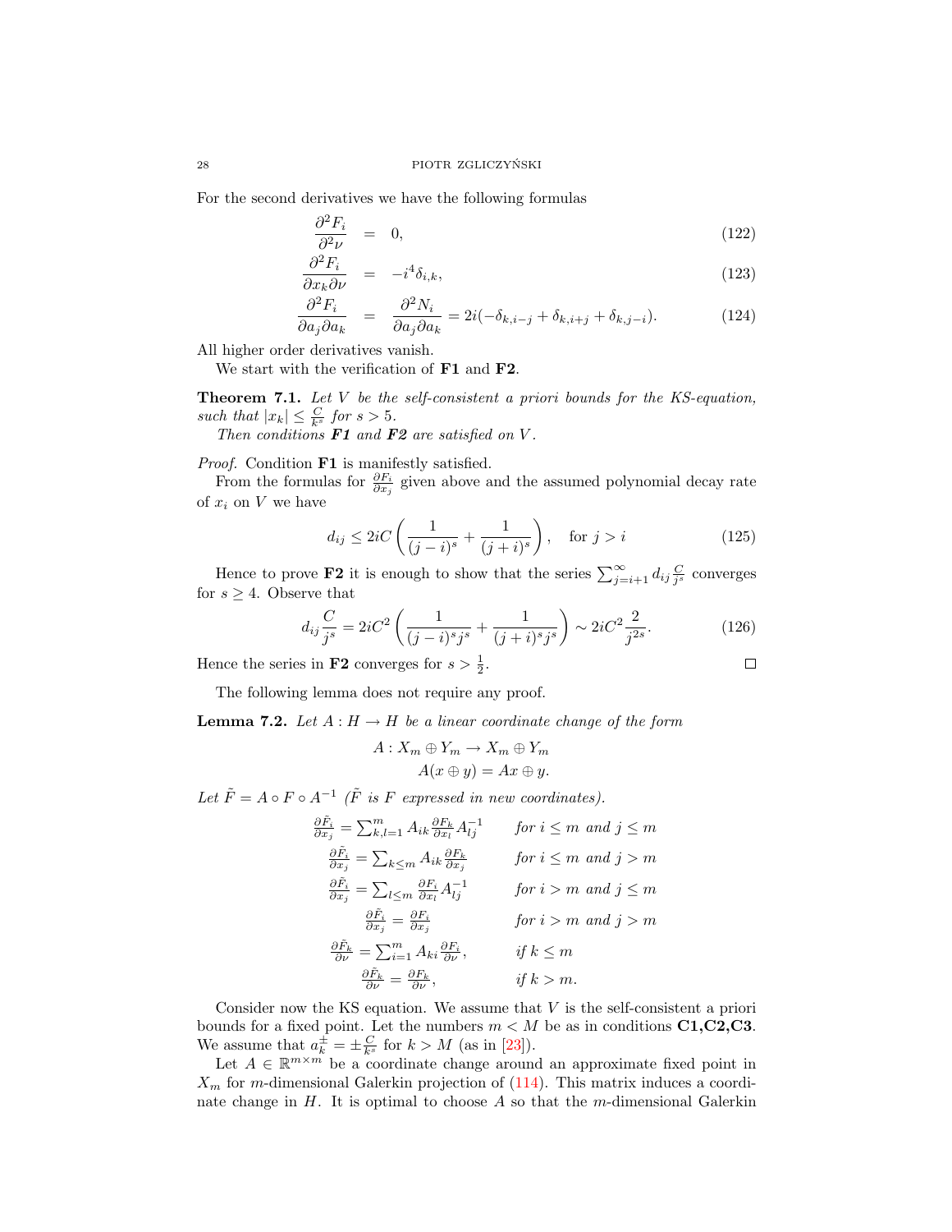For the second derivatives we have the following formulas

$$\frac{\partial^2 F_i}{\partial^2 \nu} = 0, \tag{122}$$

$$\frac{\partial^2 F_i}{\partial x_k \partial \nu} = -i^4 \delta_{i,k}, \tag{123}$$

$$\frac{\partial^2 F_i}{\partial a_j \partial a_k} = \frac{\partial^2 N_i}{\partial a_j \partial a_k} = 2i(-\delta_{k,i-j} + \delta_{k,i+j} + \delta_{k,j-i}). \tag{124}$$

All higher order derivatives vanish.

We start with the verification of **F1** and **F2**.

**Theorem 7.1.** *Let $V$ be the self-consistent a priori bounds for the KS-equation, such that $|x_k| \leq \frac{C}{k^s}$ for $s > 5$.*

*Then conditions **F1** and **F2** are satisfied on $V$.*

*Proof.* Condition **F1** is manifestly satisfied.

From the formulas for $\frac{\partial F_i}{\partial x_j}$ given above and the assumed polynomial decay rate of $x_i$ on $V$ we have

$$d_{ij} \leq 2iC \left( \frac{1}{(j-i)^s} + \frac{1}{(j+i)^s} \right), \quad \text{for } j > i \tag{125}$$

Hence to prove **F2** it is enough to show that the series $\sum_{j=i+1}^{\infty} d_{ij} \frac{C}{j^s}$ converges for $s \geq 4$. Observe that

$$d_{ij} \frac{C}{j^s} = 2iC^2 \left( \frac{1}{(j-i)^s j^s} + \frac{1}{(j+i)^s j^s} \right) \sim 2iC^2 \frac{2}{j^{2s}}. \tag{126}$$

Hence the series in **F2** converges for $s > \frac{1}{2}$. $\square$

The following lemma does not require any proof.

**Lemma 7.2.** *Let $A : H \to H$ be a linear coordinate change of the form*

$$A : X_m \oplus Y_m \to X_m \oplus Y_m$$
$$A(x \oplus y) = Ax \oplus y.$$

*Let $\tilde{F} = A \circ F \circ A^{-1}$ ($\tilde{F}$ is $F$ expressed in new coordinates).*

$$\frac{\partial \tilde{F}_i}{\partial x_j} = \sum_{k,l=1}^{m} A_{ik} \frac{\partial F_k}{\partial x_l} A^{-1}_{lj} \qquad \text{for } i \leq m \text{ and } j \leq m$$

$$\frac{\partial \tilde{F}_i}{\partial x_j} = \sum_{k \leq m} A_{ik} \frac{\partial F_k}{\partial x_j} \qquad \text{for } i \leq m \text{ and } j > m$$

$$\frac{\partial \tilde{F}_i}{\partial x_j} = \sum_{l \leq m} \frac{\partial F_i}{\partial x_l} A^{-1}_{lj} \qquad \text{for } i > m \text{ and } j \leq m$$

$$\frac{\partial \tilde{F}_i}{\partial x_j} = \frac{\partial F_i}{\partial x_j} \qquad \text{for } i > m \text{ and } j > m$$

$$\frac{\partial \tilde{F}_k}{\partial \nu} = \sum_{i=1}^{m} A_{ki} \frac{\partial F_i}{\partial \nu}, \qquad \text{if } k \leq m$$

$$\frac{\partial \tilde{F}_k}{\partial \nu} = \frac{\partial F_k}{\partial \nu}, \qquad \text{if } k > m.$$

Consider now the KS equation. We assume that $V$ is the self-consistent a priori bounds for a fixed point. Let the numbers $m < M$ be as in conditions **C1,C2,C3**. We assume that $a^{\pm}_k = \pm \frac{C}{k^s}$ for $k > M$ (as in [23]).

Let $A \in \mathbb{R}^{m \times m}$ be a coordinate change around an approximate fixed point in $X_m$ for $m$-dimensional Galerkin projection of (114). This matrix induces a coordinate change in $H$. It is optimal to choose $A$ so that the $m$-dimensional Galerkin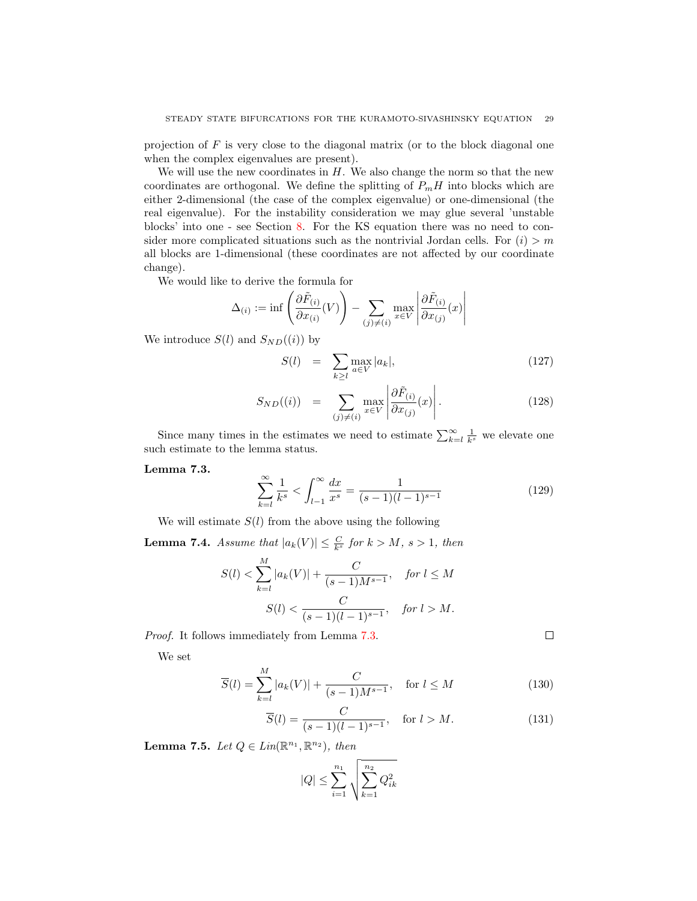projection of $F$ is very close to the diagonal matrix (or to the block diagonal one when the complex eigenvalues are present).

We will use the new coordinates in $H$. We also change the norm so that the new coordinates are orthogonal. We define the splitting of $P_m H$ into blocks which are either 2-dimensional (the case of the complex eigenvalue) or one-dimensional (the real eigenvalue). For the instability consideration we may glue several 'unstable blocks' into one - see Section 8. For the KS equation there was no need to consider more complicated situations such as the nontrivial Jordan cells. For $(i) > m$ all blocks are 1-dimensional (these coordinates are not affected by our coordinate change).

We would like to derive the formula for

$$\Delta_{(i)} := \inf \left( \frac{\partial \tilde{F}_{(i)}}{\partial x_{(i)}}(V) \right) - \sum_{(j) \neq (i)} \max_{x \in V} \left| \frac{\partial \tilde{F}_{(i)}}{\partial x_{(j)}}(x) \right|$$

We introduce $S(l)$ and $S_{ND}((i))$ by

$$S(l) = \sum_{k \geq l} \max_{a \in V} |a_k|, \tag{127}$$

$$S_{ND}((i)) = \sum_{(j) \neq (i)} \max_{x \in V} \left| \frac{\partial \tilde{F}_{(i)}}{\partial x_{(j)}}(x) \right|. \tag{128}$$

Since many times in the estimates we need to estimate $\sum_{k=l}^{\infty} \frac{1}{k^s}$ we elevate one such estimate to the lemma status.

**Lemma 7.3.**

$$\sum_{k=l}^{\infty} \frac{1}{k^s} < \int_{l-1}^{\infty} \frac{dx}{x^s} = \frac{1}{(s-1)(l-1)^{s-1}} \tag{129}$$

We will estimate $S(l)$ from the above using the following

**Lemma 7.4.** *Assume that $|a_k(V)| \leq \frac{C}{k^s}$ for $k > M$, $s > 1$, then*

$$S(l) < \sum_{k=l}^{M} |a_k(V)| + \frac{C}{(s-1)M^{s-1}}, \quad \text{for } l \leq M$$

$$S(l) < \frac{C}{(s-1)(l-1)^{s-1}}, \quad \text{for } l > M.$$

*Proof.* It follows immediately from Lemma 7.3. □

We set

$$\overline{S}(l) = \sum_{k=l}^{M} |a_k(V)| + \frac{C}{(s-1)M^{s-1}}, \quad \text{for } l \leq M \tag{130}$$

$$\overline{S}(l) = \frac{C}{(s-1)(l-1)^{s-1}}, \quad \text{for } l > M. \tag{131}$$

**Lemma 7.5.** *Let $Q \in Lin(\mathbb{R}^{n_1}, \mathbb{R}^{n_2})$, then*

$$|Q| \leq \sum_{i=1}^{n_1} \sqrt{\sum_{k=1}^{n_2} Q_{ik}^2}$$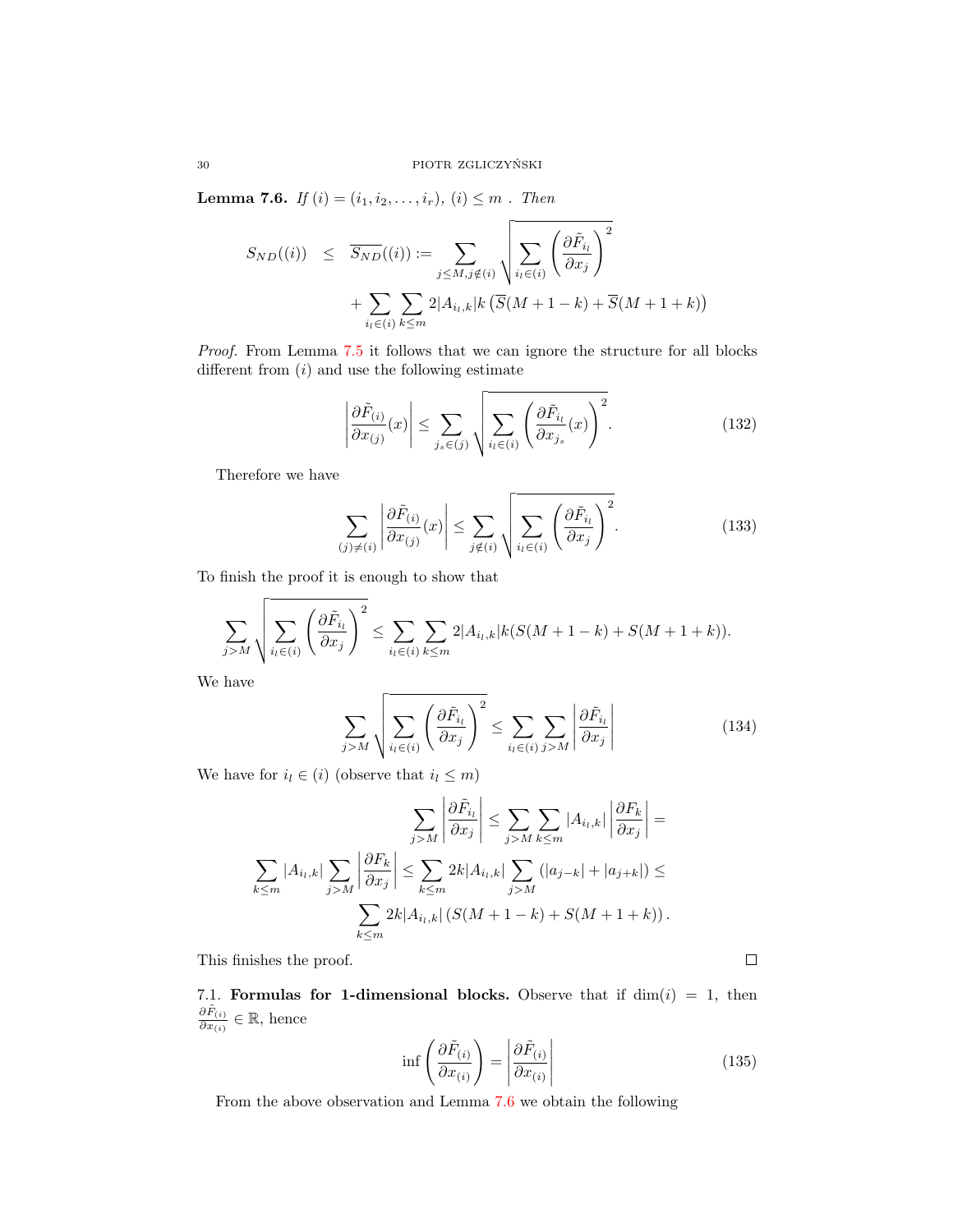**Lemma 7.6.** *If* $(i) = (i_1, i_2, \dots, i_r)$, $(i) \leq m$ *. Then*

$$
\begin{aligned}
S_{ND}((i)) \quad \leq \quad \overline{S_{ND}}((i)) := \sum_{j \leq M, j \notin (i)} \sqrt{\sum_{i_l \in (i)} \left( \frac{\partial \tilde{F}_{i_l}}{\partial x_j} \right)^2} \\
+ \sum_{i_l \in (i)} \sum_{k \leq m} 2|A_{i_l,k}| k \left( \overline{S}(M+1-k) + \overline{S}(M+1+k) \right)
\end{aligned}
$$

*Proof.* From Lemma 7.5 it follows that we can ignore the structure for all blocks different from $(i)$ and use the following estimate

$$
\left| \frac{\partial \tilde{F}_{(i)}}{\partial x_{(j)}}(x) \right| \leq \sum_{j_s \in (j)} \sqrt{\sum_{i_l \in (i)} \left( \frac{\partial \tilde{F}_{i_l}}{\partial x_{j_s}}(x) \right)^2}. \tag{132}
$$

Therefore we have

$$
\sum_{(j) \neq (i)} \left| \frac{\partial \tilde{F}_{(i)}}{\partial x_{(j)}}(x) \right| \leq \sum_{j \notin (i)} \sqrt{\sum_{i_l \in (i)} \left( \frac{\partial \tilde{F}_{i_l}}{\partial x_j} \right)^2}. \tag{133}
$$

To finish the proof it is enough to show that

$$
\sum_{j > M} \sqrt{\sum_{i_l \in (i)} \left( \frac{\partial \tilde{F}_{i_l}}{\partial x_j} \right)^2} \leq \sum_{i_l \in (i)} \sum_{k \leq m} 2|A_{i_l,k}| k (S(M+1-k) + S(M+1+k)).
$$

We have

$$
\sum_{j > M} \sqrt{\sum_{i_l \in (i)} \left( \frac{\partial \tilde{F}_{i_l}}{\partial x_j} \right)^2} \leq \sum_{i_l \in (i)} \sum_{j > M} \left| \frac{\partial \tilde{F}_{i_l}}{\partial x_j} \right| \tag{134}
$$

We have for $i_l \in (i)$ (observe that $i_l \leq m$)

$$
\begin{aligned}
\sum_{j > M} \left| \frac{\partial \tilde{F}_{i_l}}{\partial x_j} \right| \leq \sum_{j > M} \sum_{k \leq m} |A_{i_l,k}| \left| \frac{\partial F_k}{\partial x_j} \right| = \\
\sum_{k \leq m} |A_{i_l,k}| \sum_{j > M} \left| \frac{\partial F_k}{\partial x_j} \right| \leq \sum_{k \leq m} 2k |A_{i_l,k}| \sum_{j > M} \left( |a_{j-k}| + |a_{j+k}| \right) \leq \\
\sum_{k \leq m} 2k |A_{i_l,k}| \left( S(M+1-k) + S(M+1+k) \right).
\end{aligned}
$$

This finishes the proof. $\square$

7.1. **Formulas for 1-dimensional blocks.** Observe that if $\dim(i) = 1$, then $\frac{\partial \tilde{F}_{(i)}}{\partial x_{(i)}} \in \mathbb{R}$, hence

$$
\inf \left( \frac{\partial \tilde{F}_{(i)}}{\partial x_{(i)}} \right) = \left| \frac{\partial \tilde{F}_{(i)}}{\partial x_{(i)}} \right| \tag{135}
$$

From the above observation and Lemma 7.6 we obtain the following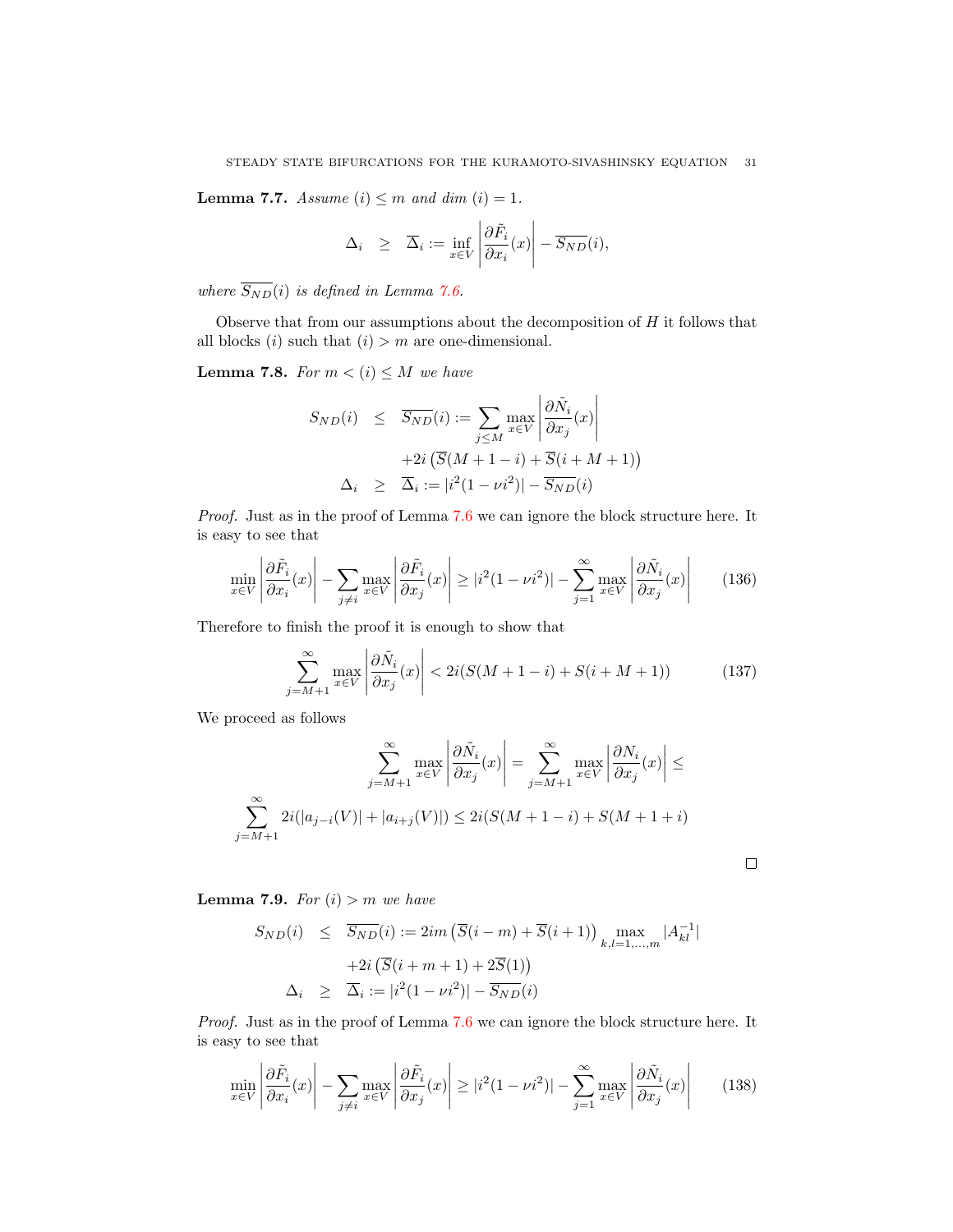**Lemma 7.7.** *Assume* $(i) \leq m$ *and* $\dim\,(i) = 1$.

$$\Delta_i \quad \geq \quad \overline{\Delta}_i := \inf_{x\in V} \left| \frac{\partial \tilde{F}_i}{\partial x_i}(x) \right| - \overline{S_{ND}}(i),$$

*where* $\overline{S_{ND}}(i)$ *is defined in Lemma 7.6.*

Observe that from our assumptions about the decomposition of $H$ it follows that all blocks $(i)$ such that $(i) > m$ are one-dimensional.

**Lemma 7.8.** *For* $m < (i) \leq M$ *we have*

$$\begin{aligned} S_{ND}(i) \quad &\leq \quad \overline{S_{ND}}(i) := \sum_{j\leq M} \max_{x\in V} \left| \frac{\partial \tilde{N}_i}{\partial x_j}(x) \right| \\ &\qquad\qquad +2i\left(\overline{S}(M+1-i) + \overline{S}(i+M+1)\right) \\ \Delta_i \quad &\geq \quad \overline{\Delta}_i := |i^2(1-\nu i^2)| - \overline{S_{ND}}(i) \end{aligned}$$

*Proof.* Just as in the proof of Lemma 7.6 we can ignore the block structure here. It is easy to see that

$$\min_{x\in V} \left| \frac{\partial \tilde{F}_i}{\partial x_i}(x) \right| - \sum_{j\neq i} \max_{x\in V} \left| \frac{\partial \tilde{F}_i}{\partial x_j}(x) \right| \geq |i^2(1-\nu i^2)| - \sum_{j=1}^{\infty} \max_{x\in V} \left| \frac{\partial \tilde{N}_i}{\partial x_j}(x) \right| \tag{136}$$

Therefore to finish the proof it is enough to show that

$$\sum_{j=M+1}^{\infty} \max_{x\in V} \left| \frac{\partial \tilde{N}_i}{\partial x_j}(x) \right| < 2i(S(M+1-i) + S(i+M+1)) \tag{137}$$

We proceed as follows

$$\sum_{j=M+1}^{\infty} \max_{x\in V} \left| \frac{\partial \tilde{N}_i}{\partial x_j}(x) \right| = \sum_{j=M+1}^{\infty} \max_{x\in V} \left| \frac{\partial N_i}{\partial x_j}(x) \right| \leq$$

$$\sum_{j=M+1}^{\infty} 2i(|a_{j-i}(V)| + |a_{i+j}(V)|) \leq 2i(S(M+1-i) + S(M+1+i))$$

□

**Lemma 7.9.** *For* $(i) > m$ *we have*

$$\begin{aligned} S_{ND}(i) \quad &\leq \quad \overline{S_{ND}}(i) := 2im\left(\overline{S}(i-m) + \overline{S}(i+1)\right) \max_{k,l=1,\ldots,m} |A^{-1}_{kl}| \\ &\qquad\qquad +2i\left(\overline{S}(i+m+1) + 2\overline{S}(1)\right) \\ \Delta_i \quad &\geq \quad \overline{\Delta}_i := |i^2(1-\nu i^2)| - \overline{S_{ND}}(i) \end{aligned}$$

*Proof.* Just as in the proof of Lemma 7.6 we can ignore the block structure here. It is easy to see that

$$\min_{x\in V} \left| \frac{\partial \tilde{F}_i}{\partial x_i}(x) \right| - \sum_{j\neq i} \max_{x\in V} \left| \frac{\partial \tilde{F}_i}{\partial x_j}(x) \right| \geq |i^2(1-\nu i^2)| - \sum_{j=1}^{\infty} \max_{x\in V} \left| \frac{\partial \tilde{N}_i}{\partial x_j}(x) \right| \tag{138}$$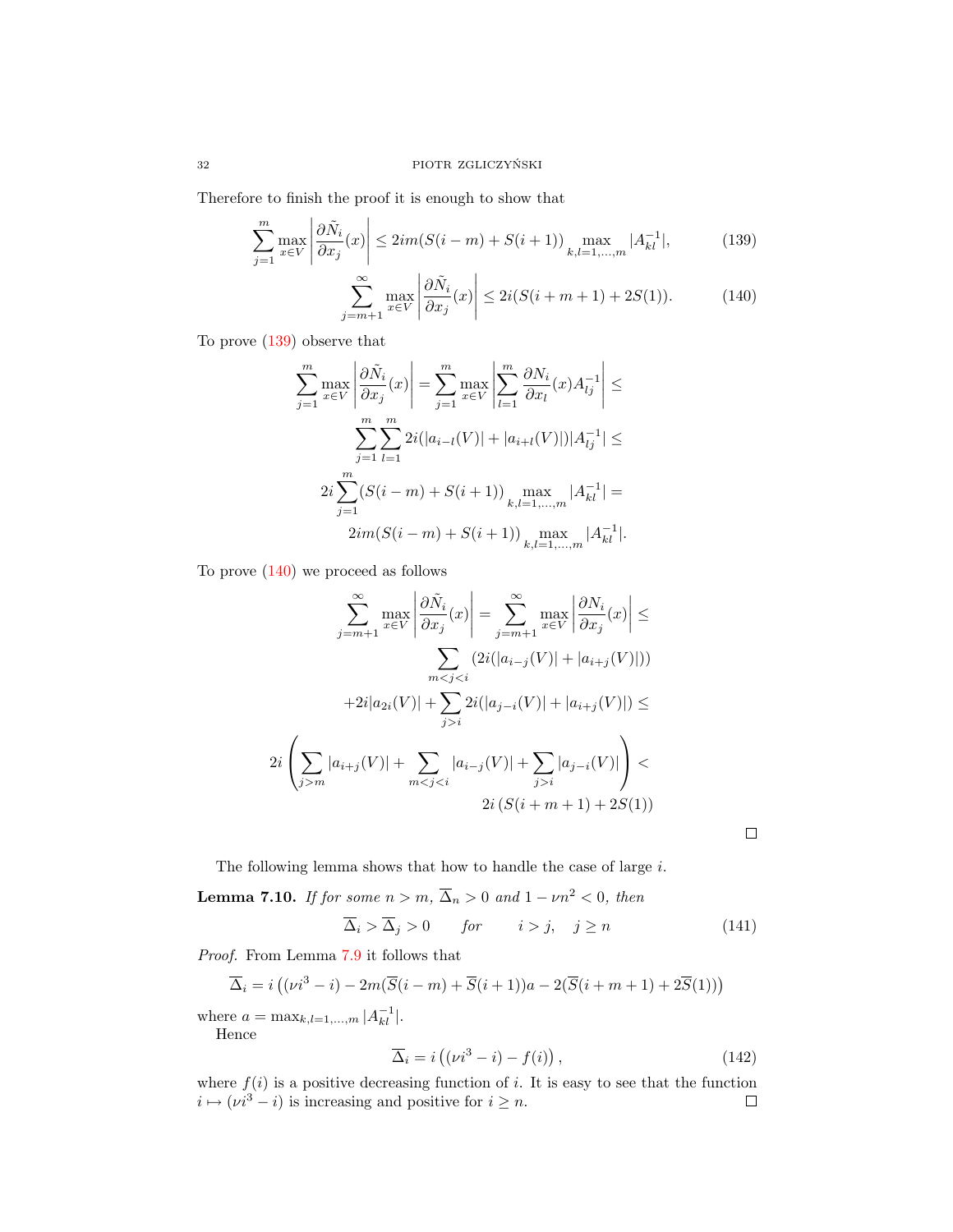Therefore to finish the proof it is enough to show that

$$\sum_{j=1}^{m} \max_{x\in V} \left| \frac{\partial \tilde{N}_i}{\partial x_j}(x) \right| \leq 2im(S(i-m)+S(i+1)) \max_{k,l=1,\dots,m} |A^{-1}_{kl}|, \tag{139}$$

$$\sum_{j=m+1}^{\infty} \max_{x\in V} \left| \frac{\partial \tilde{N}_i}{\partial x_j}(x) \right| \leq 2i(S(i+m+1)+2S(1)). \tag{140}$$

To prove (139) observe that

$$\sum_{j=1}^{m} \max_{x\in V} \left| \frac{\partial \tilde{N}_i}{\partial x_j}(x) \right| = \sum_{j=1}^{m} \max_{x\in V} \left| \sum_{l=1}^{m} \frac{\partial N_i}{\partial x_l}(x) A^{-1}_{lj} \right| \leq$$

$$\sum_{j=1}^{m}\sum_{l=1}^{m} 2i(|a_{i-l}(V)|+|a_{i+l}(V)|)|A^{-1}_{lj}| \leq$$

$$2i\sum_{j=1}^{m}(S(i-m)+S(i+1)) \max_{k,l=1,\dots,m} |A^{-1}_{kl}| =$$

$$2im(S(i-m)+S(i+1)) \max_{k,l=1,\dots,m} |A^{-1}_{kl}|.$$

To prove (140) we proceed as follows

$$\sum_{j=m+1}^{\infty} \max_{x\in V} \left| \frac{\partial \tilde{N}_i}{\partial x_j}(x) \right| = \sum_{j=m+1}^{\infty} \max_{x\in V} \left| \frac{\partial N_i}{\partial x_j}(x) \right| \leq$$

$$\sum_{m<j<i} (2i(|a_{i-j}(V)|+|a_{i+j}(V)|))$$

$$+2i|a_{2i}(V)| + \sum_{j>i} 2i(|a_{j-i}(V)|+|a_{i+j}(V)|) \leq$$

$$2i\left( \sum_{j>m} |a_{i+j}(V)| + \sum_{m<j<i} |a_{i-j}(V)| + \sum_{j>i} |a_{j-i}(V)| \right) <$$

$$2i\left(S(i+m+1)+2S(1)\right)$$

□

The following lemma shows that how to handle the case of large $i$.

**Lemma 7.10.** *If for some $n>m$, $\overline{\Delta}_n > 0$ and $1-\nu n^2 < 0$, then*

$$\overline{\Delta}_i > \overline{\Delta}_j > 0 \qquad \textit{for} \qquad i>j, \quad j \geq n \tag{141}$$

*Proof.* From Lemma 7.9 it follows that

$$\overline{\Delta}_i = i\left((\nu i^3 - i) - 2m(\overline{S}(i-m)+\overline{S}(i+1))a - 2(\overline{S}(i+m+1)+2\overline{S}(1))\right)$$

where $a = \max_{k,l=1,\dots,m} |A^{-1}_{kl}|$.

Hence

$$\overline{\Delta}_i = i\left((\nu i^3 - i) - f(i)\right), \tag{142}$$

where $f(i)$ is a positive decreasing function of $i$. It is easy to see that the function $i \mapsto (\nu i^3 - i)$ is increasing and positive for $i \geq n$. □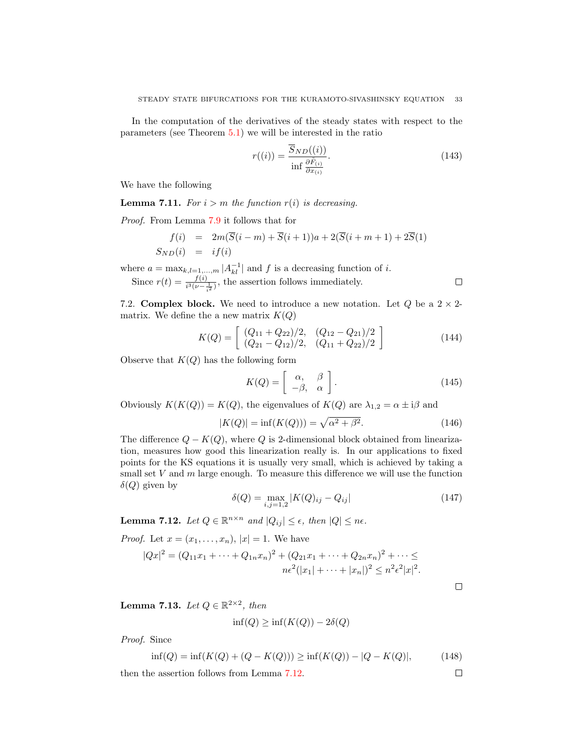In the computation of the derivatives of the steady states with respect to the parameters (see Theorem 5.1) we will be interested in the ratio

$$r((i)) = \frac{\overline{S}_{ND}((i))}{\inf \frac{\partial \tilde{F}_{(i)}}{\partial x_{(i)}}}. \tag{143}$$

We have the following

**Lemma 7.11.** *For $i > m$ the function $r(i)$ is decreasing.*

*Proof.* From Lemma 7.9 it follows that for

$$\begin{aligned} f(i) &= 2m(\overline{S}(i-m) + \overline{S}(i+1))a + 2(\overline{S}(i+m+1) + 2\overline{S}(1) \\ S_{ND}(i) &= if(i) \end{aligned}$$

where $a = \max_{k,l=1,\dots,m} |A^{-1}_{kl}|$ and $f$ is a decreasing function of $i$.

Since $r(t) = \frac{f(i)}{i^3(\nu - \frac{1}{i^2})}$, the assertion follows immediately. □

7.2. **Complex block.** We need to introduce a new notation. Let $Q$ be a $2 \times 2$-matrix. We define the a new matrix $K(Q)$

$$K(Q) = \left[ \begin{array}{cc} (Q_{11} + Q_{22})/2, & (Q_{12} - Q_{21})/2 \\ (Q_{21} - Q_{12})/2, & (Q_{11} + Q_{22})/2 \end{array} \right] \tag{144}$$

Observe that $K(Q)$ has the following form

$$K(Q) = \left[ \begin{array}{cc} \alpha, & \beta \\ -\beta, & \alpha \end{array} \right]. \tag{145}$$

Obviously $K(K(Q)) = K(Q)$, the eigenvalues of $K(Q)$ are $\lambda_{1,2} = \alpha \pm \mathrm{i}\beta$ and

$$|K(Q)| = \inf(K(Q))) = \sqrt{\alpha^2 + \beta^2}. \tag{146}$$

The difference $Q - K(Q)$, where $Q$ is 2-dimensional block obtained from linearization, measures how good this linearization really is. In our applications to fixed points for the KS equations it is usually very small, which is achieved by taking a small set $V$ and $m$ large enough. To measure this difference we will use the function $\delta(Q)$ given by

$$\delta(Q) = \max_{i,j=1,2} |K(Q)_{ij} - Q_{ij}| \tag{147}$$

**Lemma 7.12.** *Let $Q \in \mathbb{R}^{n \times n}$ and $|Q_{ij}| \leq \epsilon$, then $|Q| \leq n\epsilon$.*

*Proof.* Let $x = (x_1, \dots, x_n)$, $|x| = 1$. We have

$$\begin{aligned} |Qx|^2 = (Q_{11}x_1 + \dots + Q_{1n}x_n)^2 + (Q_{21}x_1 + \dots + Q_{2n}x_n)^2 + \dots \leq \\ n\epsilon^2(|x_1| + \dots + |x_n|)^2 \leq n^2\epsilon^2|x|^2. \end{aligned}$$

□

**Lemma 7.13.** *Let $Q \in \mathbb{R}^{2 \times 2}$, then*

$$\inf(Q) \geq \inf(K(Q)) - 2\delta(Q)$$

*Proof.* Since

$$\inf(Q) = \inf(K(Q) + (Q - K(Q))) \geq \inf(K(Q)) - |Q - K(Q)|, \tag{148}$$

then the assertion follows from Lemma 7.12. □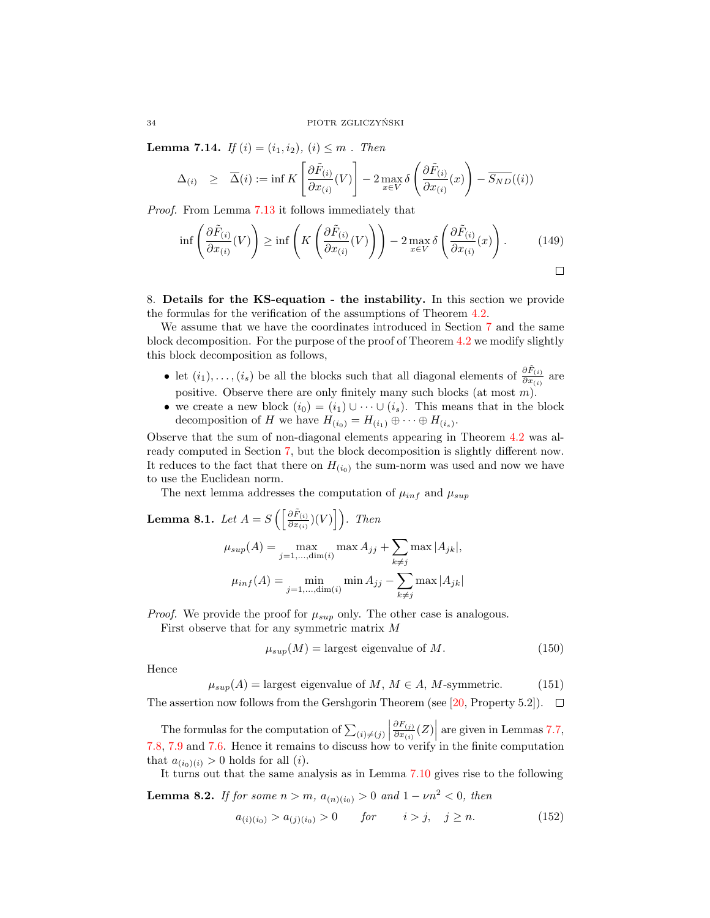**Lemma 7.14.** *If $(i) = (i_1, i_2)$, $(i) \leq m$ . Then*

$$\Delta_{(i)} \quad \geq \quad \overline{\Delta}(i) := \inf K\left[\frac{\partial \tilde{F}_{(i)}}{\partial x_{(i)}}(V)\right] - 2\max_{x\in V}\delta\left(\frac{\partial \tilde{F}_{(i)}}{\partial x_{(i)}}(x)\right) - \overline{S_{ND}}((i))$$

*Proof.* From Lemma 7.13 it follows immediately that

$$\inf\left(\frac{\partial \tilde{F}_{(i)}}{\partial x_{(i)}}(V)\right) \geq \inf\left(K\left(\frac{\partial \tilde{F}_{(i)}}{\partial x_{(i)}}(V)\right)\right) - 2\max_{x\in V}\delta\left(\frac{\partial \tilde{F}_{(i)}}{\partial x_{(i)}}(x)\right). \tag{149}$$

□

## 8. Details for the KS-equation - the instability.

In this section we provide the formulas for the verification of the assumptions of Theorem 4.2.

We assume that we have the coordinates introduced in Section 7 and the same block decomposition. For the purpose of the proof of Theorem 4.2 we modify slightly this block decomposition as follows,

- let $(i_1), \dots, (i_s)$ be all the blocks such that all diagonal elements of $\frac{\partial \tilde{F}_{(i)}}{\partial x_{(i)}}$ are positive. Observe there are only finitely many such blocks (at most $m$).
- we create a new block $(i_0) = (i_1) \cup \dots \cup (i_s)$. This means that in the block decomposition of $H$ we have $H_{(i_0)} = H_{(i_1)} \oplus \dots \oplus H_{(i_s)}$.

Observe that the sum of non-diagonal elements appearing in Theorem 4.2 was already computed in Section 7, but the block decomposition is slightly different now. It reduces to the fact that there on $H_{(i_0)}$ the sum-norm was used and now we have to use the Euclidean norm.

The next lemma addresses the computation of $\mu_{inf}$ and $\mu_{sup}$

**Lemma 8.1.** *Let $A = S\left(\left[\frac{\partial \tilde{F}_{(i)}}{\partial x_{(i)}})(V)\right]\right)$. Then*

$$\mu_{sup}(A) = \max_{j=1,\dots,\dim(i)} \max A_{jj} + \sum_{k\neq j} \max |A_{jk}|,$$

$$\mu_{inf}(A) = \min_{j=1,\dots,\dim(i)} \min A_{jj} - \sum_{k\neq j} \max |A_{jk}|$$

*Proof.* We provide the proof for $\mu_{sup}$ only. The other case is analogous.

First observe that for any symmetric matrix $M$

$$\mu_{sup}(M) = \text{largest eigenvalue of } M. \tag{150}$$

Hence

$$\mu_{sup}(A) = \text{largest eigenvalue of } M,\ M \in A,\ M\text{-symmetric}. \tag{151}$$

The assertion now follows from the Gershgorin Theorem (see [20, Property 5.2]). □

The formulas for the computation of $\sum_{(i)\neq(j)} \left|\frac{\partial F_{(j)}}{\partial x_{(i)}}(Z)\right|$ are given in Lemmas 7.7, 7.8, 7.9 and 7.6. Hence it remains to discuss how to verify in the finite computation that $a_{(i_0)(i)} > 0$ holds for all $(i)$.

It turns out that the same analysis as in Lemma 7.10 gives rise to the following

**Lemma 8.2.** *If for some $n > m$, $a_{(n)(i_0)} > 0$ and $1 - \nu n^2 < 0$, then*

$$a_{(i)(i_0)} > a_{(j)(i_0)} > 0 \qquad \text{for} \qquad i > j, \quad j \geq n. \tag{152}$$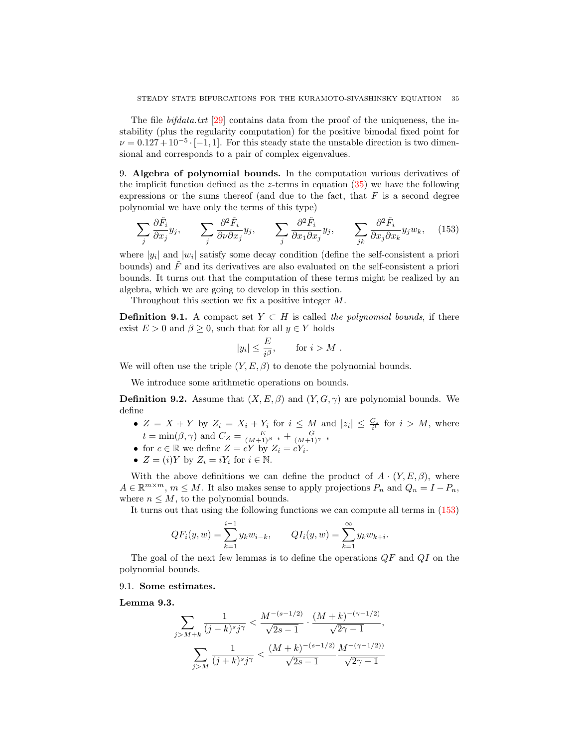The file *bifdata.txt* [29] contains data from the proof of the uniqueness, the instability (plus the regularity computation) for the positive bimodal fixed point for $\nu = 0.127 + 10^{-5} \cdot [-1, 1]$. For this steady state the unstable direction is two dimensional and corresponds to a pair of complex eigenvalues.

## 9. Algebra of polynomial bounds.

In the computation various derivatives of the implicit function defined as the $z$-terms in equation (35) we have the following expressions or the sums thereof (and due to the fact, that $F$ is a second degree polynomial we have only the terms of this type)

$$\sum_j \frac{\partial \tilde{F}_i}{\partial x_j} y_j, \qquad \sum_j \frac{\partial^2 \tilde{F}_i}{\partial \nu \partial x_j} y_j, \qquad \sum_j \frac{\partial^2 \tilde{F}_i}{\partial x_1 \partial x_j} y_j, \qquad \sum_{jk} \frac{\partial^2 \tilde{F}_i}{\partial x_j \partial x_k} y_j w_k, \tag{153}$$

where $|y_i|$ and $|w_i|$ satisfy some decay condition (define the self-consistent a priori bounds) and $\tilde{F}$ and its derivatives are also evaluated on the self-consistent a priori bounds. It turns out that the computation of these terms might be realized by an algebra, which we are going to develop in this section.

Throughout this section we fix a positive integer $M$.

**Definition 9.1.** A compact set $Y \subset H$ is called *the polynomial bounds*, if there exist $E > 0$ and $\beta \geq 0$, such that for all $y \in Y$ holds

$$|y_i| \leq \frac{E}{i^\beta}, \qquad \text{for } i > M \ .$$

We will often use the triple $(Y, E, \beta)$ to denote the polynomial bounds.

We introduce some arithmetic operations on bounds.

**Definition 9.2.** Assume that $(X, E, \beta)$ and $(Y, G, \gamma)$ are polynomial bounds. We define

- $Z = X + Y$ by $Z_i = X_i + Y_i$ for $i \leq M$ and $|z_i| \leq \frac{C_z}{i^t}$ for $i > M$, where $t = \min(\beta, \gamma)$ and $C_Z = \frac{E}{(M+1)^{\beta - t}} + \frac{G}{(M+1)^{\gamma - t}}$
- for $c \in \mathbb{R}$ we define $Z = cY$ by $Z_i = cY_i$.
- $Z = (i)Y$ by $Z_i = iY_i$ for $i \in \mathbb{N}$.

With the above definitions we can define the product of $A \cdot (Y, E, \beta)$, where $A \in \mathbb{R}^{m \times m}$, $m \leq M$. It also makes sense to apply projections $P_n$ and $Q_n = I - P_n$, where $n \leq M$, to the polynomial bounds.

It turns out that using the following functions we can compute all terms in (153)

$$QF_i(y, w) = \sum_{k=1}^{i-1} y_k w_{i-k}, \qquad QI_i(y, w) = \sum_{k=1}^{\infty} y_k w_{k+i}.$$

The goal of the next few lemmas is to define the operations $QF$ and $QI$ on the polynomial bounds.

### 9.1. Some estimates.

**Lemma 9.3.**

$$\sum_{j > M+k} \frac{1}{(j-k)^s j^\gamma} < \frac{M^{-(s-1/2)}}{\sqrt{2s-1}} \cdot \frac{(M+k)^{-(\gamma - 1/2)}}{\sqrt{2\gamma - 1}},$$

$$\sum_{j > M} \frac{1}{(j+k)^s j^\gamma} < \frac{(M+k)^{-(s-1/2)}}{\sqrt{2s-1}} \frac{M^{-(\gamma - 1/2))}}{\sqrt{2\gamma - 1}}$$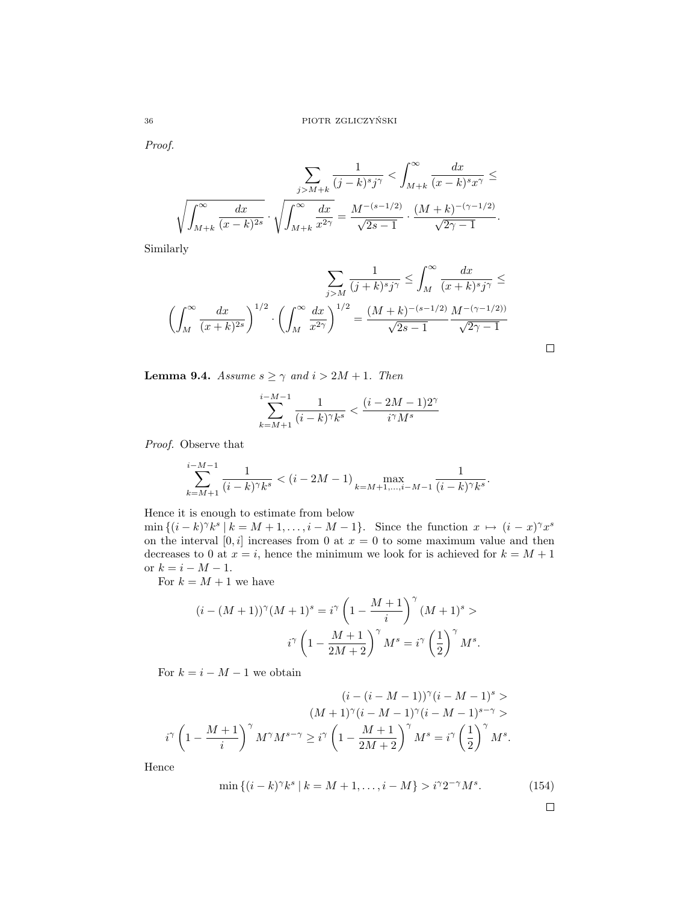*Proof.*

$$\sum_{j>M+k} \frac{1}{(j-k)^s j^\gamma} < \int_{M+k}^{\infty} \frac{dx}{(x-k)^s x^\gamma} \leq$$

$$\sqrt{\int_{M+k}^{\infty} \frac{dx}{(x-k)^{2s}}} \cdot \sqrt{\int_{M+k}^{\infty} \frac{dx}{x^{2\gamma}}} = \frac{M^{-(s-1/2)}}{\sqrt{2s-1}} \cdot \frac{(M+k)^{-(\gamma-1/2)}}{\sqrt{2\gamma-1}}.$$

Similarly

$$\sum_{j>M} \frac{1}{(j+k)^s j^\gamma} \leq \int_{M}^{\infty} \frac{dx}{(x+k)^s j^\gamma} \leq$$

$$\left(\int_{M}^{\infty} \frac{dx}{(x+k)^{2s}}\right)^{1/2} \cdot \left(\int_{M}^{\infty} \frac{dx}{x^{2\gamma}}\right)^{1/2} = \frac{(M+k)^{-(s-1/2)}}{\sqrt{2s-1}} \frac{M^{-(\gamma-1/2))}}{\sqrt{2\gamma-1}}$$

□

**Lemma 9.4.** *Assume $s \geq \gamma$ and $i > 2M+1$. Then*

$$\sum_{k=M+1}^{i-M-1} \frac{1}{(i-k)^\gamma k^s} < \frac{(i-2M-1)2^\gamma}{i^\gamma M^s}$$

*Proof.* Observe that

$$\sum_{k=M+1}^{i-M-1} \frac{1}{(i-k)^\gamma k^s} < (i-2M-1) \max_{k=M+1,\ldots,i-M-1} \frac{1}{(i-k)^\gamma k^s}.$$

Hence it is enough to estimate from below $\min\{(i-k)^\gamma k^s \mid k = M+1, \ldots, i-M-1\}$. Since the function $x \mapsto (i-x)^\gamma x^s$ on the interval $[0,i]$ increases from 0 at $x=0$ to some maximum value and then decreases to 0 at $x=i$, hence the minimum we look for is achieved for $k=M+1$ or $k = i-M-1$.

For $k = M+1$ we have

$$(i-(M+1))^\gamma (M+1)^s = i^\gamma \left(1 - \frac{M+1}{i}\right)^\gamma (M+1)^s >$$
$$i^\gamma \left(1 - \frac{M+1}{2M+2}\right)^\gamma M^s = i^\gamma \left(\frac{1}{2}\right)^\gamma M^s.$$

For $k = i-M-1$ we obtain

$$(i-(i-M-1))^\gamma (i-M-1)^s >$$
$$(M+1)^\gamma (i-M-1)^\gamma (i-M-1)^{s-\gamma} >$$
$$i^\gamma \left(1 - \frac{M+1}{i}\right)^\gamma M^\gamma M^{s-\gamma} \geq i^\gamma \left(1 - \frac{M+1}{2M+2}\right)^\gamma M^s = i^\gamma \left(\frac{1}{2}\right)^\gamma M^s.$$

Hence

$$\min\{(i-k)^\gamma k^s \mid k = M+1, \ldots, i-M\} > i^\gamma 2^{-\gamma} M^s. \tag{154}$$

□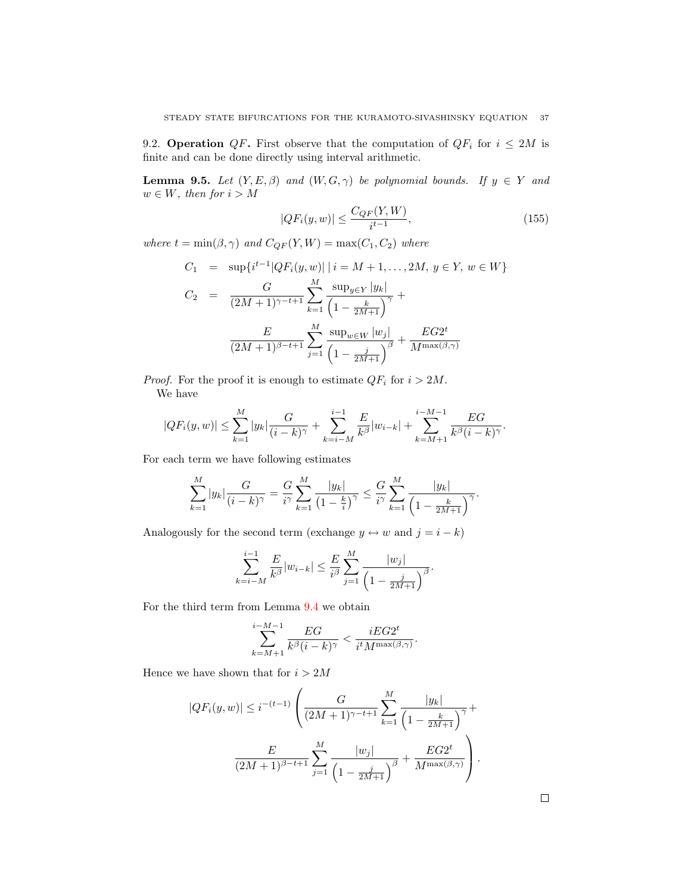9.2. **Operation** $QF$**.** First observe that the computation of $QF_i$ for $i \le 2M$ is finite and can be done directly using interval arithmetic.

**Lemma 9.5.** *Let* $(Y, E, \beta)$ *and* $(W, G, \gamma)$ *be polynomial bounds. If* $y \in Y$ *and* $w \in W$*, then for* $i > M$

$$|QF_i(y,w)| \le \frac{C_{QF}(Y,W)}{i^{t-1}}, \tag{155}$$

*where* $t = \min(\beta, \gamma)$ *and* $C_{QF}(Y,W) = \max(C_1, C_2)$ *where*

$$\begin{aligned}
C_1 &= \sup\{i^{t-1}|QF_i(y,w)| \mid i = M+1, \ldots, 2M,\ y \in Y,\ w \in W\} \\
C_2 &= \frac{G}{(2M+1)^{\gamma-t+1}} \sum_{k=1}^{M} \frac{\sup_{y\in Y}|y_k|}{\left(1 - \frac{k}{2M+1}\right)^{\gamma}} + \\
&\quad \frac{E}{(2M+1)^{\beta-t+1}} \sum_{j=1}^{M} \frac{\sup_{w\in W}|w_j|}{\left(1 - \frac{j}{2M+1}\right)^{\beta}} + \frac{EG2^t}{M^{\max(\beta,\gamma)}}
\end{aligned}$$

*Proof.* For the proof it is enough to estimate $QF_i$ for $i > 2M$.

We have

$$|QF_i(y,w)| \le \sum_{k=1}^{M} |y_k| \frac{G}{(i-k)^{\gamma}} + \sum_{k=i-M}^{i-1} \frac{E}{k^{\beta}}|w_{i-k}| + \sum_{k=M+1}^{i-M-1} \frac{EG}{k^{\beta}(i-k)^{\gamma}}.$$

For each term we have following estimates

$$\sum_{k=1}^{M} |y_k| \frac{G}{(i-k)^{\gamma}} = \frac{G}{i^{\gamma}} \sum_{k=1}^{M} \frac{|y_k|}{\left(1 - \frac{k}{i}\right)^{\gamma}} \le \frac{G}{i^{\gamma}} \sum_{k=1}^{M} \frac{|y_k|}{\left(1 - \frac{k}{2M+1}\right)^{\gamma}}.$$

Analogously for the second term (exchange $y \leftrightarrow w$ and $j = i - k$)

$$\sum_{k=i-M}^{i-1} \frac{E}{k^{\beta}}|w_{i-k}| \le \frac{E}{i^{\beta}} \sum_{j=1}^{M} \frac{|w_j|}{\left(1 - \frac{j}{2M+1}\right)^{\beta}}.$$

For the third term from Lemma 9.4 we obtain

$$\sum_{k=M+1}^{i-M-1} \frac{EG}{k^{\beta}(i-k)^{\gamma}} < \frac{iEG2^t}{i^t M^{\max(\beta,\gamma)}}.$$

Hence we have shown that for $i > 2M$

$$|QF_i(y,w)| \le i^{-(t-1)} \left( \frac{G}{(2M+1)^{\gamma-t+1}} \sum_{k=1}^{M} \frac{|y_k|}{\left(1 - \frac{k}{2M+1}\right)^{\gamma}} + \frac{E}{(2M+1)^{\beta-t+1}} \sum_{j=1}^{M} \frac{|w_j|}{\left(1 - \frac{j}{2M+1}\right)^{\beta}} + \frac{EG2^t}{M^{\max(\beta,\gamma)}} \right).$$

□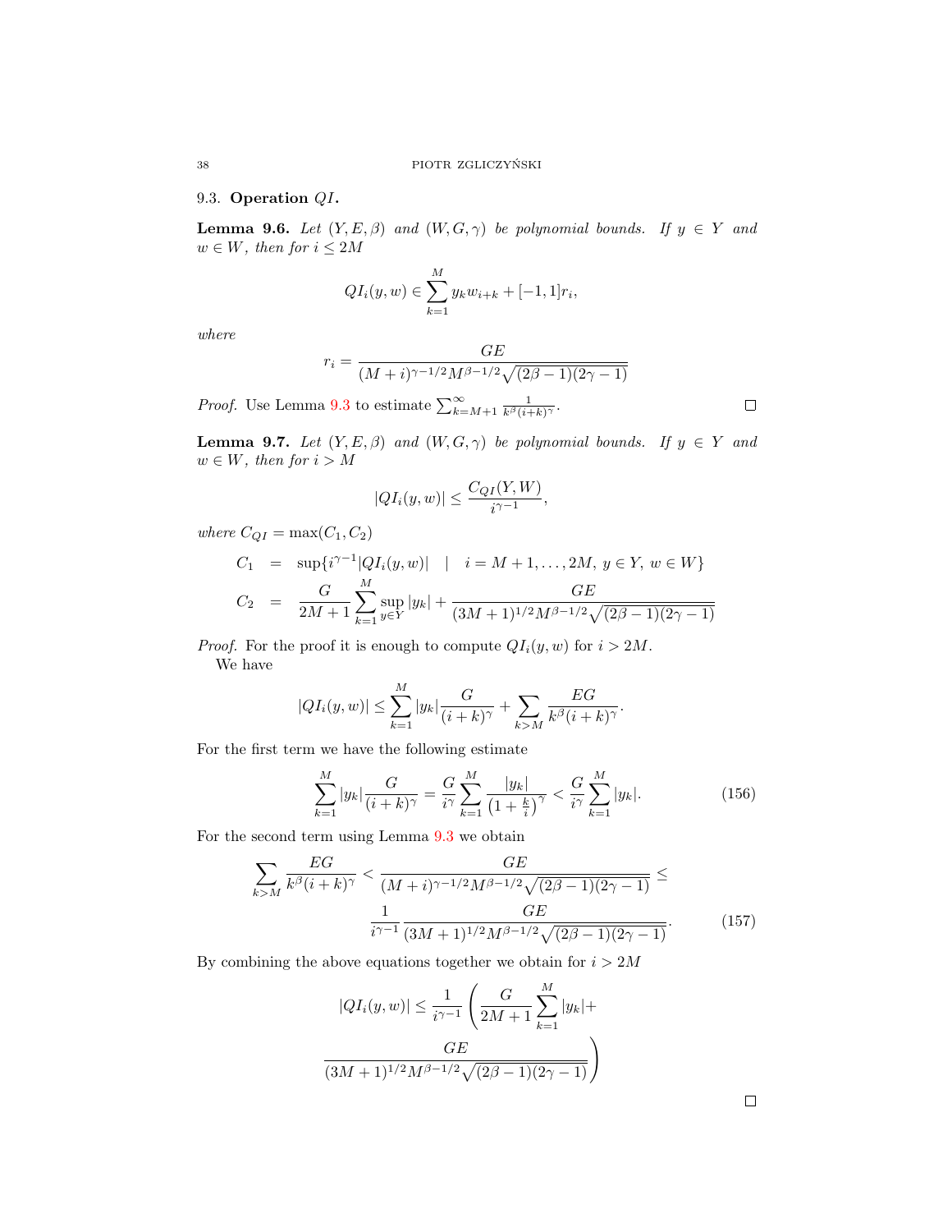### 9.3. Operation $QI$.

**Lemma 9.6.** *Let $(Y,E,\beta)$ and $(W,G,\gamma)$ be polynomial bounds. If $y \in Y$ and $w \in W$, then for $i \leq 2M$*

$$QI_i(y,w) \in \sum_{k=1}^{M} y_k w_{i+k} + [-1,1]r_i,$$

*where*

$$r_i = \frac{GE}{(M+i)^{\gamma-1/2}M^{\beta-1/2}\sqrt{(2\beta-1)(2\gamma-1)}}$$

*Proof.* Use Lemma 9.3 to estimate $\sum_{k=M+1}^{\infty} \frac{1}{k^\beta (i+k)^\gamma}$. □

**Lemma 9.7.** *Let $(Y,E,\beta)$ and $(W,G,\gamma)$ be polynomial bounds. If $y \in Y$ and $w \in W$, then for $i > M$*

$$|QI_i(y,w)| \leq \frac{C_{QI}(Y,W)}{i^{\gamma-1}},$$

*where $C_{QI} = \max(C_1, C_2)$*

$$\begin{aligned}
C_1 &= \sup\{i^{\gamma-1}|QI_i(y,w)| \quad | \quad i = M+1,\ldots,2M,\ y \in Y,\ w \in W\} \\
C_2 &= \frac{G}{2M+1}\sum_{k=1}^{M}\sup_{y\in Y}|y_k| + \frac{GE}{(3M+1)^{1/2}M^{\beta-1/2}\sqrt{(2\beta-1)(2\gamma-1)}}
\end{aligned}$$

*Proof.* For the proof it is enough to compute $QI_i(y,w)$ for $i > 2M$.

We have

$$|QI_i(y,w)| \leq \sum_{k=1}^{M}|y_k|\frac{G}{(i+k)^\gamma} + \sum_{k>M}\frac{EG}{k^\beta (i+k)^\gamma}.$$

For the first term we have the following estimate

$$\sum_{k=1}^{M}|y_k|\frac{G}{(i+k)^\gamma} = \frac{G}{i^\gamma}\sum_{k=1}^{M}\frac{|y_k|}{\left(1+\frac{k}{i}\right)^\gamma} < \frac{G}{i^\gamma}\sum_{k=1}^{M}|y_k|. \tag{156}$$

For the second term using Lemma 9.3 we obtain

$$\sum_{k>M}\frac{EG}{k^\beta (i+k)^\gamma} < \frac{GE}{(M+i)^{\gamma-1/2}M^{\beta-1/2}\sqrt{(2\beta-1)(2\gamma-1)}} \leq \frac{1}{i^{\gamma-1}}\frac{GE}{(3M+1)^{1/2}M^{\beta-1/2}\sqrt{(2\beta-1)(2\gamma-1)}}. \tag{157}$$

By combining the above equations together we obtain for $i > 2M$

$$|QI_i(y,w)| \leq \frac{1}{i^{\gamma-1}}\left(\frac{G}{2M+1}\sum_{k=1}^{M}|y_k| + \frac{GE}{(3M+1)^{1/2}M^{\beta-1/2}\sqrt{(2\beta-1)(2\gamma-1)}}\right)$$

□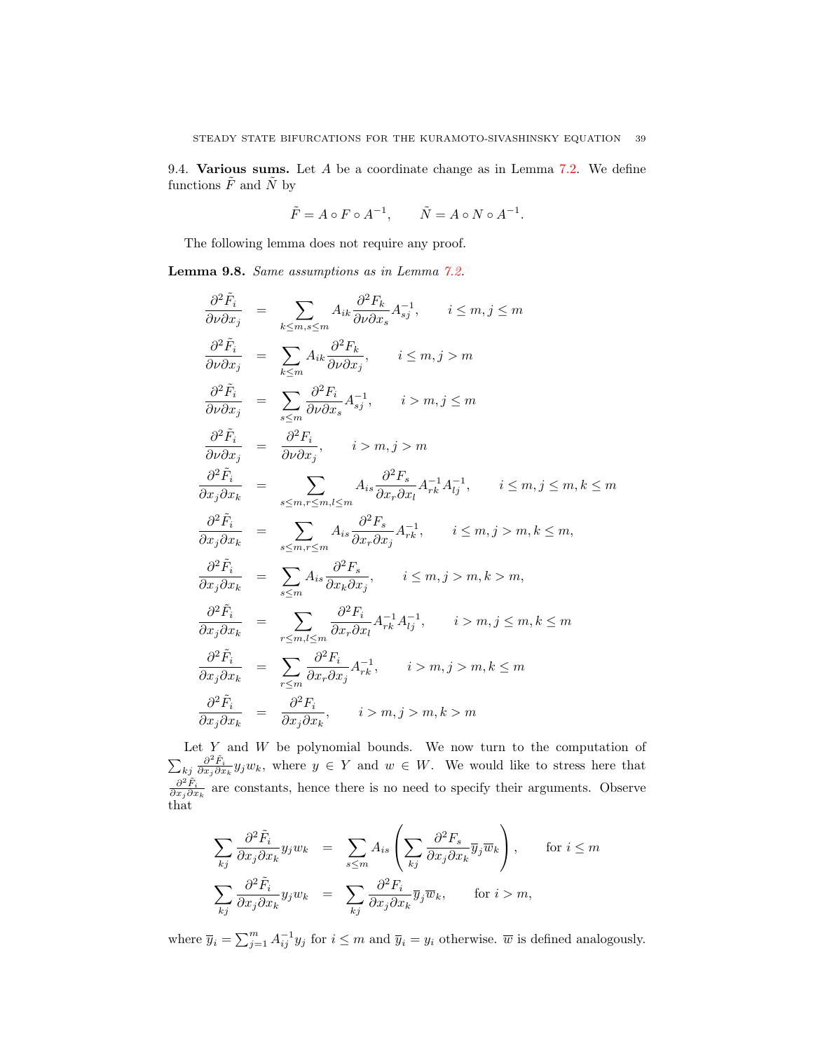9.4. **Various sums.** Let $A$ be a coordinate change as in Lemma 7.2. We define functions $\tilde{F}$ and $\tilde{N}$ by

$$\tilde{F} = A \circ F \circ A^{-1}, \qquad \tilde{N} = A \circ N \circ A^{-1}.$$

The following lemma does not require any proof.

**Lemma 9.8.** *Same assumptions as in Lemma 7.2.*

$$
\begin{aligned}
\frac{\partial^2 \tilde{F}_i}{\partial \nu \partial x_j} &= \sum_{k \le m, s \le m} A_{ik} \frac{\partial^2 F_k}{\partial \nu \partial x_s} A^{-1}_{sj}, \qquad i \le m, j \le m \\
\frac{\partial^2 \tilde{F}_i}{\partial \nu \partial x_j} &= \sum_{k \le m} A_{ik} \frac{\partial^2 F_k}{\partial \nu \partial x_j}, \qquad i \le m, j > m \\
\frac{\partial^2 \tilde{F}_i}{\partial \nu \partial x_j} &= \sum_{s \le m} \frac{\partial^2 F_i}{\partial \nu \partial x_s} A^{-1}_{sj}, \qquad i > m, j \le m \\
\frac{\partial^2 \tilde{F}_i}{\partial \nu \partial x_j} &= \frac{\partial^2 F_i}{\partial \nu \partial x_j}, \qquad i > m, j > m \\
\frac{\partial^2 \tilde{F}_i}{\partial x_j \partial x_k} &= \sum_{s \le m, r \le m, l \le m} A_{is} \frac{\partial^2 F_s}{\partial x_r \partial x_l} A^{-1}_{rk} A^{-1}_{lj}, \qquad i \le m, j \le m, k \le m \\
\frac{\partial^2 \tilde{F}_i}{\partial x_j \partial x_k} &= \sum_{s \le m, r \le m} A_{is} \frac{\partial^2 F_s}{\partial x_r \partial x_j} A^{-1}_{rk}, \qquad i \le m, j > m, k \le m, \\
\frac{\partial^2 \tilde{F}_i}{\partial x_j \partial x_k} &= \sum_{s \le m} A_{is} \frac{\partial^2 F_s}{\partial x_k \partial x_j}, \qquad i \le m, j > m, k > m, \\
\frac{\partial^2 \tilde{F}_i}{\partial x_j \partial x_k} &= \sum_{r \le m, l \le m} \frac{\partial^2 F_i}{\partial x_r \partial x_l} A^{-1}_{rk} A^{-1}_{lj}, \qquad i > m, j \le m, k \le m \\
\frac{\partial^2 \tilde{F}_i}{\partial x_j \partial x_k} &= \sum_{r \le m} \frac{\partial^2 F_i}{\partial x_r \partial x_j} A^{-1}_{rk}, \qquad i > m, j > m, k \le m \\
\frac{\partial^2 \tilde{F}_i}{\partial x_j \partial x_k} &= \frac{\partial^2 F_i}{\partial x_j \partial x_k}, \qquad i > m, j > m, k > m
\end{aligned}
$$

Let $Y$ and $W$ be polynomial bounds. We now turn to the computation of $\sum_{kj} \frac{\partial^2 \tilde{F}_i}{\partial x_j \partial x_k} y_j w_k$, where $y \in Y$ and $w \in W$. We would like to stress here that $\frac{\partial^2 \tilde{F}_i}{\partial x_j \partial x_k}$ are constants, hence there is no need to specify their arguments. Observe that

$$
\begin{aligned}
\sum_{kj} \frac{\partial^2 \tilde{F}_i}{\partial x_j \partial x_k} y_j w_k &= \sum_{s \le m} A_{is} \left( \sum_{kj} \frac{\partial^2 F_s}{\partial x_j \partial x_k} \overline{y}_j \overline{w}_k \right), \qquad \text{for } i \le m \\
\sum_{kj} \frac{\partial^2 \tilde{F}_i}{\partial x_j \partial x_k} y_j w_k &= \sum_{kj} \frac{\partial^2 F_i}{\partial x_j \partial x_k} \overline{y}_j \overline{w}_k, \qquad \text{for } i > m,
\end{aligned}
$$

where $\overline{y}_i = \sum_{j=1}^{m} A^{-1}_{ij} y_j$ for $i \le m$ and $\overline{y}_i = y_i$ otherwise. $\overline{w}$ is defined analogously.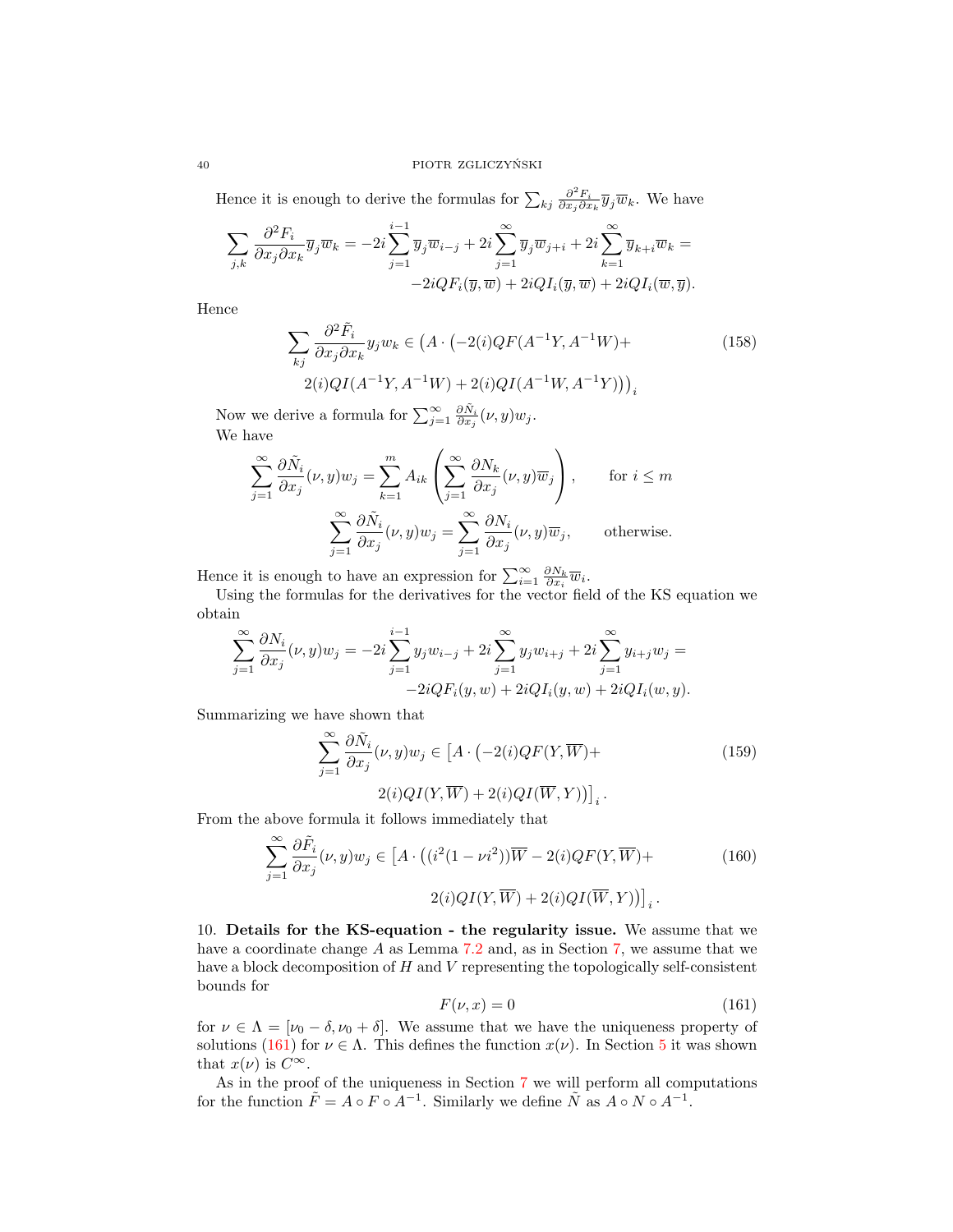Hence it is enough to derive the formulas for $\sum_{kj} \frac{\partial^2 F_i}{\partial x_j \partial x_k} \overline{y}_j \overline{w}_k$. We have

$$\sum_{j,k} \frac{\partial^2 F_i}{\partial x_j \partial x_k} \overline{y}_j \overline{w}_k = -2i \sum_{j=1}^{i-1} \overline{y}_j \overline{w}_{i-j} + 2i \sum_{j=1}^{\infty} \overline{y}_j \overline{w}_{j+i} + 2i \sum_{k=1}^{\infty} \overline{y}_{k+i} \overline{w}_k = -2iQF_i(\overline{y}, \overline{w}) + 2iQI_i(\overline{y}, \overline{w}) + 2iQI_i(\overline{w}, \overline{y}).$$

Hence

$$\sum_{kj} \frac{\partial^2 \tilde{F}_i}{\partial x_j \partial x_k} y_j w_k \in \left(A \cdot \left(-2(i)QF(A^{-1}Y, A^{-1}W) + 2(i)QI(A^{-1}Y, A^{-1}W) + 2(i)QI(A^{-1}W, A^{-1}Y)\right)\right)_i \tag{158}$$

Now we derive a formula for $\sum_{j=1}^{\infty} \frac{\partial \tilde{N}_i}{\partial x_j}(\nu, y) w_j$.

We have

$$\sum_{j=1}^{\infty} \frac{\partial \tilde{N}_i}{\partial x_j}(\nu, y) w_j = \sum_{k=1}^{m} A_{ik} \left( \sum_{j=1}^{\infty} \frac{\partial N_k}{\partial x_j}(\nu, y) \overline{w}_j \right), \qquad \text{for } i \leq m$$

$$\sum_{j=1}^{\infty} \frac{\partial \tilde{N}_i}{\partial x_j}(\nu, y) w_j = \sum_{j=1}^{\infty} \frac{\partial N_i}{\partial x_j}(\nu, y) \overline{w}_j, \qquad \text{otherwise.}$$

Hence it is enough to have an expression for $\sum_{i=1}^{\infty} \frac{\partial N_k}{\partial x_i} \overline{w}_i$.

Using the formulas for the derivatives for the vector field of the KS equation we obtain

$$\sum_{j=1}^{\infty} \frac{\partial N_i}{\partial x_j}(\nu, y) w_j = -2i \sum_{j=1}^{i-1} y_j w_{i-j} + 2i \sum_{j=1}^{\infty} y_j w_{i+j} + 2i \sum_{j=1}^{\infty} y_{i+j} w_j = -2iQF_i(y, w) + 2iQI_i(y, w) + 2iQI_i(w, y).$$

Summarizing we have shown that

$$\sum_{j=1}^{\infty} \frac{\partial \tilde{N}_i}{\partial x_j}(\nu, y) w_j \in \left[A \cdot \left(-2(i)QF(Y, \overline{W}) + 2(i)QI(Y, \overline{W}) + 2(i)QI(\overline{W}, Y)\right)\right]_i. \tag{159}$$

From the above formula it follows immediately that

$$\sum_{j=1}^{\infty} \frac{\partial \tilde{F}_i}{\partial x_j}(\nu, y) w_j \in \left[A \cdot \left((i^2(1 - \nu i^2))\overline{W} - 2(i)QF(Y, \overline{W}) + 2(i)QI(Y, \overline{W}) + 2(i)QI(\overline{W}, Y)\right)\right]_i. \tag{160}$$

10. **Details for the KS-equation - the regularity issue.** We assume that we have a coordinate change $A$ as Lemma 7.2 and, as in Section 7, we assume that we have a block decomposition of $H$ and $V$ representing the topologically self-consistent bounds for

$$F(\nu, x) = 0 \tag{161}$$

for $\nu \in \Lambda = [\nu_0 - \delta, \nu_0 + \delta]$. We assume that we have the uniqueness property of solutions (161) for $\nu \in \Lambda$. This defines the function $x(\nu)$. In Section 5 it was shown that $x(\nu)$ is $C^\infty$.

As in the proof of the uniqueness in Section 7 we will perform all computations for the function $\tilde{F} = A \circ F \circ A^{-1}$. Similarly we define $\tilde{N}$ as $A \circ N \circ A^{-1}$.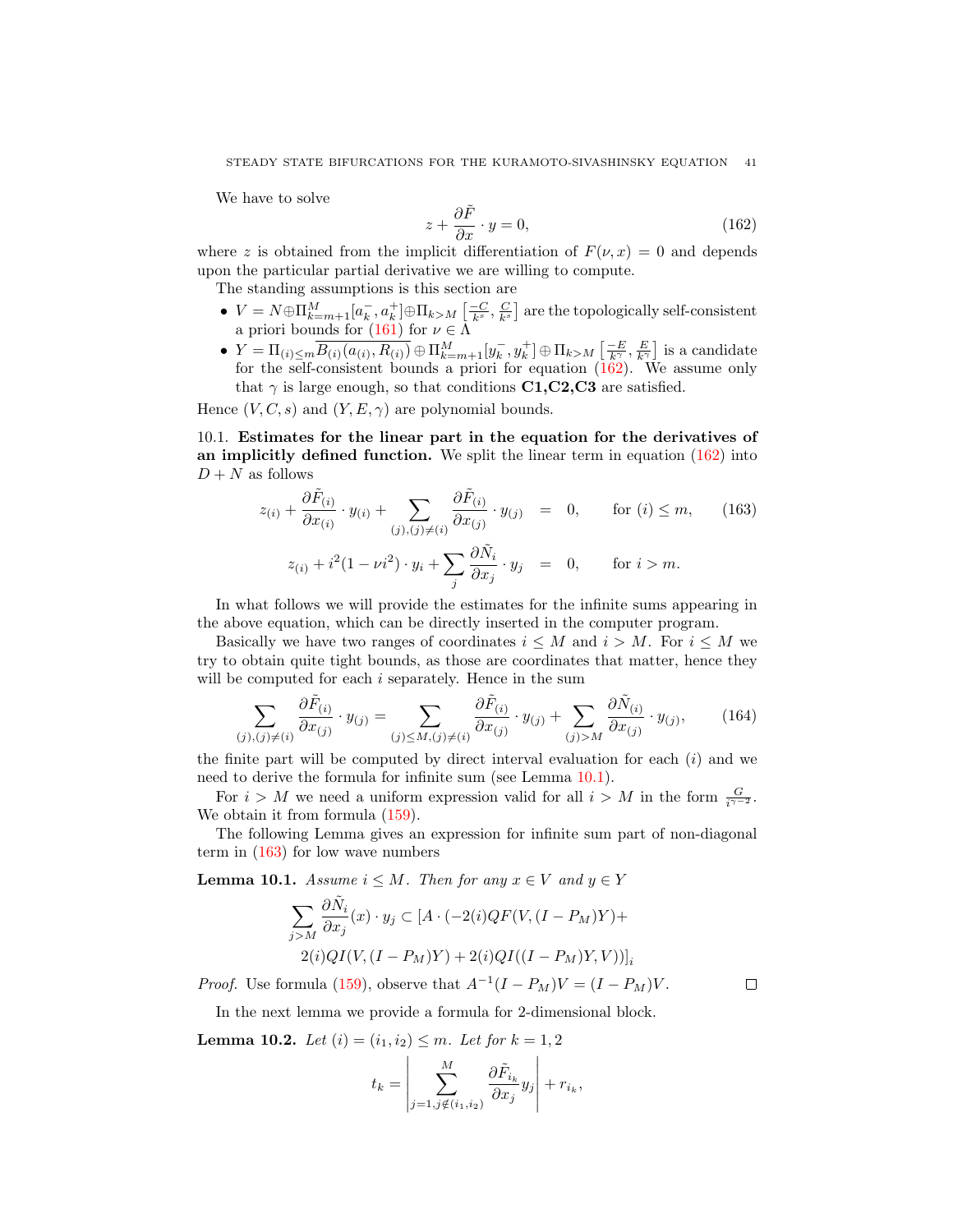We have to solve

$$z + \frac{\partial \tilde{F}}{\partial x} \cdot y = 0, \tag{162}$$

where $z$ is obtained from the implicit differentiation of $F(\nu, x) = 0$ and depends upon the particular partial derivative we are willing to compute.

The standing assumptions is this section are

- $V = N \oplus \Pi_{k=m+1}^{M} [a_k^-, a_k^+] \oplus \Pi_{k>M} \left[\frac{-C}{k^s}, \frac{C}{k^s}\right]$ are the topologically self-consistent a priori bounds for (161) for $\nu \in \Lambda$
- $Y = \Pi_{(i) \leq m} \overline{B_{(i)}(a_{(i)}, R_{(i)})} \oplus \Pi_{k=m+1}^{M} [y_k^-, y_k^+] \oplus \Pi_{k>M} \left[\frac{-E}{k^\gamma}, \frac{E}{k^\gamma}\right]$ is a candidate for the self-consistent bounds a priori for equation (162). We assume only that $\gamma$ is large enough, so that conditions **C1,C2,C3** are satisfied.

Hence $(V, C, s)$ and $(Y, E, \gamma)$ are polynomial bounds.

10.1. **Estimates for the linear part in the equation for the derivatives of an implicitly defined function.** We split the linear term in equation (162) into $D + N$ as follows

$$\begin{aligned} z_{(i)} + \frac{\partial \tilde{F}_{(i)}}{\partial x_{(i)}} \cdot y_{(i)} + \sum_{(j),(j) \neq (i)} \frac{\partial \tilde{F}_{(i)}}{\partial x_{(j)}} \cdot y_{(j)} &= 0, \qquad \text{for } (i) \leq m, \\ z_{(i)} + i^2(1 - \nu i^2) \cdot y_i + \sum_j \frac{\partial \tilde{N}_i}{\partial x_j} \cdot y_j &= 0, \qquad \text{for } i > m. \end{aligned} \tag{163}$$

In what follows we will provide the estimates for the infinite sums appearing in the above equation, which can be directly inserted in the computer program.

Basically we have two ranges of coordinates $i \leq M$ and $i > M$. For $i \leq M$ we try to obtain quite tight bounds, as those are coordinates that matter, hence they will be computed for each $i$ separately. Hence in the sum

$$\sum_{(j),(j) \neq (i)} \frac{\partial \tilde{F}_{(i)}}{\partial x_{(j)}} \cdot y_{(j)} = \sum_{(j) \leq M, (j) \neq (i)} \frac{\partial \tilde{F}_{(i)}}{\partial x_{(j)}} \cdot y_{(j)} + \sum_{(j) > M} \frac{\partial \tilde{N}_{(i)}}{\partial x_{(j)}} \cdot y_{(j)}, \tag{164}$$

the finite part will be computed by direct interval evaluation for each $(i)$ and we need to derive the formula for infinite sum (see Lemma 10.1).

For $i > M$ we need a uniform expression valid for all $i > M$ in the form $\frac{G}{i^{\gamma-2}}$. We obtain it from formula (159).

The following Lemma gives an expression for infinite sum part of non-diagonal term in (163) for low wave numbers

**Lemma 10.1.** *Assume $i \leq M$. Then for any $x \in V$ and $y \in Y$*

$$\begin{aligned} \sum_{j>M} \frac{\partial \tilde{N}_i}{\partial x_j}(x) \cdot y_j \subset [A \cdot (&-2(i) QF(V, (I - P_M)Y) + \\ &2(i) QI(V, (I - P_M)Y) + 2(i) QI((I - P_M)Y, V))]_i \end{aligned}$$

*Proof.* Use formula (159), observe that $A^{-1}(I - P_M)V = (I - P_M)V$. $\square$

In the next lemma we provide a formula for 2-dimensional block.

**Lemma 10.2.** *Let $(i) = (i_1, i_2) \leq m$. Let for $k = 1, 2$*

$$t_k = \left| \sum_{j=1, j \notin (i_1, i_2)}^{M} \frac{\partial \tilde{F}_{i_k}}{\partial x_j} y_j \right| + r_{i_k},$$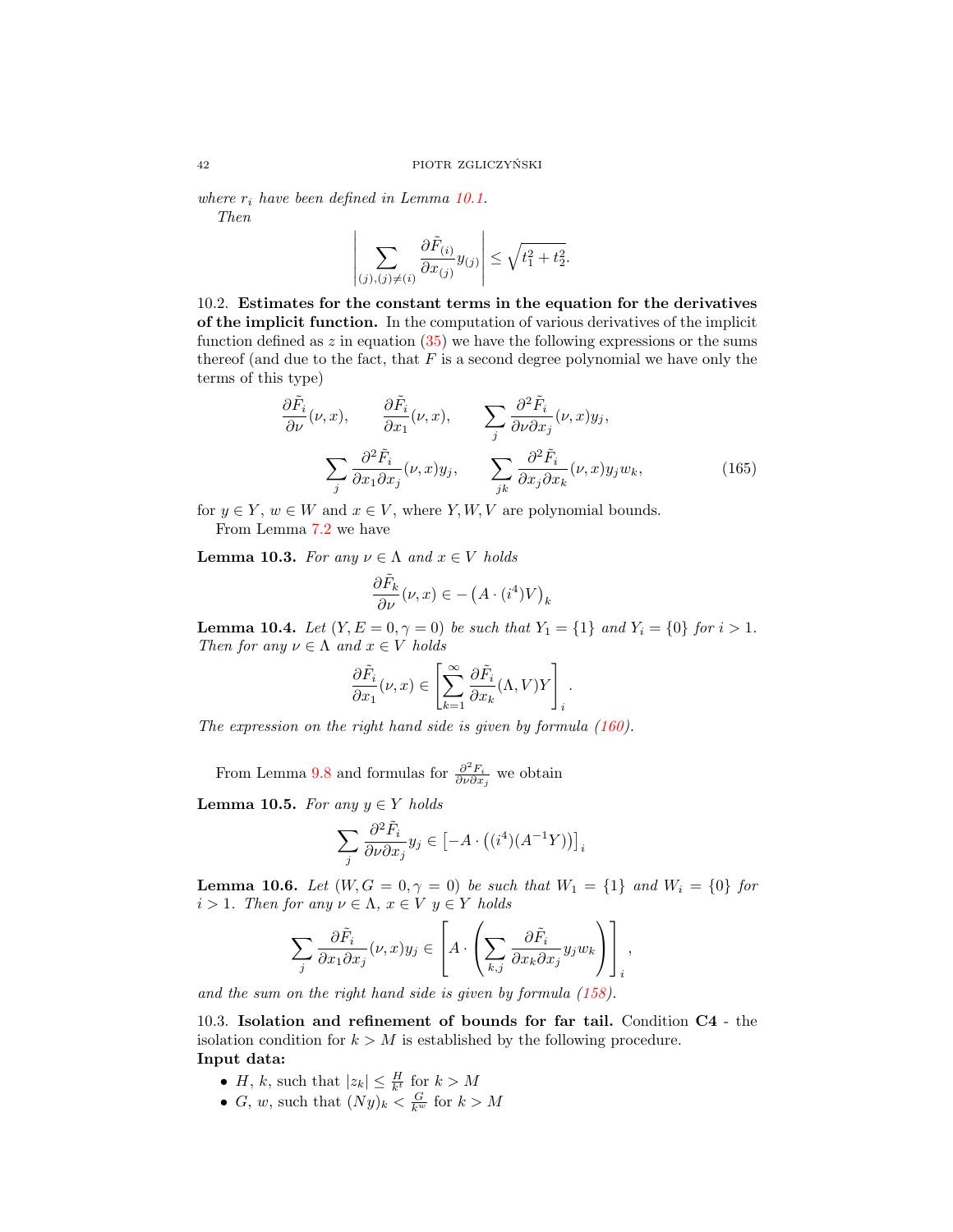*where $r_i$ have been defined in Lemma 10.1.*

*Then*

$$\left| \sum_{(j),(j)\neq(i)} \frac{\partial \tilde{F}_{(i)}}{\partial x_{(j)}} y_{(j)} \right| \leq \sqrt{t_1^2 + t_2^2}.$$

10.2. **Estimates for the constant terms in the equation for the derivatives of the implicit function.** In the computation of various derivatives of the implicit function defined as $z$ in equation (35) we have the following expressions or the sums thereof (and due to the fact, that $F$ is a second degree polynomial we have only the terms of this type)

$$\frac{\partial \tilde{F}_i}{\partial \nu}(\nu, x), \qquad \frac{\partial \tilde{F}_i}{\partial x_1}(\nu, x), \qquad \sum_j \frac{\partial^2 \tilde{F}_i}{\partial \nu \partial x_j}(\nu, x) y_j,$$

$$\sum_j \frac{\partial^2 \tilde{F}_i}{\partial x_1 \partial x_j}(\nu, x) y_j, \qquad \sum_{jk} \frac{\partial^2 \tilde{F}_i}{\partial x_j \partial x_k}(\nu, x) y_j w_k, \tag{165}$$

for $y \in Y$, $w \in W$ and $x \in V$, where $Y, W, V$ are polynomial bounds.

From Lemma 7.2 we have

**Lemma 10.3.** *For any $\nu \in \Lambda$ and $x \in V$ holds*

$$\frac{\partial \tilde{F}_k}{\partial \nu}(\nu, x) \in - \left(A \cdot (i^4) V\right)_k$$

**Lemma 10.4.** *Let $(Y, E = 0, \gamma = 0)$ be such that $Y_1 = \{1\}$ and $Y_i = \{0\}$ for $i > 1$. Then for any $\nu \in \Lambda$ and $x \in V$ holds*

$$\frac{\partial \tilde{F}_i}{\partial x_1}(\nu, x) \in \left[ \sum_{k=1}^{\infty} \frac{\partial \tilde{F}_i}{\partial x_k}(\Lambda, V) Y \right]_i.$$

*The expression on the right hand side is given by formula (160).*

From Lemma 9.8 and formulas for $\frac{\partial^2 F_i}{\partial \nu \partial x_j}$ we obtain

**Lemma 10.5.** *For any $y \in Y$ holds*

$$\sum_j \frac{\partial^2 \tilde{F}_i}{\partial \nu \partial x_j} y_j \in \left[ -A \cdot \left( (i^4)(A^{-1} Y) \right) \right]_i$$

**Lemma 10.6.** *Let $(W, G = 0, \gamma = 0)$ be such that $W_1 = \{1\}$ and $W_i = \{0\}$ for $i > 1$. Then for any $\nu \in \Lambda$, $x \in V$ $y \in Y$ holds*

$$\sum_j \frac{\partial \tilde{F}_i}{\partial x_1 \partial x_j}(\nu, x) y_j \in \left[ A \cdot \left( \sum_{k,j} \frac{\partial \tilde{F}_i}{\partial x_k \partial x_j} y_j w_k \right) \right]_i,$$

*and the sum on the right hand side is given by formula (158).*

10.3. **Isolation and refinement of bounds for far tail.** Condition **C4** - the isolation condition for $k > M$ is established by the following procedure.

**Input data:**

- $H$, $k$, such that $|z_k| \leq \frac{H}{k^t}$ for $k > M$
- $G$, $w$, such that $(Ny)_k < \frac{G}{k^w}$ for $k > M$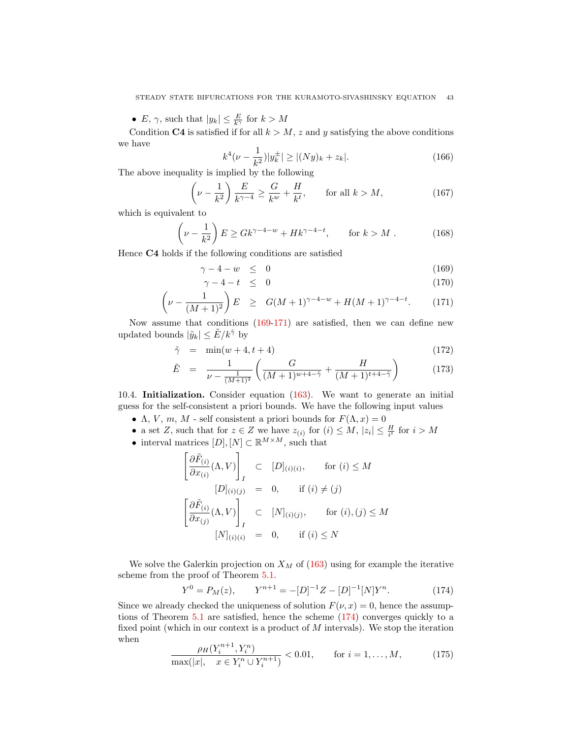- $E$, $\gamma$, such that $|y_k| \leq \frac{E}{k^\gamma}$ for $k > M$

Condition **C4** is satisfied if for all $k > M$, $z$ and $y$ satisfying the above conditions we have

$$k^4(\nu - \frac{1}{k^2})|y_k^\pm| \geq |(Ny)_k + z_k|. \tag{166}$$

The above inequality is implied by the following

$$\left(\nu - \frac{1}{k^2}\right)\frac{E}{k^{\gamma-4}} \geq \frac{G}{k^w} + \frac{H}{k^t}, \qquad \text{for all } k > M, \tag{167}$$

which is equivalent to

$$\left(\nu - \frac{1}{k^2}\right)E \geq Gk^{\gamma-4-w} + Hk^{\gamma-4-t}, \qquad \text{for } k > M\ . \tag{168}$$

Hence **C4** holds if the following conditions are satisfied

$$\gamma - 4 - w \leq 0 \tag{169}$$

$$\gamma - 4 - t \leq 0 \tag{170}$$

$$\left(\nu - \frac{1}{(M+1)^2}\right)E \geq G(M+1)^{\gamma-4-w} + H(M+1)^{\gamma-4-t}. \tag{171}$$

Now assume that conditions (169-171) are satisfied, then we can define new updated bounds $|\tilde{y}_k| \leq \tilde{E}/k^{\tilde{\gamma}}$ by

$$\tilde{\gamma} = \min(w+4, t+4) \tag{172}$$

$$\tilde{E} = \frac{1}{\nu - \frac{1}{(M+1)^2}}\left(\frac{G}{(M+1)^{w+4-\tilde{\gamma}}} + \frac{H}{(M+1)^{t+4-\tilde{\gamma}}}\right) \tag{173}$$

10.4. **Initialization.** Consider equation (163). We want to generate an initial guess for the self-consistent a priori bounds. We have the following input values

- $\Lambda$, $V$, $m$, $M$ - self consistent a priori bounds for $F(\Lambda, x) = 0$
- a set $Z$, such that for $z \in Z$ we have $z_{(i)}$ for $(i) \leq M$, $|z_i| \leq \frac{H}{i^t}$ for $i > M$
- interval matrices $[D], [N] \subset \mathbb{R}^{M \times M}$, such that

$$\begin{aligned}
\left[\frac{\partial \tilde{F}_{(i)}}{\partial x_{(i)}}(\Lambda, V)\right]_I &\subset [D]_{(i)(i)}, \qquad \text{for } (i) \leq M \\
[D]_{(i)(j)} &= 0, \qquad \text{if } (i) \neq (j) \\
\left[\frac{\partial \tilde{F}_{(i)}}{\partial x_{(j)}}(\Lambda, V)\right]_I &\subset [N]_{(i)(j)}, \qquad \text{for } (i), (j) \leq M \\
[N]_{(i)(i)} &= 0, \qquad \text{if } (i) \leq N
\end{aligned}$$

We solve the Galerkin projection on $X_M$ of (163) using for example the iterative scheme from the proof of Theorem 5.1.

$$Y^0 = P_M(z), \qquad Y^{n+1} = -[D]^{-1}Z - [D]^{-1}[N]Y^n. \tag{174}$$

Since we already checked the uniqueness of solution $F(\nu, x) = 0$, hence the assumptions of Theorem 5.1 are satisfied, hence the scheme (174) converges quickly to a fixed point (which in our context is a product of $M$ intervals). We stop the iteration when

$$\frac{\rho_H(Y_i^{n+1}, Y_i^n)}{\max(|x|, \quad x \in Y_i^n \cup Y_i^{n+1})} < 0.01, \qquad \text{for } i = 1, \ldots, M, \tag{175}$$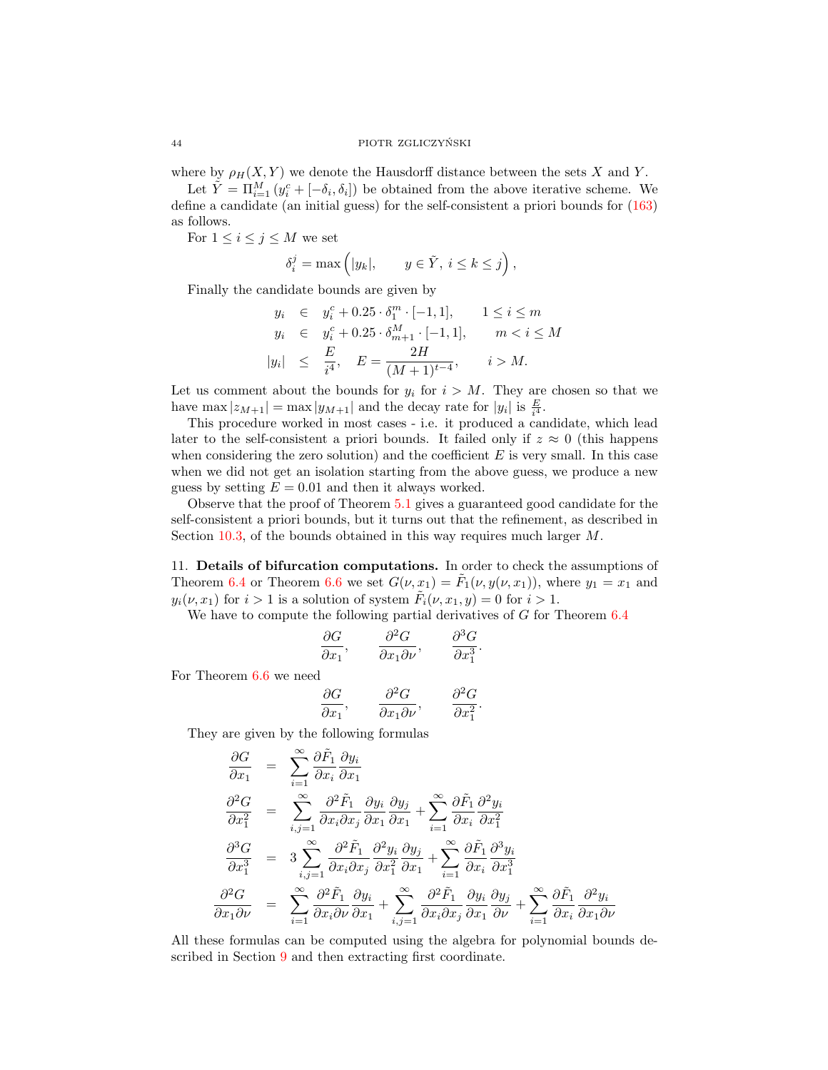where by $\rho_H(X,Y)$ we denote the Hausdorff distance between the sets $X$ and $Y$.

Let $\tilde{Y} = \Pi_{i=1}^{M}\left(y_i^c + [-\delta_i, \delta_i]\right)$ be obtained from the above iterative scheme. We define a candidate (an initial guess) for the self-consistent a priori bounds for (163) as follows.

For $1 \leq i \leq j \leq M$ we set

$$\delta_i^j = \max\Big(|y_k|, \qquad y \in \tilde{Y},\ i \leq k \leq j\Big),$$

Finally the candidate bounds are given by

$$
\begin{aligned}
y_i &\in y_i^c + 0.25 \cdot \delta_1^m \cdot [-1,1], \qquad 1 \leq i \leq m \\
y_i &\in y_i^c + 0.25 \cdot \delta_{m+1}^M \cdot [-1,1], \qquad m < i \leq M \\
|y_i| &\leq \frac{E}{i^4}, \quad E = \frac{2H}{(M+1)^{t-4}}, \qquad i > M.
\end{aligned}
$$

Let us comment about the bounds for $y_i$ for $i > M$. They are chosen so that we have $\max|z_{M+1}| = \max|y_{M+1}|$ and the decay rate for $|y_i|$ is $\frac{E}{i^4}$.

This procedure worked in most cases - i.e. it produced a candidate, which lead later to the self-consistent a priori bounds. It failed only if $z \approx 0$ (this happens when considering the zero solution) and the coefficient $E$ is very small. In this case when we did not get an isolation starting from the above guess, we produce a new guess by setting $E = 0.01$ and then it always worked.

Observe that the proof of Theorem 5.1 gives a guaranteed good candidate for the self-consistent a priori bounds, but it turns out that the refinement, as described in Section 10.3, of the bounds obtained in this way requires much larger $M$.

## 11. Details of bifurcation computations.

In order to check the assumptions of Theorem 6.4 or Theorem 6.6 we set $G(\nu, x_1) = \tilde{F}_1(\nu, y(\nu, x_1))$, where $y_1 = x_1$ and $y_i(\nu, x_1)$ for $i > 1$ is a solution of system $\tilde{F}_i(\nu, x_1, y) = 0$ for $i > 1$.

We have to compute the following partial derivatives of $G$ for Theorem 6.4

$$\frac{\partial G}{\partial x_1}, \qquad \frac{\partial^2 G}{\partial x_1 \partial \nu}, \qquad \frac{\partial^3 G}{\partial x_1^3}.$$

For Theorem 6.6 we need

$$\frac{\partial G}{\partial x_1}, \qquad \frac{\partial^2 G}{\partial x_1 \partial \nu}, \qquad \frac{\partial^2 G}{\partial x_1^2}.$$

They are given by the following formulas

$$
\begin{aligned}
\frac{\partial G}{\partial x_1} &= \sum_{i=1}^{\infty} \frac{\partial \tilde{F}_1}{\partial x_i}\frac{\partial y_i}{\partial x_1} \\
\frac{\partial^2 G}{\partial x_1^2} &= \sum_{i,j=1}^{\infty} \frac{\partial^2 \tilde{F}_1}{\partial x_i \partial x_j}\frac{\partial y_i}{\partial x_1}\frac{\partial y_j}{\partial x_1} + \sum_{i=1}^{\infty}\frac{\partial \tilde{F}_1}{\partial x_i}\frac{\partial^2 y_i}{\partial x_1^2} \\
\frac{\partial^3 G}{\partial x_1^3} &= 3\sum_{i,j=1}^{\infty} \frac{\partial^2 \tilde{F}_1}{\partial x_i \partial x_j}\frac{\partial^2 y_i}{\partial x_1^2}\frac{\partial y_j}{\partial x_1} + \sum_{i=1}^{\infty}\frac{\partial \tilde{F}_1}{\partial x_i}\frac{\partial^3 y_i}{\partial x_1^3} \\
\frac{\partial^2 G}{\partial x_1 \partial \nu} &= \sum_{i=1}^{\infty} \frac{\partial^2 \tilde{F}_1}{\partial x_i \partial \nu}\frac{\partial y_i}{\partial x_1} + \sum_{i,j=1}^{\infty}\frac{\partial^2 \tilde{F}_1}{\partial x_i \partial x_j}\frac{\partial y_i}{\partial x_1}\frac{\partial y_j}{\partial \nu} + \sum_{i=1}^{\infty}\frac{\partial \tilde{F}_1}{\partial x_i}\frac{\partial^2 y_i}{\partial x_1 \partial \nu}
\end{aligned}
$$

All these formulas can be computed using the algebra for polynomial bounds described in Section 9 and then extracting first coordinate.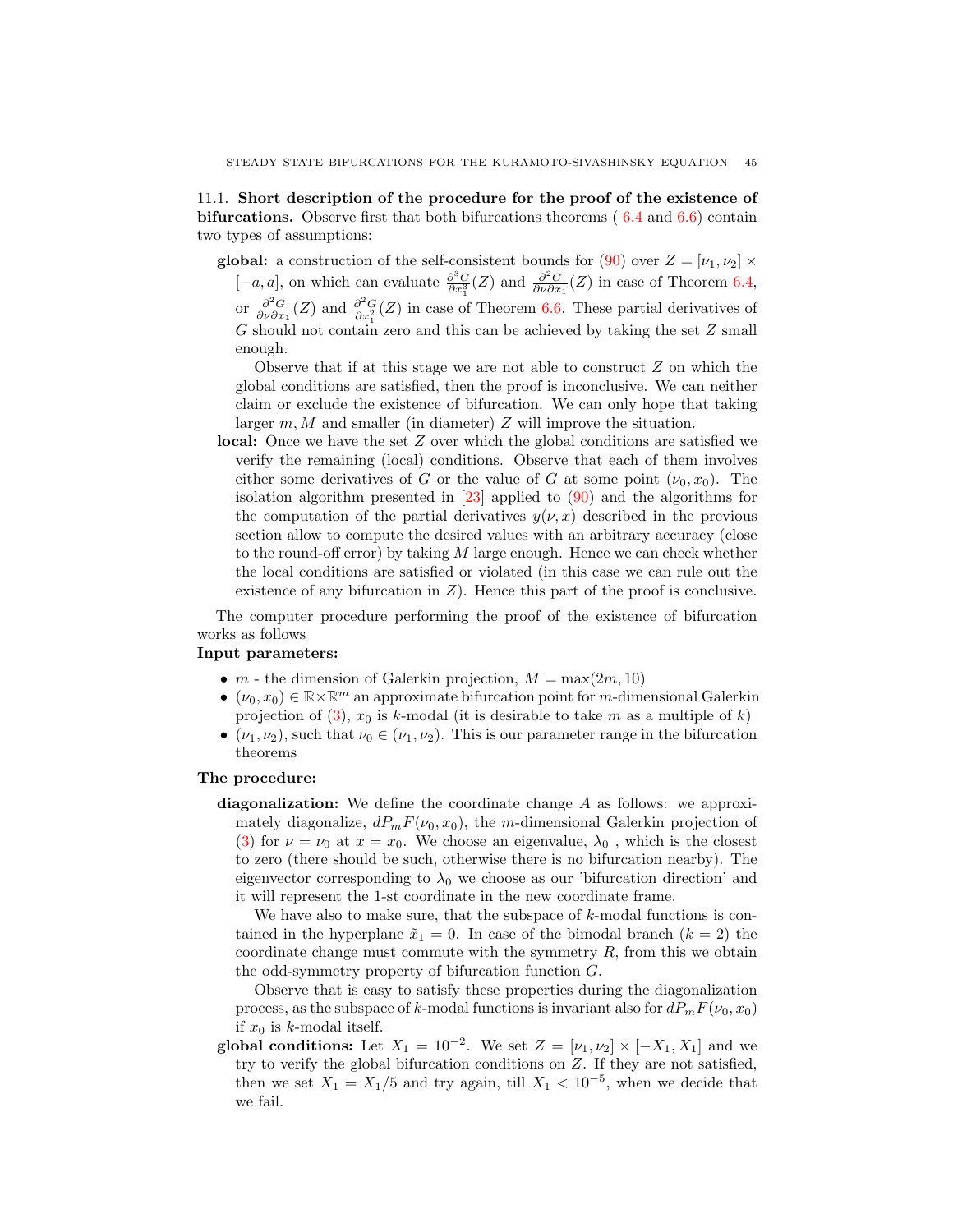### 11.1. Short description of the procedure for the proof of the existence of bifurcations.

Observe first that both bifurcations theorems ( 6.4 and 6.6) contain two types of assumptions:

**global:** a construction of the self-consistent bounds for (90) over $Z = [\nu_1, \nu_2] \times [-a, a]$, on which can evaluate $\frac{\partial^3 G}{\partial x_1^3}(Z)$ and $\frac{\partial^2 G}{\partial \nu \partial x_1}(Z)$ in case of Theorem 6.4, or $\frac{\partial^2 G}{\partial \nu \partial x_1}(Z)$ and $\frac{\partial^2 G}{\partial x_1^2}(Z)$ in case of Theorem 6.6. These partial derivatives of $G$ should not contain zero and this can be achieved by taking the set $Z$ small enough.

Observe that if at this stage we are not able to construct $Z$ on which the global conditions are satisfied, then the proof is inconclusive. We can neither claim or exclude the existence of bifurcation. We can only hope that taking larger $m, M$ and smaller (in diameter) $Z$ will improve the situation.

**local:** Once we have the set $Z$ over which the global conditions are satisfied we verify the remaining (local) conditions. Observe that each of them involves either some derivatives of $G$ or the value of $G$ at some point $(\nu_0, x_0)$. The isolation algorithm presented in [23] applied to (90) and the algorithms for the computation of the partial derivatives $y(\nu, x)$ described in the previous section allow to compute the desired values with an arbitrary accuracy (close to the round-off error) by taking $M$ large enough. Hence we can check whether the local conditions are satisfied or violated (in this case we can rule out the existence of any bifurcation in $Z$). Hence this part of the proof is conclusive.

The computer procedure performing the proof of the existence of bifurcation works as follows

**Input parameters:**

- $m$ - the dimension of Galerkin projection, $M = \max(2m, 10)$
- $(\nu_0, x_0) \in \mathbb{R} \times \mathbb{R}^m$ an approximate bifurcation point for $m$-dimensional Galerkin projection of (3), $x_0$ is $k$-modal (it is desirable to take $m$ as a multiple of $k$)
- $(\nu_1, \nu_2)$, such that $\nu_0 \in (\nu_1, \nu_2)$. This is our parameter range in the bifurcation theorems

**The procedure:**

**diagonalization:** We define the coordinate change $A$ as follows: we approximately diagonalize, $dP_m F(\nu_0, x_0)$, the $m$-dimensional Galerkin projection of (3) for $\nu = \nu_0$ at $x = x_0$. We choose an eigenvalue, $\lambda_0$ , which is the closest to zero (there should be such, otherwise there is no bifurcation nearby). The eigenvector corresponding to $\lambda_0$ we choose as our 'bifurcation direction' and it will represent the 1-st coordinate in the new coordinate frame.

We have also to make sure, that the subspace of $k$-modal functions is contained in the hyperplane $\tilde{x}_1 = 0$. In case of the bimodal branch ($k = 2$) the coordinate change must commute with the symmetry $R$, from this we obtain the odd-symmetry property of bifurcation function $G$.

Observe that is easy to satisfy these properties during the diagonalization process, as the subspace of $k$-modal functions is invariant also for $dP_m F(\nu_0, x_0)$ if $x_0$ is $k$-modal itself.

**global conditions:** Let $X_1 = 10^{-2}$. We set $Z = [\nu_1, \nu_2] \times [-X_1, X_1]$ and we try to verify the global bifurcation conditions on $Z$. If they are not satisfied, then we set $X_1 = X_1/5$ and try again, till $X_1 < 10^{-5}$, when we decide that we fail.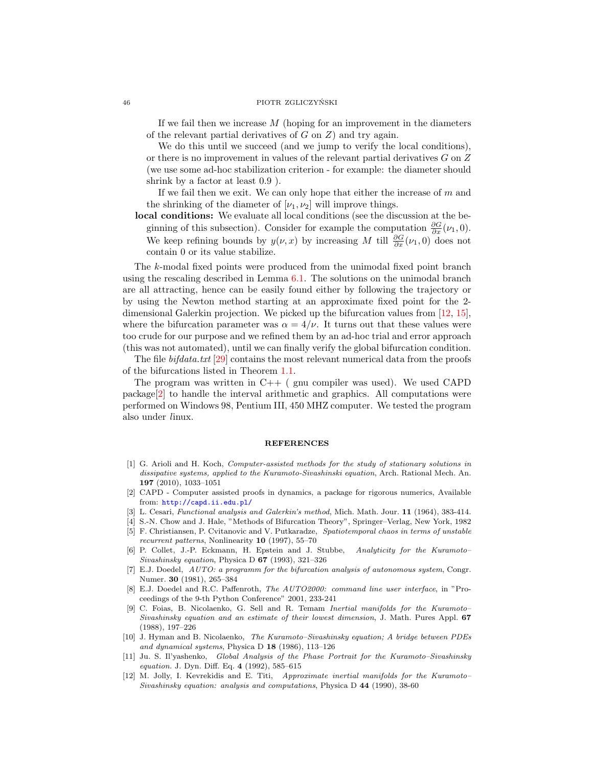If we fail then we increase $M$ (hoping for an improvement in the diameters of the relevant partial derivatives of $G$ on $Z$) and try again.

We do this until we succeed (and we jump to verify the local conditions), or there is no improvement in values of the relevant partial derivatives $G$ on $Z$ (we use some ad-hoc stabilization criterion - for example: the diameter should shrink by a factor at least 0.9 ).

If we fail then we exit. We can only hope that either the increase of $m$ and the shrinking of the diameter of $[\nu_1, \nu_2]$ will improve things.

**local conditions:** We evaluate all local conditions (see the discussion at the beginning of this subsection). Consider for example the computation $\frac{\partial G}{\partial x}(\nu_1, 0)$. We keep refining bounds by $y(\nu, x)$ by increasing $M$ till $\frac{\partial G}{\partial x}(\nu_1, 0)$ does not contain 0 or its value stabilize.

The $k$-modal fixed points were produced from the unimodal fixed point branch using the rescaling described in Lemma 6.1. The solutions on the unimodal branch are all attracting, hence can be easily found either by following the trajectory or by using the Newton method starting at an approximate fixed point for the 2-dimensional Galerkin projection. We picked up the bifurcation values from [12, 15], where the bifurcation parameter was $\alpha = 4/\nu$. It turns out that these values were too crude for our purpose and we refined them by an ad-hoc trial and error approach (this was not automated), until we can finally verify the global bifurcation condition.

The file *bifdata.txt* [29] contains the most relevant numerical data from the proofs of the bifurcations listed in Theorem 1.1.

The program was written in C++ ( gnu compiler was used). We used CAPD package[2] to handle the interval arithmetic and graphics. All computations were performed on Windows 98, Pentium III, 450 MHZ computer. We tested the program also under *l*inux.

## REFERENCES

[1] G. Arioli and H. Koch, *Computer-assisted methods for the study of stationary solutions in dissipative systems, applied to the Kuramoto-Sivashinski equation*, Arch. Rational Mech. An. **197** (2010), 1033–1051

[2] CAPD - Computer assisted proofs in dynamics, a package for rigorous numerics, Available from: http://capd.ii.edu.pl/

[3] L. Cesari, *Functional analysis and Galerkin's method*, Mich. Math. Jour. **11** (1964), 383-414.

[4] S.-N. Chow and J. Hale, "Methods of Bifurcation Theory", Springer–Verlag, New York, 1982

[5] F. Christiansen, P. Cvitanovic and V. Putkaradze, *Spatiotemporal chaos in terms of unstable recurrent patterns*, Nonlinearity **10** (1997), 55–70

[6] P. Collet, J.-P. Eckmann, H. Epstein and J. Stubbe, *Analyticity for the Kuramoto–Sivashinsky equation*, Physica D **67** (1993), 321–326

[7] E.J. Doedel, *AUTO: a programm for the bifurcation analysis of autonomous system*, Congr. Numer. **30** (1981), 265–384

[8] E.J. Doedel and R.C. Paffenroth, *The AUTO2000: command line user interface*, in "Proceedings of the 9-th Python Conference" 2001, 233-241

[9] C. Foias, B. Nicolaenko, G. Sell and R. Temam *Inertial manifolds for the Kuramoto–Sivashinsky equation and an estimate of their lowest dimension*, J. Math. Pures Appl. **67** (1988), 197–226

[10] J. Hyman and B. Nicolaenko, *The Kuramoto–Sivashinsky equation; A bridge between PDEs and dynamical systems*, Physica D **18** (1986), 113–126

[11] Ju. S. Il'yashenko, *Global Analysis of the Phase Portrait for the Kuramoto–Sivashinsky equation.* J. Dyn. Diff. Eq. **4** (1992), 585–615

[12] M. Jolly, I. Kevrekidis and E. Titi, *Approximate inertial manifolds for the Kuramoto–Sivashinsky equation: analysis and computations*, Physica D **44** (1990), 38-60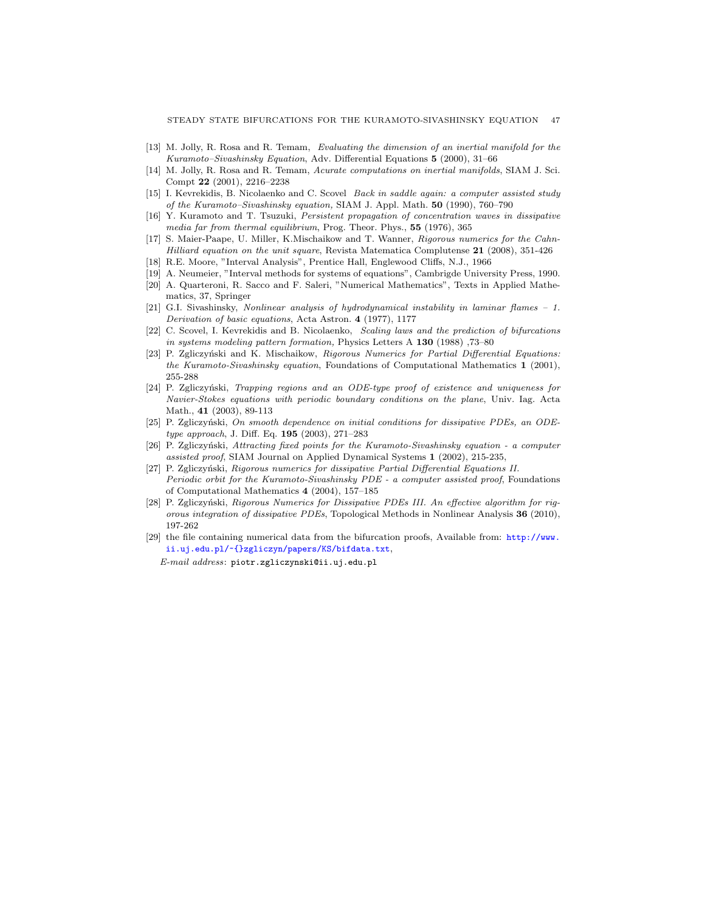[13] M. Jolly, R. Rosa and R. Temam, *Evaluating the dimension of an inertial manifold for the Kuramoto–Sivashinsky Equation*, Adv. Differential Equations **5** (2000), 31–66

[14] M. Jolly, R. Rosa and R. Temam, *Acurate computations on inertial manifolds*, SIAM J. Sci. Compt **22** (2001), 2216–2238

[15] I. Kevrekidis, B. Nicolaenko and C. Scovel *Back in saddle again: a computer assisted study of the Kuramoto–Sivashinsky equation,* SIAM J. Appl. Math. **50** (1990), 760–790

[16] Y. Kuramoto and T. Tsuzuki, *Persistent propagation of concentration waves in dissipative media far from thermal equilibrium*, Prog. Theor. Phys., **55** (1976), 365

[17] S. Maier-Paape, U. Miller, K.Mischaikow and T. Wanner, *Rigorous numerics for the Cahn-Hilliard equation on the unit square*, Revista Matematica Complutense **21** (2008), 351-426

[18] R.E. Moore, "Interval Analysis", Prentice Hall, Englewood Cliffs, N.J., 1966

[19] A. Neumeier, "Interval methods for systems of equations", Cambrigde University Press, 1990.

[20] A. Quarteroni, R. Sacco and F. Saleri, "Numerical Mathematics", Texts in Applied Mathematics, 37, Springer

[21] G.I. Sivashinsky, *Nonlinear analysis of hydrodynamical instability in laminar flames – 1. Derivation of basic equations*, Acta Astron. **4** (1977), 1177

[22] C. Scovel, I. Kevrekidis and B. Nicolaenko, *Scaling laws and the prediction of bifurcations in systems modeling pattern formation,* Physics Letters A **130** (1988) ,73–80

[23] P. Zgliczyński and K. Mischaikow, *Rigorous Numerics for Partial Differential Equations: the Kuramoto-Sivashinsky equation*, Foundations of Computational Mathematics **1** (2001), 255-288

[24] P. Zgliczyński, *Trapping regions and an ODE-type proof of existence and uniqueness for Navier-Stokes equations with periodic boundary conditions on the plane*, Univ. Iag. Acta Math., **41** (2003), 89-113

[25] P. Zgliczyński, *On smooth dependence on initial conditions for dissipative PDEs, an ODE-type approach*, J. Diff. Eq. **195** (2003), 271–283

[26] P. Zgliczyński, *Attracting fixed points for the Kuramoto-Sivashinsky equation - a computer assisted proof*, SIAM Journal on Applied Dynamical Systems **1** (2002), 215-235,

[27] P. Zgliczyński, *Rigorous numerics for dissipative Partial Differential Equations II. Periodic orbit for the Kuramoto-Sivashinsky PDE - a computer assisted proof*, Foundations of Computational Mathematics **4** (2004), 157–185

[28] P. Zgliczyński, *Rigorous Numerics for Dissipative PDEs III. An effective algorithm for rigorous integration of dissipative PDEs*, Topological Methods in Nonlinear Analysis **36** (2010), 197-262

[29] the file containing numerical data from the bifurcation proofs, Available from: http://www.ii.uj.edu.pl/~{}zgliczyn/papers/KS/bifdata.txt,

*E-mail address*: piotr.zgliczynski@ii.uj.edu.pl